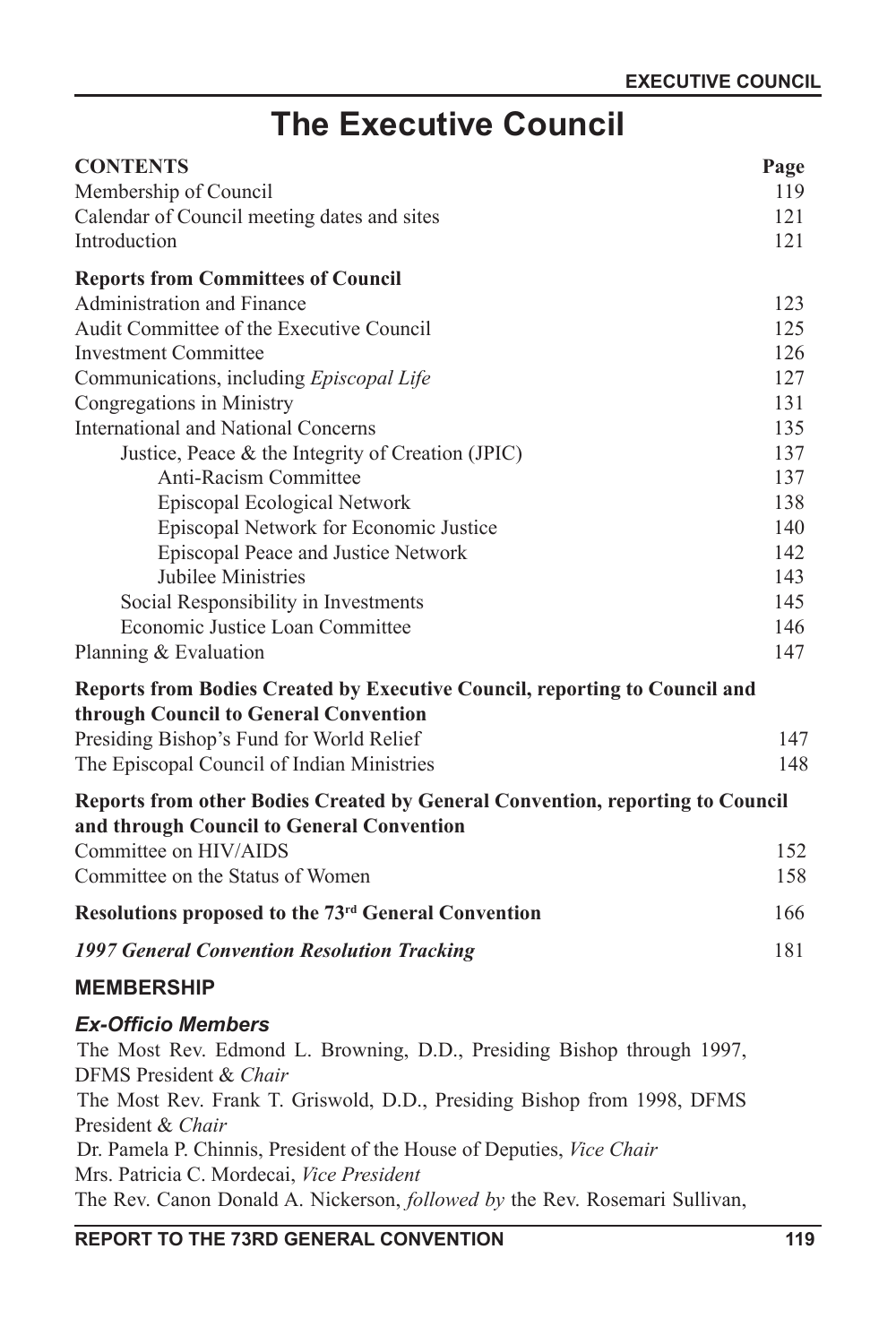# The Executive Council

| CONTENTS | Page |
|---|---|
| Membership of Council | 119 |
| Calendar of Council meeting dates and sites | 121 |
| Introduction | 121 |
| **Reports from Committees of Council** | |
| Administration and Finance | 123 |
| Audit Committee of the Executive Council | 125 |
| Investment Committee | 126 |
| Communications, including *Episcopal Life* | 127 |
| Congregations in Ministry | 131 |
| International and National Concerns | 135 |
| Justice, Peace & the Integrity of Creation (JPIC) | 137 |
| Anti-Racism Committee | 137 |
| Episcopal Ecological Network | 138 |
| Episcopal Network for Economic Justice | 140 |
| Episcopal Peace and Justice Network | 142 |
| Jubilee Ministries | 143 |
| Social Responsibility in Investments | 145 |
| Economic Justice Loan Committee | 146 |
| Planning & Evaluation | 147 |
| **Reports from Bodies Created by Executive Council, reporting to Council and through Council to General Convention** | |
| Presiding Bishop's Fund for World Relief | 147 |
| The Episcopal Council of Indian Ministries | 148 |
| **Reports from other Bodies Created by General Convention, reporting to Council and through Council to General Convention** | |
| Committee on HIV/AIDS | 152 |
| Committee on the Status of Women | 158 |
| **Resolutions proposed to the 73rd General Convention** | 166 |
| ***1997 General Convention Resolution Tracking*** | 181 |

## MEMBERSHIP

### *Ex-Officio Members*

The Most Rev. Edmond L. Browning, D.D., Presiding Bishop through 1997, DFMS President & *Chair*

The Most Rev. Frank T. Griswold, D.D., Presiding Bishop from 1998, DFMS President & *Chair*

Dr. Pamela P. Chinnis, President of the House of Deputies, *Vice Chair*

Mrs. Patricia C. Mordecai, *Vice President*

The Rev. Canon Donald A. Nickerson, *followed by* the Rev. Rosemari Sullivan,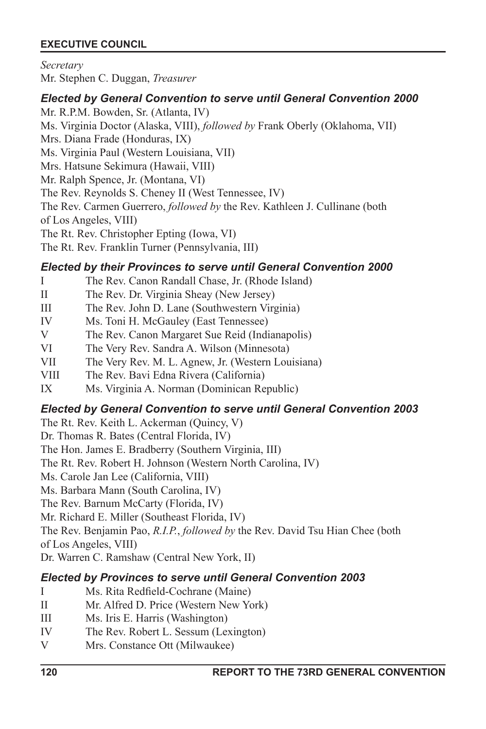*Secretary*
Mr. Stephen C. Duggan, *Treasurer*

### *Elected by General Convention to serve until General Convention 2000*

Mr. R.P.M. Bowden, Sr. (Atlanta, IV)
Ms. Virginia Doctor (Alaska, VIII), *followed by* Frank Oberly (Oklahoma, VII)
Mrs. Diana Frade (Honduras, IX)
Ms. Virginia Paul (Western Louisiana, VII)
Mrs. Hatsune Sekimura (Hawaii, VIII)
Mr. Ralph Spence, Jr. (Montana, VI)
The Rev. Reynolds S. Cheney II (West Tennessee, IV)
The Rev. Carmen Guerrero, *followed by* the Rev. Kathleen J. Cullinane (both of Los Angeles, VIII)
The Rt. Rev. Christopher Epting (Iowa, VI)
The Rt. Rev. Franklin Turner (Pennsylvania, III)

### *Elected by their Provinces to serve until General Convention 2000*

I The Rev. Canon Randall Chase, Jr. (Rhode Island)
II The Rev. Dr. Virginia Sheay (New Jersey)
III The Rev. John D. Lane (Southwestern Virginia)
IV Ms. Toni H. McGauley (East Tennessee)
V The Rev. Canon Margaret Sue Reid (Indianapolis)
VI The Very Rev. Sandra A. Wilson (Minnesota)
VII The Very Rev. M. L. Agnew, Jr. (Western Louisiana)
VIII The Rev. Bavi Edna Rivera (California)
IX Ms. Virginia A. Norman (Dominican Republic)

### *Elected by General Convention to serve until General Convention 2003*

The Rt. Rev. Keith L. Ackerman (Quincy, V)
Dr. Thomas R. Bates (Central Florida, IV)
The Hon. James E. Bradberry (Southern Virginia, III)
The Rt. Rev. Robert H. Johnson (Western North Carolina, IV)
Ms. Carole Jan Lee (California, VIII)
Ms. Barbara Mann (South Carolina, IV)
The Rev. Barnum McCarty (Florida, IV)
Mr. Richard E. Miller (Southeast Florida, IV)
The Rev. Benjamin Pao, *R.I.P.*, *followed by* the Rev. David Tsu Hian Chee (both of Los Angeles, VIII)
Dr. Warren C. Ramshaw (Central New York, II)

### *Elected by Provinces to serve until General Convention 2003*

I Ms. Rita Redfield-Cochrane (Maine)
II Mr. Alfred D. Price (Western New York)
III Ms. Iris E. Harris (Washington)
IV The Rev. Robert L. Sessum (Lexington)
V Mrs. Constance Ott (Milwaukee)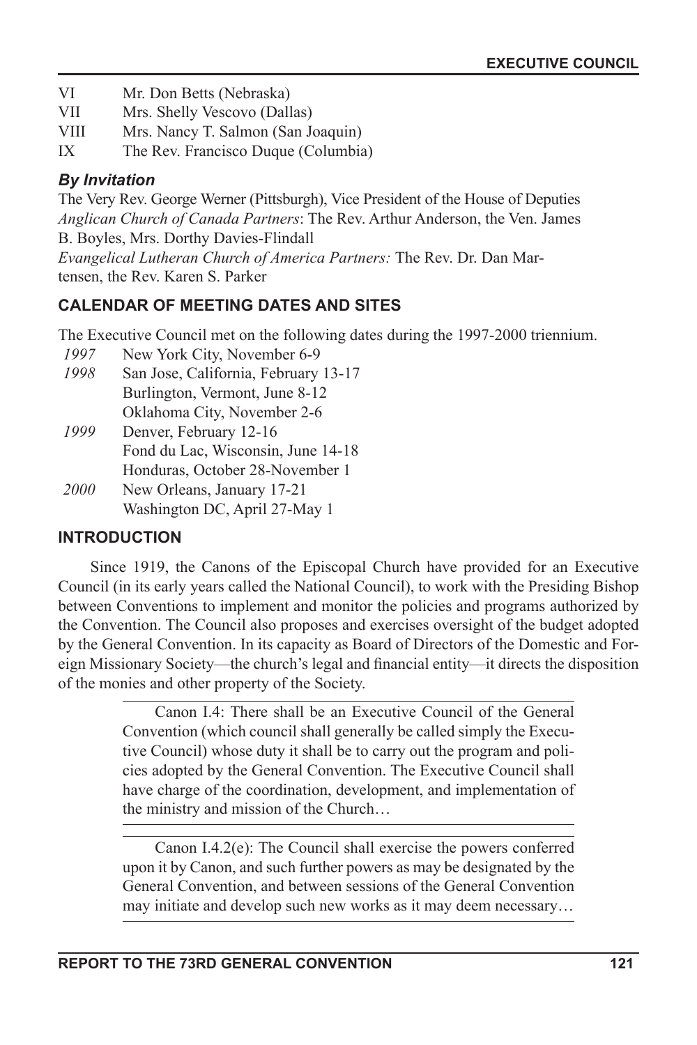| | |
|---|---|
| VI | Mr. Don Betts (Nebraska) |
| VII | Mrs. Shelly Vescovo (Dallas) |
| VIII | Mrs. Nancy T. Salmon (San Joaquin) |
| IX | The Rev. Francisco Duque (Columbia) |

### *By Invitation*

The Very Rev. George Werner (Pittsburgh), Vice President of the House of Deputies
*Anglican Church of Canada Partners*: The Rev. Arthur Anderson, the Ven. James B. Boyles, Mrs. Dorthy Davies-Flindall
*Evangelical Lutheran Church of America Partners:* The Rev. Dr. Dan Martensen, the Rev. Karen S. Parker

## CALENDAR OF MEETING DATES AND SITES

The Executive Council met on the following dates during the 1997-2000 triennium.

| | |
|---|---|
| *1997* | New York City, November 6-9 |
| *1998* | San Jose, California, February 13-17 |
| | Burlington, Vermont, June 8-12 |
| | Oklahoma City, November 2-6 |
| *1999* | Denver, February 12-16 |
| | Fond du Lac, Wisconsin, June 14-18 |
| | Honduras, October 28-November 1 |
| *2000* | New Orleans, January 17-21 |
| | Washington DC, April 27-May 1 |

## INTRODUCTION

Since 1919, the Canons of the Episcopal Church have provided for an Executive Council (in its early years called the National Council), to work with the Presiding Bishop between Conventions to implement and monitor the policies and programs authorized by the Convention. The Council also proposes and exercises oversight of the budget adopted by the General Convention. In its capacity as Board of Directors of the Domestic and Foreign Missionary Society—the church's legal and financial entity—it directs the disposition of the monies and other property of the Society.

> Canon I.4: There shall be an Executive Council of the General Convention (which council shall generally be called simply the Executive Council) whose duty it shall be to carry out the program and policies adopted by the General Convention. The Executive Council shall have charge of the coordination, development, and implementation of the ministry and mission of the Church…

> Canon I.4.2(e): The Council shall exercise the powers conferred upon it by Canon, and such further powers as may be designated by the General Convention, and between sessions of the General Convention may initiate and develop such new works as it may deem necessary…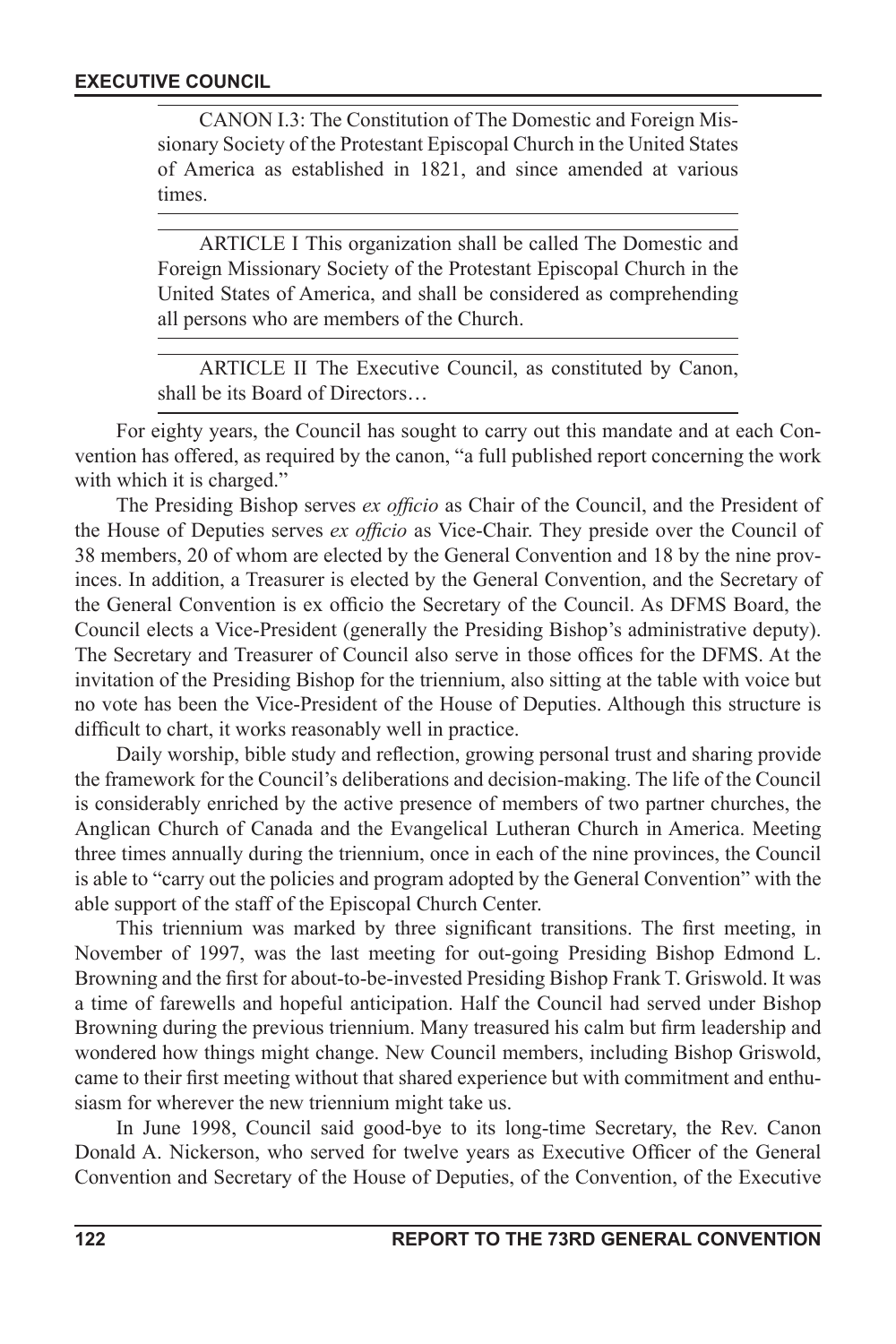CANON I.3: The Constitution of The Domestic and Foreign Missionary Society of the Protestant Episcopal Church in the United States of America as established in 1821, and since amended at various times.

---

ARTICLE I This organization shall be called The Domestic and Foreign Missionary Society of the Protestant Episcopal Church in the United States of America, and shall be considered as comprehending all persons who are members of the Church.

---

ARTICLE II The Executive Council, as constituted by Canon, shall be its Board of Directors…

---

For eighty years, the Council has sought to carry out this mandate and at each Convention has offered, as required by the canon, "a full published report concerning the work with which it is charged."

The Presiding Bishop serves *ex officio* as Chair of the Council, and the President of the House of Deputies serves *ex officio* as Vice-Chair. They preside over the Council of 38 members, 20 of whom are elected by the General Convention and 18 by the nine provinces. In addition, a Treasurer is elected by the General Convention, and the Secretary of the General Convention is ex officio the Secretary of the Council. As DFMS Board, the Council elects a Vice-President (generally the Presiding Bishop's administrative deputy). The Secretary and Treasurer of Council also serve in those offices for the DFMS. At the invitation of the Presiding Bishop for the triennium, also sitting at the table with voice but no vote has been the Vice-President of the House of Deputies. Although this structure is difficult to chart, it works reasonably well in practice.

Daily worship, bible study and reflection, growing personal trust and sharing provide the framework for the Council's deliberations and decision-making. The life of the Council is considerably enriched by the active presence of members of two partner churches, the Anglican Church of Canada and the Evangelical Lutheran Church in America. Meeting three times annually during the triennium, once in each of the nine provinces, the Council is able to "carry out the policies and program adopted by the General Convention" with the able support of the staff of the Episcopal Church Center.

This triennium was marked by three significant transitions. The first meeting, in November of 1997, was the last meeting for out-going Presiding Bishop Edmond L. Browning and the first for about-to-be-invested Presiding Bishop Frank T. Griswold. It was a time of farewells and hopeful anticipation. Half the Council had served under Bishop Browning during the previous triennium. Many treasured his calm but firm leadership and wondered how things might change. New Council members, including Bishop Griswold, came to their first meeting without that shared experience but with commitment and enthusiasm for wherever the new triennium might take us.

In June 1998, Council said good-bye to its long-time Secretary, the Rev. Canon Donald A. Nickerson, who served for twelve years as Executive Officer of the General Convention and Secretary of the House of Deputies, of the Convention, of the Executive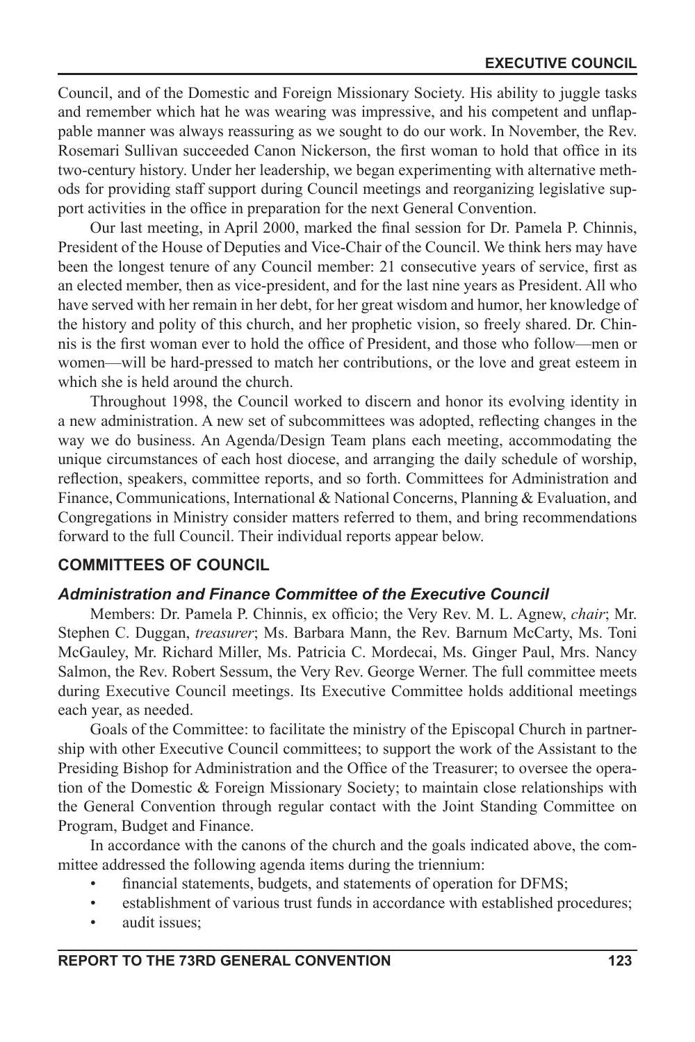Council, and of the Domestic and Foreign Missionary Society. His ability to juggle tasks and remember which hat he was wearing was impressive, and his competent and unflappable manner was always reassuring as we sought to do our work. In November, the Rev. Rosemari Sullivan succeeded Canon Nickerson, the first woman to hold that office in its two-century history. Under her leadership, we began experimenting with alternative methods for providing staff support during Council meetings and reorganizing legislative support activities in the office in preparation for the next General Convention.

Our last meeting, in April 2000, marked the final session for Dr. Pamela P. Chinnis, President of the House of Deputies and Vice-Chair of the Council. We think hers may have been the longest tenure of any Council member: 21 consecutive years of service, first as an elected member, then as vice-president, and for the last nine years as President. All who have served with her remain in her debt, for her great wisdom and humor, her knowledge of the history and polity of this church, and her prophetic vision, so freely shared. Dr. Chinnis is the first woman ever to hold the office of President, and those who follow—men or women—will be hard-pressed to match her contributions, or the love and great esteem in which she is held around the church.

Throughout 1998, the Council worked to discern and honor its evolving identity in a new administration. A new set of subcommittees was adopted, reflecting changes in the way we do business. An Agenda/Design Team plans each meeting, accommodating the unique circumstances of each host diocese, and arranging the daily schedule of worship, reflection, speakers, committee reports, and so forth. Committees for Administration and Finance, Communications, International & National Concerns, Planning & Evaluation, and Congregations in Ministry consider matters referred to them, and bring recommendations forward to the full Council. Their individual reports appear below.

## COMMITTEES OF COUNCIL

### *Administration and Finance Committee of the Executive Council*

Members: Dr. Pamela P. Chinnis, ex officio; the Very Rev. M. L. Agnew, *chair*; Mr. Stephen C. Duggan, *treasurer*; Ms. Barbara Mann, the Rev. Barnum McCarty, Ms. Toni McGauley, Mr. Richard Miller, Ms. Patricia C. Mordecai, Ms. Ginger Paul, Mrs. Nancy Salmon, the Rev. Robert Sessum, the Very Rev. George Werner. The full committee meets during Executive Council meetings. Its Executive Committee holds additional meetings each year, as needed.

Goals of the Committee: to facilitate the ministry of the Episcopal Church in partnership with other Executive Council committees; to support the work of the Assistant to the Presiding Bishop for Administration and the Office of the Treasurer; to oversee the operation of the Domestic & Foreign Missionary Society; to maintain close relationships with the General Convention through regular contact with the Joint Standing Committee on Program, Budget and Finance.

In accordance with the canons of the church and the goals indicated above, the committee addressed the following agenda items during the triennium:

- financial statements, budgets, and statements of operation for DFMS;
- establishment of various trust funds in accordance with established procedures;
- audit issues;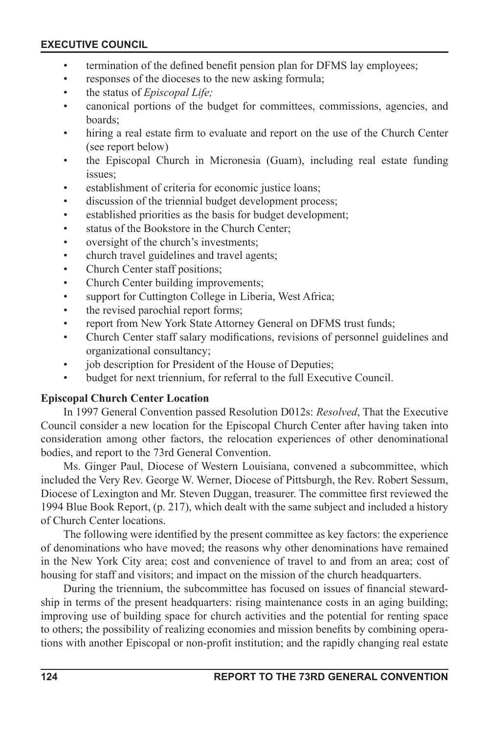- termination of the defined benefit pension plan for DFMS lay employees;
- responses of the dioceses to the new asking formula;
- the status of *Episcopal Life;*
- canonical portions of the budget for committees, commissions, agencies, and boards;
- hiring a real estate firm to evaluate and report on the use of the Church Center (see report below)
- the Episcopal Church in Micronesia (Guam), including real estate funding issues;
- establishment of criteria for economic justice loans;
- discussion of the triennial budget development process;
- established priorities as the basis for budget development;
- status of the Bookstore in the Church Center;
- oversight of the church's investments;
- church travel guidelines and travel agents;
- Church Center staff positions;
- Church Center building improvements;
- support for Cuttington College in Liberia, West Africa;
- the revised parochial report forms;
- report from New York State Attorney General on DFMS trust funds;
- Church Center staff salary modifications, revisions of personnel guidelines and organizational consultancy;
- job description for President of the House of Deputies;
- budget for next triennium, for referral to the full Executive Council.

**Episcopal Church Center Location**

In 1997 General Convention passed Resolution D012s: *Resolved*, That the Executive Council consider a new location for the Episcopal Church Center after having taken into consideration among other factors, the relocation experiences of other denominational bodies, and report to the 73rd General Convention.

Ms. Ginger Paul, Diocese of Western Louisiana, convened a subcommittee, which included the Very Rev. George W. Werner, Diocese of Pittsburgh, the Rev. Robert Sessum, Diocese of Lexington and Mr. Steven Duggan, treasurer. The committee first reviewed the 1994 Blue Book Report, (p. 217), which dealt with the same subject and included a history of Church Center locations.

The following were identified by the present committee as key factors: the experience of denominations who have moved; the reasons why other denominations have remained in the New York City area; cost and convenience of travel to and from an area; cost of housing for staff and visitors; and impact on the mission of the church headquarters.

During the triennium, the subcommittee has focused on issues of financial stewardship in terms of the present headquarters: rising maintenance costs in an aging building; improving use of building space for church activities and the potential for renting space to others; the possibility of realizing economies and mission benefits by combining operations with another Episcopal or non-profit institution; and the rapidly changing real estate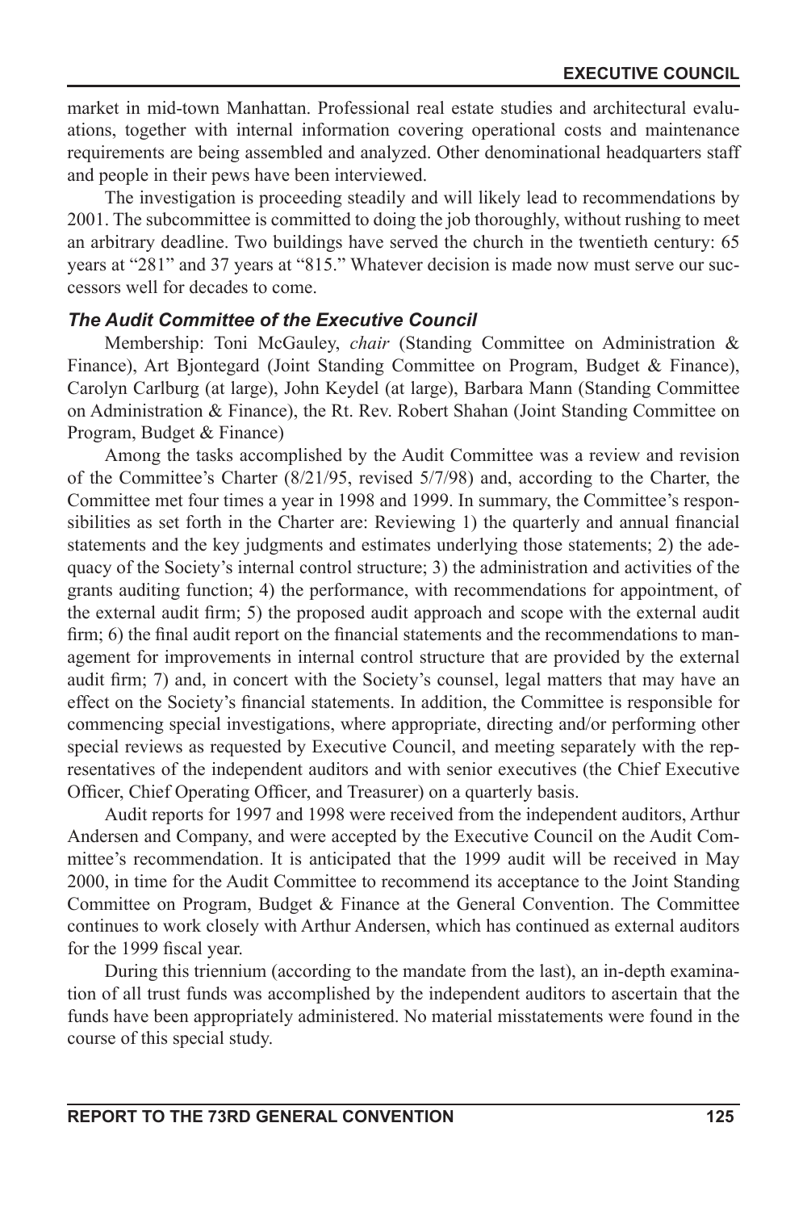market in mid-town Manhattan. Professional real estate studies and architectural evaluations, together with internal information covering operational costs and maintenance requirements are being assembled and analyzed. Other denominational headquarters staff and people in their pews have been interviewed.

The investigation is proceeding steadily and will likely lead to recommendations by 2001. The subcommittee is committed to doing the job thoroughly, without rushing to meet an arbitrary deadline. Two buildings have served the church in the twentieth century: 65 years at "281" and 37 years at "815." Whatever decision is made now must serve our successors well for decades to come.

### *The Audit Committee of the Executive Council*

Membership: Toni McGauley, *chair* (Standing Committee on Administration & Finance), Art Bjontegard (Joint Standing Committee on Program, Budget & Finance), Carolyn Carlburg (at large), John Keydel (at large), Barbara Mann (Standing Committee on Administration & Finance), the Rt. Rev. Robert Shahan (Joint Standing Committee on Program, Budget & Finance)

Among the tasks accomplished by the Audit Committee was a review and revision of the Committee's Charter (8/21/95, revised 5/7/98) and, according to the Charter, the Committee met four times a year in 1998 and 1999. In summary, the Committee's responsibilities as set forth in the Charter are: Reviewing 1) the quarterly and annual financial statements and the key judgments and estimates underlying those statements; 2) the adequacy of the Society's internal control structure; 3) the administration and activities of the grants auditing function; 4) the performance, with recommendations for appointment, of the external audit firm; 5) the proposed audit approach and scope with the external audit firm; 6) the final audit report on the financial statements and the recommendations to management for improvements in internal control structure that are provided by the external audit firm; 7) and, in concert with the Society's counsel, legal matters that may have an effect on the Society's financial statements. In addition, the Committee is responsible for commencing special investigations, where appropriate, directing and/or performing other special reviews as requested by Executive Council, and meeting separately with the representatives of the independent auditors and with senior executives (the Chief Executive Officer, Chief Operating Officer, and Treasurer) on a quarterly basis.

Audit reports for 1997 and 1998 were received from the independent auditors, Arthur Andersen and Company, and were accepted by the Executive Council on the Audit Committee's recommendation. It is anticipated that the 1999 audit will be received in May 2000, in time for the Audit Committee to recommend its acceptance to the Joint Standing Committee on Program, Budget & Finance at the General Convention. The Committee continues to work closely with Arthur Andersen, which has continued as external auditors for the 1999 fiscal year.

During this triennium (according to the mandate from the last), an in-depth examination of all trust funds was accomplished by the independent auditors to ascertain that the funds have been appropriately administered. No material misstatements were found in the course of this special study.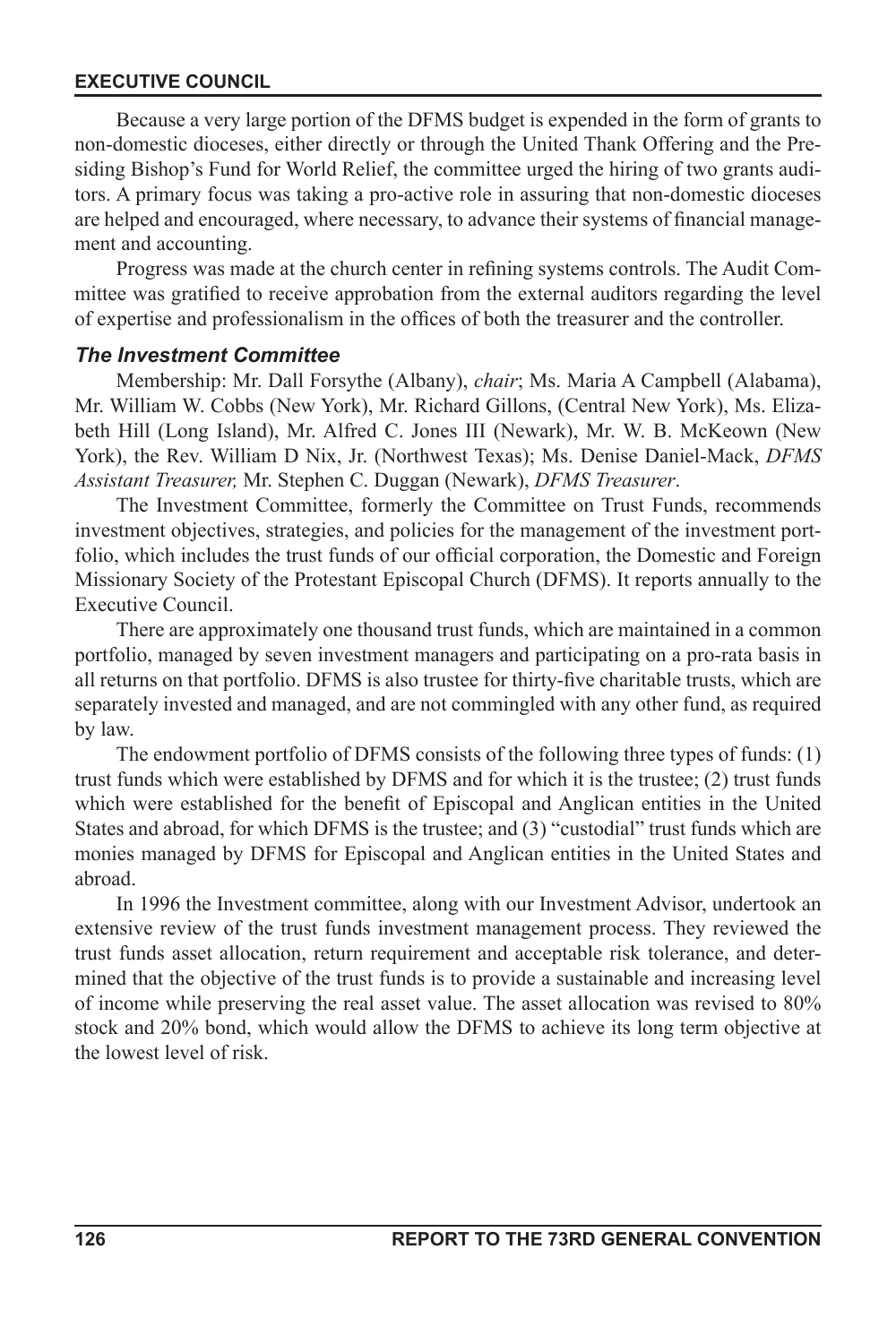Because a very large portion of the DFMS budget is expended in the form of grants to non-domestic dioceses, either directly or through the United Thank Offering and the Presiding Bishop's Fund for World Relief, the committee urged the hiring of two grants auditors. A primary focus was taking a pro-active role in assuring that non-domestic dioceses are helped and encouraged, where necessary, to advance their systems of financial management and accounting.

Progress was made at the church center in refining systems controls. The Audit Committee was gratified to receive approbation from the external auditors regarding the level of expertise and professionalism in the offices of both the treasurer and the controller.

### *The Investment Committee*

Membership: Mr. Dall Forsythe (Albany), *chair*; Ms. Maria A Campbell (Alabama), Mr. William W. Cobbs (New York), Mr. Richard Gillons, (Central New York), Ms. Elizabeth Hill (Long Island), Mr. Alfred C. Jones III (Newark), Mr. W. B. McKeown (New York), the Rev. William D Nix, Jr. (Northwest Texas); Ms. Denise Daniel-Mack, *DFMS Assistant Treasurer,* Mr. Stephen C. Duggan (Newark), *DFMS Treasurer*.

The Investment Committee, formerly the Committee on Trust Funds, recommends investment objectives, strategies, and policies for the management of the investment portfolio, which includes the trust funds of our official corporation, the Domestic and Foreign Missionary Society of the Protestant Episcopal Church (DFMS). It reports annually to the Executive Council.

There are approximately one thousand trust funds, which are maintained in a common portfolio, managed by seven investment managers and participating on a pro-rata basis in all returns on that portfolio. DFMS is also trustee for thirty-five charitable trusts, which are separately invested and managed, and are not commingled with any other fund, as required by law.

The endowment portfolio of DFMS consists of the following three types of funds: (1) trust funds which were established by DFMS and for which it is the trustee; (2) trust funds which were established for the benefit of Episcopal and Anglican entities in the United States and abroad, for which DFMS is the trustee; and (3) "custodial" trust funds which are monies managed by DFMS for Episcopal and Anglican entities in the United States and abroad.

In 1996 the Investment committee, along with our Investment Advisor, undertook an extensive review of the trust funds investment management process. They reviewed the trust funds asset allocation, return requirement and acceptable risk tolerance, and determined that the objective of the trust funds is to provide a sustainable and increasing level of income while preserving the real asset value. The asset allocation was revised to 80% stock and 20% bond, which would allow the DFMS to achieve its long term objective at the lowest level of risk.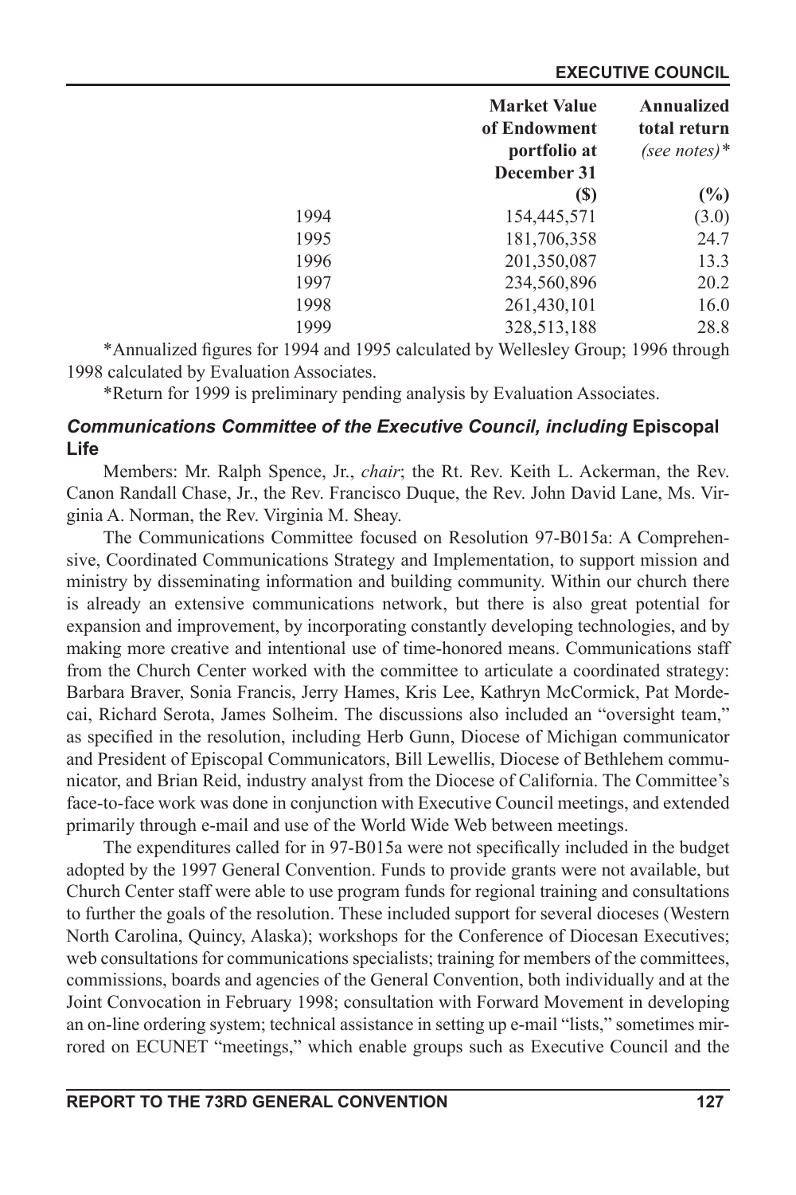| | Market Value of Endowment portfolio at December 31 ($) | Annualized total return *(see notes)** (%) |
|---|---|---|
| 1994 | 154,445,571 | (3.0) |
| 1995 | 181,706,358 | 24.7 |
| 1996 | 201,350,087 | 13.3 |
| 1997 | 234,560,896 | 20.2 |
| 1998 | 261,430,101 | 16.0 |
| 1999 | 328,513,188 | 28.8 |

*Annualized figures for 1994 and 1995 calculated by Wellesley Group; 1996 through 1998 calculated by Evaluation Associates.

*Return for 1999 is preliminary pending analysis by Evaluation Associates.

### *Communications Committee of the Executive Council, including* Episcopal Life

Members: Mr. Ralph Spence, Jr., *chair*; the Rt. Rev. Keith L. Ackerman, the Rev. Canon Randall Chase, Jr., the Rev. Francisco Duque, the Rev. John David Lane, Ms. Virginia A. Norman, the Rev. Virginia M. Sheay.

The Communications Committee focused on Resolution 97-B015a: A Comprehensive, Coordinated Communications Strategy and Implementation, to support mission and ministry by disseminating information and building community. Within our church there is already an extensive communications network, but there is also great potential for expansion and improvement, by incorporating constantly developing technologies, and by making more creative and intentional use of time-honored means. Communications staff from the Church Center worked with the committee to articulate a coordinated strategy: Barbara Braver, Sonia Francis, Jerry Hames, Kris Lee, Kathryn McCormick, Pat Mordecai, Richard Serota, James Solheim. The discussions also included an "oversight team," as specified in the resolution, including Herb Gunn, Diocese of Michigan communicator and President of Episcopal Communicators, Bill Lewellis, Diocese of Bethlehem communicator, and Brian Reid, industry analyst from the Diocese of California. The Committee's face-to-face work was done in conjunction with Executive Council meetings, and extended primarily through e-mail and use of the World Wide Web between meetings.

The expenditures called for in 97-B015a were not specifically included in the budget adopted by the 1997 General Convention. Funds to provide grants were not available, but Church Center staff were able to use program funds for regional training and consultations to further the goals of the resolution. These included support for several dioceses (Western North Carolina, Quincy, Alaska); workshops for the Conference of Diocesan Executives; web consultations for communications specialists; training for members of the committees, commissions, boards and agencies of the General Convention, both individually and at the Joint Convocation in February 1998; consultation with Forward Movement in developing an on-line ordering system; technical assistance in setting up e-mail "lists," sometimes mirrored on ECUNET "meetings," which enable groups such as Executive Council and the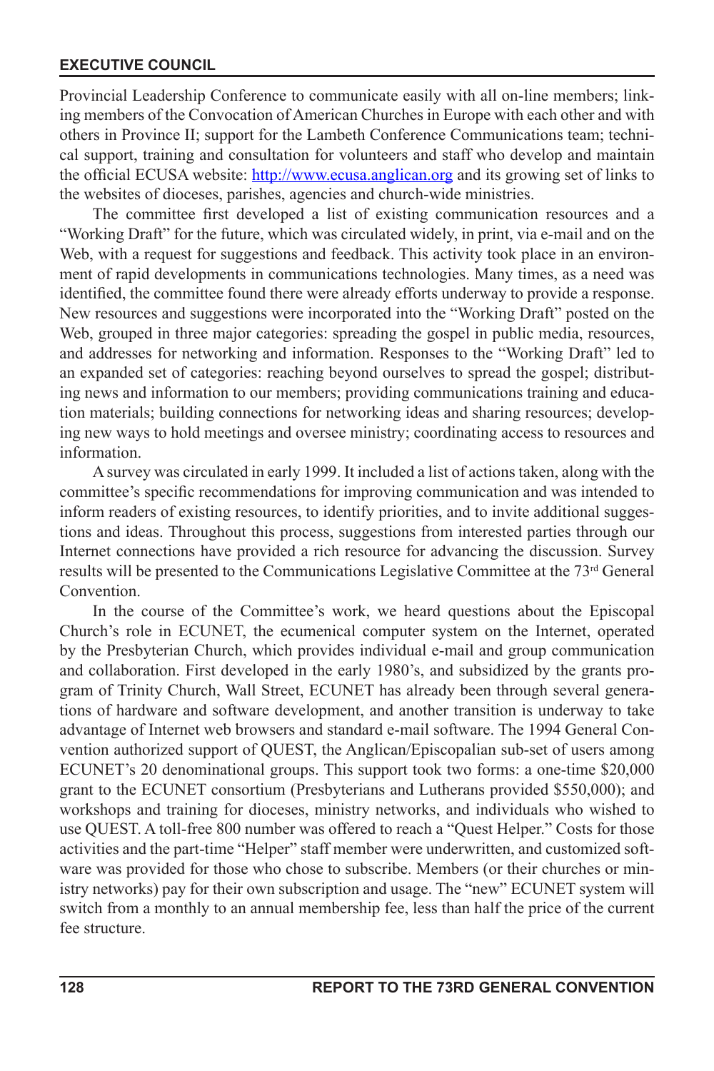Provincial Leadership Conference to communicate easily with all on-line members; linking members of the Convocation of American Churches in Europe with each other and with others in Province II; support for the Lambeth Conference Communications team; technical support, training and consultation for volunteers and staff who develop and maintain the official ECUSA website: http://www.ecusa.anglican.org and its growing set of links to the websites of dioceses, parishes, agencies and church-wide ministries.

The committee first developed a list of existing communication resources and a "Working Draft" for the future, which was circulated widely, in print, via e-mail and on the Web, with a request for suggestions and feedback. This activity took place in an environment of rapid developments in communications technologies. Many times, as a need was identified, the committee found there were already efforts underway to provide a response. New resources and suggestions were incorporated into the "Working Draft" posted on the Web, grouped in three major categories: spreading the gospel in public media, resources, and addresses for networking and information. Responses to the "Working Draft" led to an expanded set of categories: reaching beyond ourselves to spread the gospel; distributing news and information to our members; providing communications training and education materials; building connections for networking ideas and sharing resources; developing new ways to hold meetings and oversee ministry; coordinating access to resources and information.

A survey was circulated in early 1999. It included a list of actions taken, along with the committee's specific recommendations for improving communication and was intended to inform readers of existing resources, to identify priorities, and to invite additional suggestions and ideas. Throughout this process, suggestions from interested parties through our Internet connections have provided a rich resource for advancing the discussion. Survey results will be presented to the Communications Legislative Committee at the 73rd General Convention.

In the course of the Committee's work, we heard questions about the Episcopal Church's role in ECUNET, the ecumenical computer system on the Internet, operated by the Presbyterian Church, which provides individual e-mail and group communication and collaboration. First developed in the early 1980's, and subsidized by the grants program of Trinity Church, Wall Street, ECUNET has already been through several generations of hardware and software development, and another transition is underway to take advantage of Internet web browsers and standard e-mail software. The 1994 General Convention authorized support of QUEST, the Anglican/Episcopalian sub-set of users among ECUNET's 20 denominational groups. This support took two forms: a one-time $20,000 grant to the ECUNET consortium (Presbyterians and Lutherans provided $550,000); and workshops and training for dioceses, ministry networks, and individuals who wished to use QUEST. A toll-free 800 number was offered to reach a "Quest Helper." Costs for those activities and the part-time "Helper" staff member were underwritten, and customized software was provided for those who chose to subscribe. Members (or their churches or ministry networks) pay for their own subscription and usage. The "new" ECUNET system will switch from a monthly to an annual membership fee, less than half the price of the current fee structure.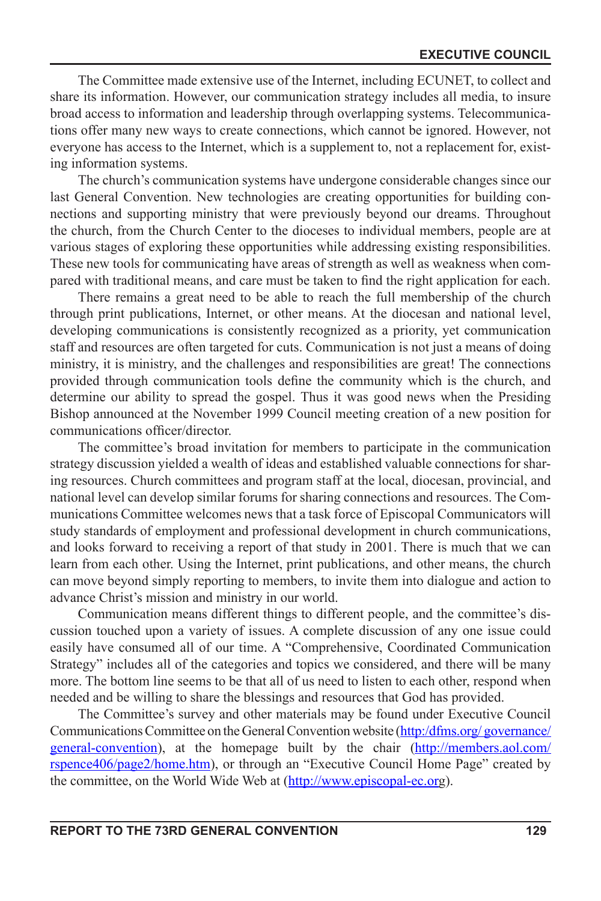The Committee made extensive use of the Internet, including ECUNET, to collect and share its information. However, our communication strategy includes all media, to insure broad access to information and leadership through overlapping systems. Telecommunications offer many new ways to create connections, which cannot be ignored. However, not everyone has access to the Internet, which is a supplement to, not a replacement for, existing information systems.

The church's communication systems have undergone considerable changes since our last General Convention. New technologies are creating opportunities for building connections and supporting ministry that were previously beyond our dreams. Throughout the church, from the Church Center to the dioceses to individual members, people are at various stages of exploring these opportunities while addressing existing responsibilities. These new tools for communicating have areas of strength as well as weakness when compared with traditional means, and care must be taken to find the right application for each.

There remains a great need to be able to reach the full membership of the church through print publications, Internet, or other means. At the diocesan and national level, developing communications is consistently recognized as a priority, yet communication staff and resources are often targeted for cuts. Communication is not just a means of doing ministry, it is ministry, and the challenges and responsibilities are great! The connections provided through communication tools define the community which is the church, and determine our ability to spread the gospel. Thus it was good news when the Presiding Bishop announced at the November 1999 Council meeting creation of a new position for communications officer/director.

The committee's broad invitation for members to participate in the communication strategy discussion yielded a wealth of ideas and established valuable connections for sharing resources. Church committees and program staff at the local, diocesan, provincial, and national level can develop similar forums for sharing connections and resources. The Communications Committee welcomes news that a task force of Episcopal Communicators will study standards of employment and professional development in church communications, and looks forward to receiving a report of that study in 2001. There is much that we can learn from each other. Using the Internet, print publications, and other means, the church can move beyond simply reporting to members, to invite them into dialogue and action to advance Christ's mission and ministry in our world.

Communication means different things to different people, and the committee's discussion touched upon a variety of issues. A complete discussion of any one issue could easily have consumed all of our time. A "Comprehensive, Coordinated Communication Strategy" includes all of the categories and topics we considered, and there will be many more. The bottom line seems to be that all of us need to listen to each other, respond when needed and be willing to share the blessings and resources that God has provided.

The Committee's survey and other materials may be found under Executive Council Communications Committee on the General Convention website (http:/dfms.org/ governance/general-convention), at the homepage built by the chair (http://members.aol.com/rspence406/page2/home.htm), or through an "Executive Council Home Page" created by the committee, on the World Wide Web at (http://www.episcopal-ec.org).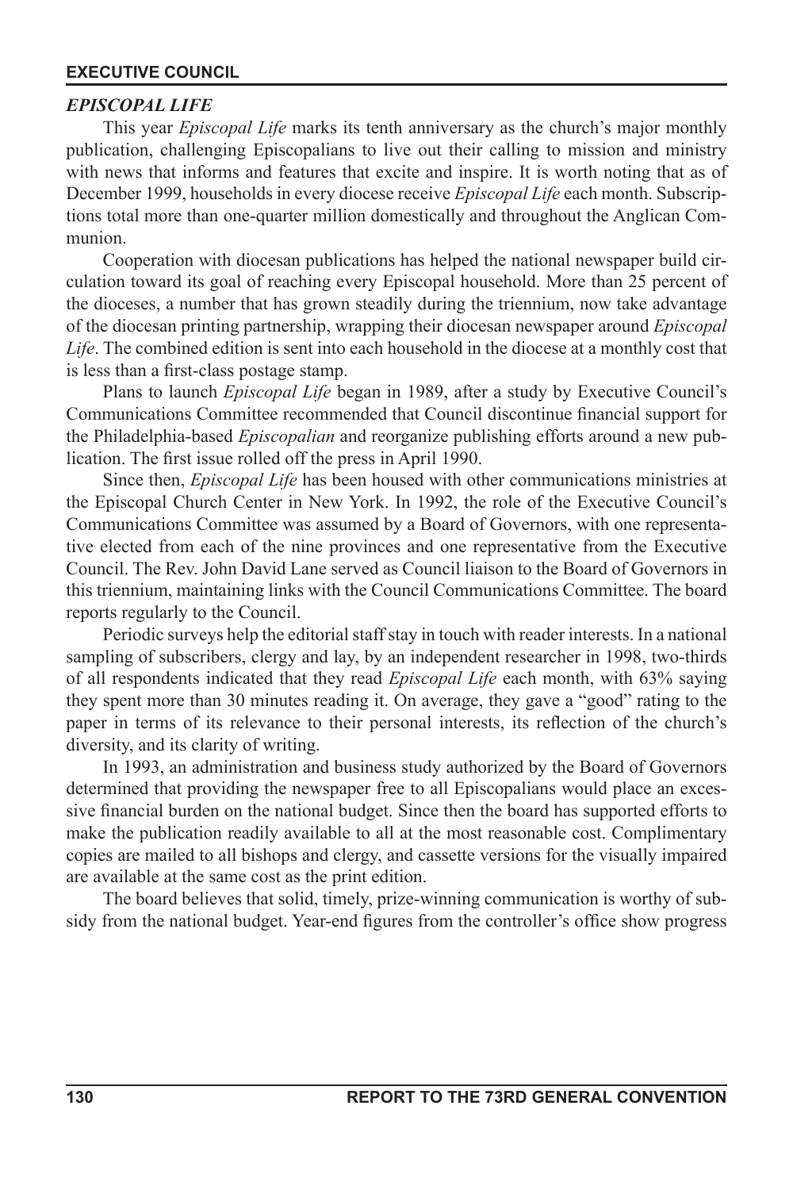## *EPISCOPAL LIFE*

This year *Episcopal Life* marks its tenth anniversary as the church's major monthly publication, challenging Episcopalians to live out their calling to mission and ministry with news that informs and features that excite and inspire. It is worth noting that as of December 1999, households in every diocese receive *Episcopal Life* each month. Subscriptions total more than one-quarter million domestically and throughout the Anglican Communion.

Cooperation with diocesan publications has helped the national newspaper build circulation toward its goal of reaching every Episcopal household. More than 25 percent of the dioceses, a number that has grown steadily during the triennium, now take advantage of the diocesan printing partnership, wrapping their diocesan newspaper around *Episcopal Life*. The combined edition is sent into each household in the diocese at a monthly cost that is less than a first-class postage stamp.

Plans to launch *Episcopal Life* began in 1989, after a study by Executive Council's Communications Committee recommended that Council discontinue financial support for the Philadelphia-based *Episcopalian* and reorganize publishing efforts around a new publication. The first issue rolled off the press in April 1990.

Since then, *Episcopal Life* has been housed with other communications ministries at the Episcopal Church Center in New York. In 1992, the role of the Executive Council's Communications Committee was assumed by a Board of Governors, with one representative elected from each of the nine provinces and one representative from the Executive Council. The Rev. John David Lane served as Council liaison to the Board of Governors in this triennium, maintaining links with the Council Communications Committee. The board reports regularly to the Council.

Periodic surveys help the editorial staff stay in touch with reader interests. In a national sampling of subscribers, clergy and lay, by an independent researcher in 1998, two-thirds of all respondents indicated that they read *Episcopal Life* each month, with 63% saying they spent more than 30 minutes reading it. On average, they gave a "good" rating to the paper in terms of its relevance to their personal interests, its reflection of the church's diversity, and its clarity of writing.

In 1993, an administration and business study authorized by the Board of Governors determined that providing the newspaper free to all Episcopalians would place an excessive financial burden on the national budget. Since then the board has supported efforts to make the publication readily available to all at the most reasonable cost. Complimentary copies are mailed to all bishops and clergy, and cassette versions for the visually impaired are available at the same cost as the print edition.

The board believes that solid, timely, prize-winning communication is worthy of subsidy from the national budget. Year-end figures from the controller's office show progress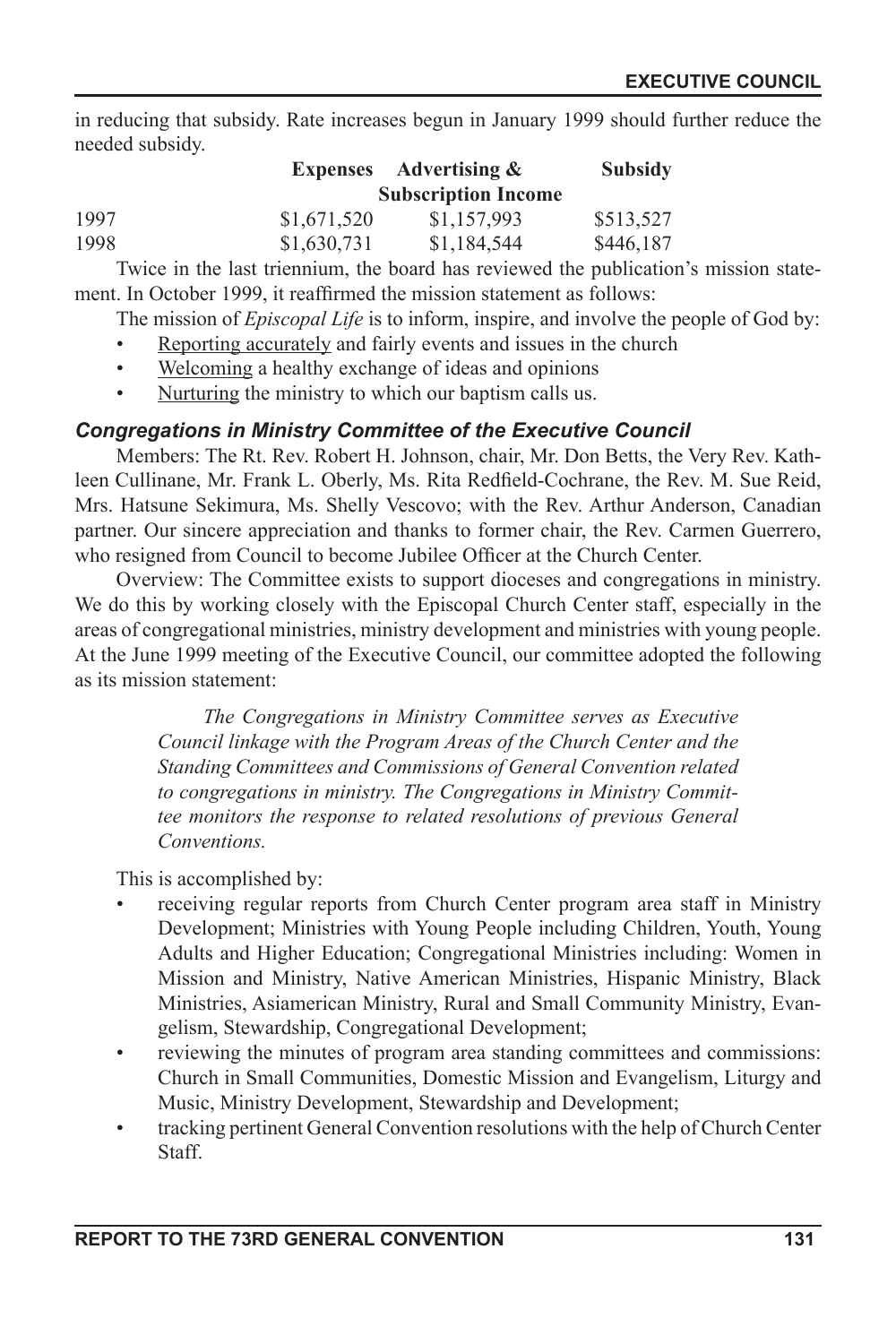in reducing that subsidy. Rate increases begun in January 1999 should further reduce the needed subsidy.

| | Expenses | Advertising & Subscription Income | Subsidy |
|---|---|---|---|
| 1997 | $1,671,520 | $1,157,993 | $513,527 |
| 1998 | $1,630,731 | $1,184,544 | $446,187 |

Twice in the last triennium, the board has reviewed the publication's mission statement. In October 1999, it reaffirmed the mission statement as follows:

The mission of *Episcopal Life* is to inform, inspire, and involve the people of God by:

- Reporting accurately and fairly events and issues in the church
- Welcoming a healthy exchange of ideas and opinions
- Nurturing the ministry to which our baptism calls us.

### *Congregations in Ministry Committee of the Executive Council*

Members: The Rt. Rev. Robert H. Johnson, chair, Mr. Don Betts, the Very Rev. Kathleen Cullinane, Mr. Frank L. Oberly, Ms. Rita Redfield-Cochrane, the Rev. M. Sue Reid, Mrs. Hatsune Sekimura, Ms. Shelly Vescovo; with the Rev. Arthur Anderson, Canadian partner. Our sincere appreciation and thanks to former chair, the Rev. Carmen Guerrero, who resigned from Council to become Jubilee Officer at the Church Center.

Overview: The Committee exists to support dioceses and congregations in ministry. We do this by working closely with the Episcopal Church Center staff, especially in the areas of congregational ministries, ministry development and ministries with young people. At the June 1999 meeting of the Executive Council, our committee adopted the following as its mission statement:

> *The Congregations in Ministry Committee serves as Executive Council linkage with the Program Areas of the Church Center and the Standing Committees and Commissions of General Convention related to congregations in ministry. The Congregations in Ministry Committee monitors the response to related resolutions of previous General Conventions.*

This is accomplished by:

- receiving regular reports from Church Center program area staff in Ministry Development; Ministries with Young People including Children, Youth, Young Adults and Higher Education; Congregational Ministries including: Women in Mission and Ministry, Native American Ministries, Hispanic Ministry, Black Ministries, Asiamerican Ministry, Rural and Small Community Ministry, Evangelism, Stewardship, Congregational Development;
- reviewing the minutes of program area standing committees and commissions: Church in Small Communities, Domestic Mission and Evangelism, Liturgy and Music, Ministry Development, Stewardship and Development;
- tracking pertinent General Convention resolutions with the help of Church Center Staff.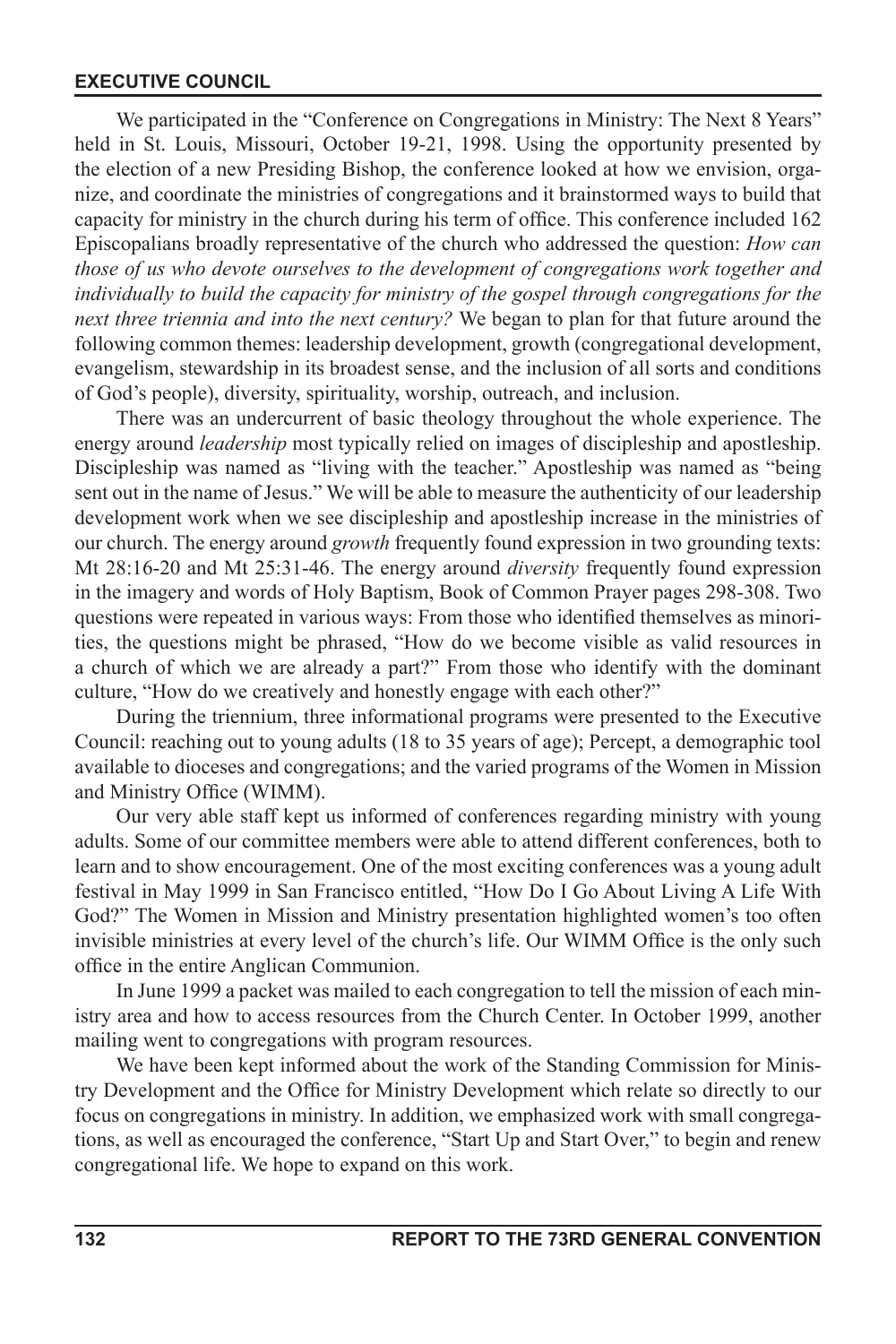We participated in the "Conference on Congregations in Ministry: The Next 8 Years" held in St. Louis, Missouri, October 19-21, 1998. Using the opportunity presented by the election of a new Presiding Bishop, the conference looked at how we envision, organize, and coordinate the ministries of congregations and it brainstormed ways to build that capacity for ministry in the church during his term of office. This conference included 162 Episcopalians broadly representative of the church who addressed the question: *How can those of us who devote ourselves to the development of congregations work together and individually to build the capacity for ministry of the gospel through congregations for the next three triennia and into the next century?* We began to plan for that future around the following common themes: leadership development, growth (congregational development, evangelism, stewardship in its broadest sense, and the inclusion of all sorts and conditions of God's people), diversity, spirituality, worship, outreach, and inclusion.

There was an undercurrent of basic theology throughout the whole experience. The energy around *leadership* most typically relied on images of discipleship and apostleship. Discipleship was named as "living with the teacher." Apostleship was named as "being sent out in the name of Jesus." We will be able to measure the authenticity of our leadership development work when we see discipleship and apostleship increase in the ministries of our church. The energy around *growth* frequently found expression in two grounding texts: Mt 28:16-20 and Mt 25:31-46. The energy around *diversity* frequently found expression in the imagery and words of Holy Baptism, Book of Common Prayer pages 298-308. Two questions were repeated in various ways: From those who identified themselves as minorities, the questions might be phrased, "How do we become visible as valid resources in a church of which we are already a part?" From those who identify with the dominant culture, "How do we creatively and honestly engage with each other?"

During the triennium, three informational programs were presented to the Executive Council: reaching out to young adults (18 to 35 years of age); Percept, a demographic tool available to dioceses and congregations; and the varied programs of the Women in Mission and Ministry Office (WIMM).

Our very able staff kept us informed of conferences regarding ministry with young adults. Some of our committee members were able to attend different conferences, both to learn and to show encouragement. One of the most exciting conferences was a young adult festival in May 1999 in San Francisco entitled, "How Do I Go About Living A Life With God?" The Women in Mission and Ministry presentation highlighted women's too often invisible ministries at every level of the church's life. Our WIMM Office is the only such office in the entire Anglican Communion.

In June 1999 a packet was mailed to each congregation to tell the mission of each ministry area and how to access resources from the Church Center. In October 1999, another mailing went to congregations with program resources.

We have been kept informed about the work of the Standing Commission for Ministry Development and the Office for Ministry Development which relate so directly to our focus on congregations in ministry. In addition, we emphasized work with small congregations, as well as encouraged the conference, "Start Up and Start Over," to begin and renew congregational life. We hope to expand on this work.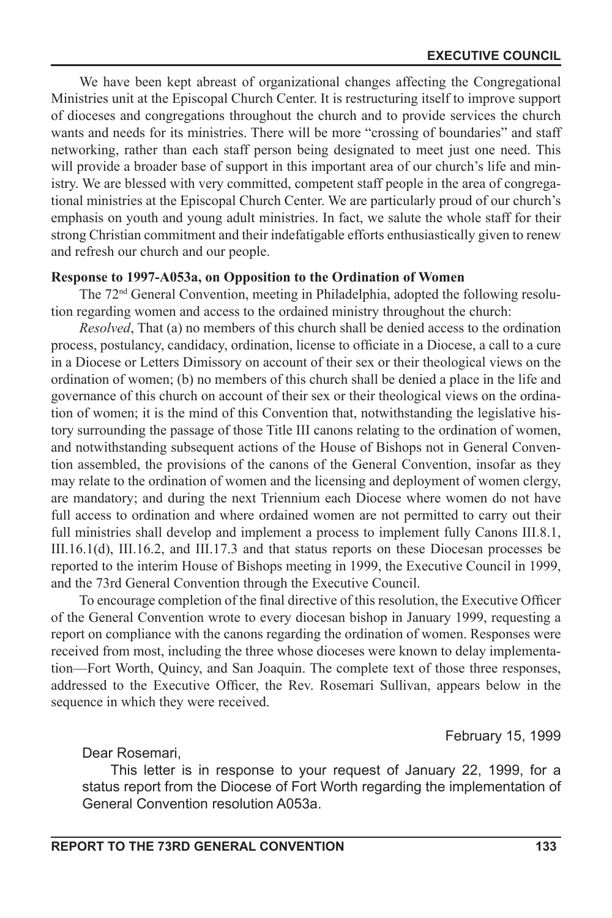We have been kept abreast of organizational changes affecting the Congregational Ministries unit at the Episcopal Church Center. It is restructuring itself to improve support of dioceses and congregations throughout the church and to provide services the church wants and needs for its ministries. There will be more "crossing of boundaries" and staff networking, rather than each staff person being designated to meet just one need. This will provide a broader base of support in this important area of our church's life and ministry. We are blessed with very committed, competent staff people in the area of congregational ministries at the Episcopal Church Center. We are particularly proud of our church's emphasis on youth and young adult ministries. In fact, we salute the whole staff for their strong Christian commitment and their indefatigable efforts enthusiastically given to renew and refresh our church and our people.

**Response to 1997-A053a, on Opposition to the Ordination of Women**

The 72nd General Convention, meeting in Philadelphia, adopted the following resolution regarding women and access to the ordained ministry throughout the church:

*Resolved*, That (a) no members of this church shall be denied access to the ordination process, postulancy, candidacy, ordination, license to officiate in a Diocese, a call to a cure in a Diocese or Letters Dimissory on account of their sex or their theological views on the ordination of women; (b) no members of this church shall be denied a place in the life and governance of this church on account of their sex or their theological views on the ordination of women; it is the mind of this Convention that, notwithstanding the legislative history surrounding the passage of those Title III canons relating to the ordination of women, and notwithstanding subsequent actions of the House of Bishops not in General Convention assembled, the provisions of the canons of the General Convention, insofar as they may relate to the ordination of women and the licensing and deployment of women clergy, are mandatory; and during the next Triennium each Diocese where women do not have full access to ordination and where ordained women are not permitted to carry out their full ministries shall develop and implement a process to implement fully Canons III.8.1, III.16.1(d), III.16.2, and III.17.3 and that status reports on these Diocesan processes be reported to the interim House of Bishops meeting in 1999, the Executive Council in 1999, and the 73rd General Convention through the Executive Council.

To encourage completion of the final directive of this resolution, the Executive Officer of the General Convention wrote to every diocesan bishop in January 1999, requesting a report on compliance with the canons regarding the ordination of women. Responses were received from most, including the three whose dioceses were known to delay implementation—Fort Worth, Quincy, and San Joaquin. The complete text of those three responses, addressed to the Executive Officer, the Rev. Rosemari Sullivan, appears below in the sequence in which they were received.

February 15, 1999

Dear Rosemari,

This letter is in response to your request of January 22, 1999, for a status report from the Diocese of Fort Worth regarding the implementation of General Convention resolution A053a.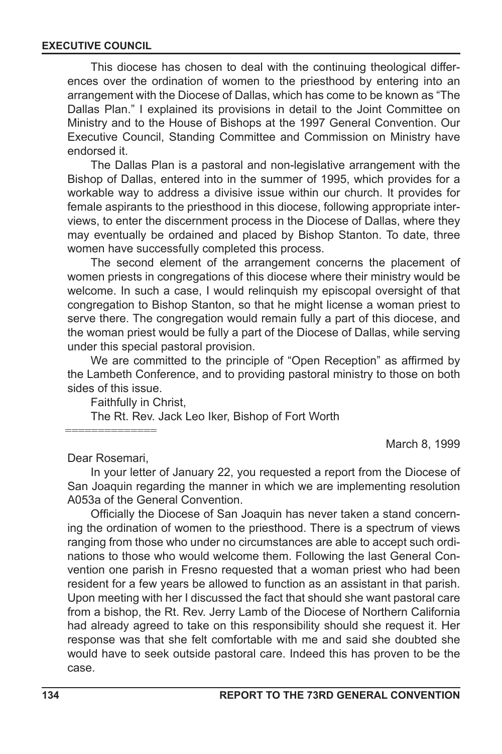This diocese has chosen to deal with the continuing theological differences over the ordination of women to the priesthood by entering into an arrangement with the Diocese of Dallas, which has come to be known as "The Dallas Plan." I explained its provisions in detail to the Joint Committee on Ministry and to the House of Bishops at the 1997 General Convention. Our Executive Council, Standing Committee and Commission on Ministry have endorsed it.

The Dallas Plan is a pastoral and non-legislative arrangement with the Bishop of Dallas, entered into in the summer of 1995, which provides for a workable way to address a divisive issue within our church. It provides for female aspirants to the priesthood in this diocese, following appropriate interviews, to enter the discernment process in the Diocese of Dallas, where they may eventually be ordained and placed by Bishop Stanton. To date, three women have successfully completed this process.

The second element of the arrangement concerns the placement of women priests in congregations of this diocese where their ministry would be welcome. In such a case, I would relinquish my episcopal oversight of that congregation to Bishop Stanton, so that he might license a woman priest to serve there. The congregation would remain fully a part of this diocese, and the woman priest would be fully a part of the Diocese of Dallas, while serving under this special pastoral provision.

We are committed to the principle of "Open Reception" as affirmed by the Lambeth Conference, and to providing pastoral ministry to those on both sides of this issue.

Faithfully in Christ,

The Rt. Rev. Jack Leo Iker, Bishop of Fort Worth

==============

March 8, 1999

Dear Rosemari,

In your letter of January 22, you requested a report from the Diocese of San Joaquin regarding the manner in which we are implementing resolution A053a of the General Convention.

Officially the Diocese of San Joaquin has never taken a stand concerning the ordination of women to the priesthood. There is a spectrum of views ranging from those who under no circumstances are able to accept such ordinations to those who would welcome them. Following the last General Convention one parish in Fresno requested that a woman priest who had been resident for a few years be allowed to function as an assistant in that parish. Upon meeting with her I discussed the fact that should she want pastoral care from a bishop, the Rt. Rev. Jerry Lamb of the Diocese of Northern California had already agreed to take on this responsibility should she request it. Her response was that she felt comfortable with me and said she doubted she would have to seek outside pastoral care. Indeed this has proven to be the case.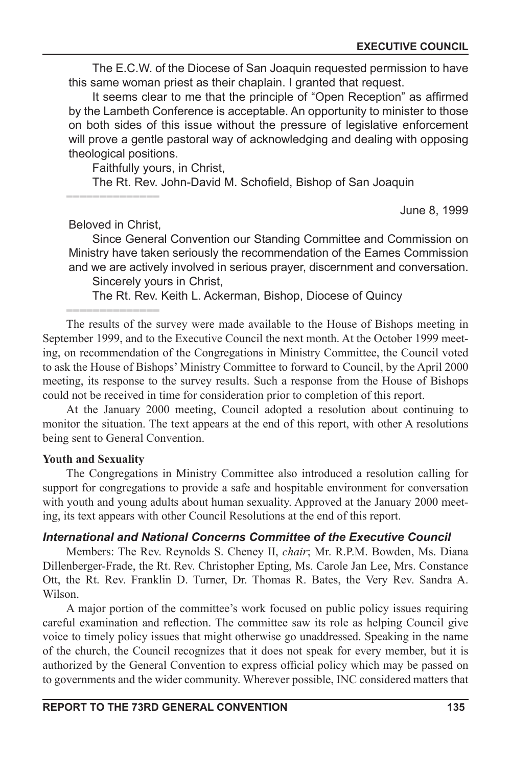The E.C.W. of the Diocese of San Joaquin requested permission to have this same woman priest as their chaplain. I granted that request.

It seems clear to me that the principle of "Open Reception" as affirmed by the Lambeth Conference is acceptable. An opportunity to minister to those on both sides of this issue without the pressure of legislative enforcement will prove a gentle pastoral way of acknowledging and dealing with opposing theological positions.

Faithfully yours, in Christ,

The Rt. Rev. John-David M. Schofield, Bishop of San Joaquin

==============

June 8, 1999

Beloved in Christ,

Since General Convention our Standing Committee and Commission on Ministry have taken seriously the recommendation of the Eames Commission and we are actively involved in serious prayer, discernment and conversation.

Sincerely yours in Christ,

The Rt. Rev. Keith L. Ackerman, Bishop, Diocese of Quincy

==============

The results of the survey were made available to the House of Bishops meeting in September 1999, and to the Executive Council the next month. At the October 1999 meeting, on recommendation of the Congregations in Ministry Committee, the Council voted to ask the House of Bishops' Ministry Committee to forward to Council, by the April 2000 meeting, its response to the survey results. Such a response from the House of Bishops could not be received in time for consideration prior to completion of this report.

At the January 2000 meeting, Council adopted a resolution about continuing to monitor the situation. The text appears at the end of this report, with other A resolutions being sent to General Convention.

**Youth and Sexuality**

The Congregations in Ministry Committee also introduced a resolution calling for support for congregations to provide a safe and hospitable environment for conversation with youth and young adults about human sexuality. Approved at the January 2000 meeting, its text appears with other Council Resolutions at the end of this report.

### *International and National Concerns Committee of the Executive Council*

Members: The Rev. Reynolds S. Cheney II, *chair*; Mr. R.P.M. Bowden, Ms. Diana Dillenberger-Frade, the Rt. Rev. Christopher Epting, Ms. Carole Jan Lee, Mrs. Constance Ott, the Rt. Rev. Franklin D. Turner, Dr. Thomas R. Bates, the Very Rev. Sandra A. Wilson.

A major portion of the committee's work focused on public policy issues requiring careful examination and reflection. The committee saw its role as helping Council give voice to timely policy issues that might otherwise go unaddressed. Speaking in the name of the church, the Council recognizes that it does not speak for every member, but it is authorized by the General Convention to express official policy which may be passed on to governments and the wider community. Wherever possible, INC considered matters that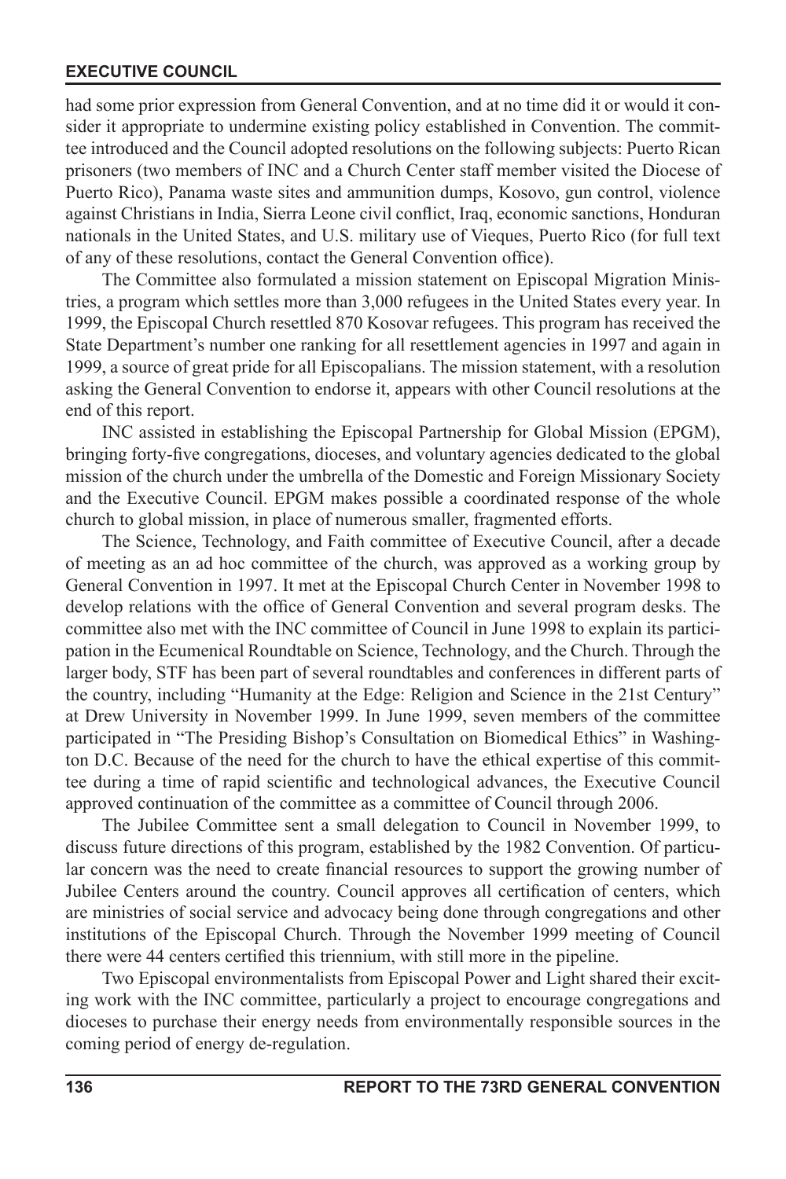had some prior expression from General Convention, and at no time did it or would it consider it appropriate to undermine existing policy established in Convention. The committee introduced and the Council adopted resolutions on the following subjects: Puerto Rican prisoners (two members of INC and a Church Center staff member visited the Diocese of Puerto Rico), Panama waste sites and ammunition dumps, Kosovo, gun control, violence against Christians in India, Sierra Leone civil conflict, Iraq, economic sanctions, Honduran nationals in the United States, and U.S. military use of Vieques, Puerto Rico (for full text of any of these resolutions, contact the General Convention office).

The Committee also formulated a mission statement on Episcopal Migration Ministries, a program which settles more than 3,000 refugees in the United States every year. In 1999, the Episcopal Church resettled 870 Kosovar refugees. This program has received the State Department's number one ranking for all resettlement agencies in 1997 and again in 1999, a source of great pride for all Episcopalians. The mission statement, with a resolution asking the General Convention to endorse it, appears with other Council resolutions at the end of this report.

INC assisted in establishing the Episcopal Partnership for Global Mission (EPGM), bringing forty-five congregations, dioceses, and voluntary agencies dedicated to the global mission of the church under the umbrella of the Domestic and Foreign Missionary Society and the Executive Council. EPGM makes possible a coordinated response of the whole church to global mission, in place of numerous smaller, fragmented efforts.

The Science, Technology, and Faith committee of Executive Council, after a decade of meeting as an ad hoc committee of the church, was approved as a working group by General Convention in 1997. It met at the Episcopal Church Center in November 1998 to develop relations with the office of General Convention and several program desks. The committee also met with the INC committee of Council in June 1998 to explain its participation in the Ecumenical Roundtable on Science, Technology, and the Church. Through the larger body, STF has been part of several roundtables and conferences in different parts of the country, including "Humanity at the Edge: Religion and Science in the 21st Century" at Drew University in November 1999. In June 1999, seven members of the committee participated in "The Presiding Bishop's Consultation on Biomedical Ethics" in Washington D.C. Because of the need for the church to have the ethical expertise of this committee during a time of rapid scientific and technological advances, the Executive Council approved continuation of the committee as a committee of Council through 2006.

The Jubilee Committee sent a small delegation to Council in November 1999, to discuss future directions of this program, established by the 1982 Convention. Of particular concern was the need to create financial resources to support the growing number of Jubilee Centers around the country. Council approves all certification of centers, which are ministries of social service and advocacy being done through congregations and other institutions of the Episcopal Church. Through the November 1999 meeting of Council there were 44 centers certified this triennium, with still more in the pipeline.

Two Episcopal environmentalists from Episcopal Power and Light shared their exciting work with the INC committee, particularly a project to encourage congregations and dioceses to purchase their energy needs from environmentally responsible sources in the coming period of energy de-regulation.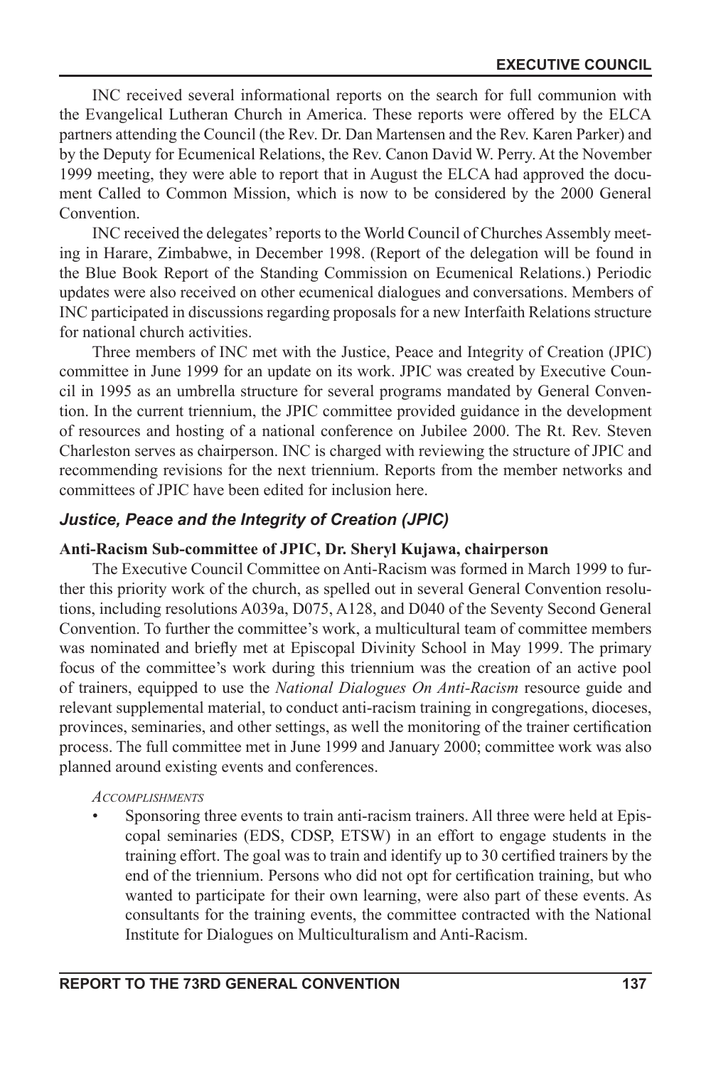INC received several informational reports on the search for full communion with the Evangelical Lutheran Church in America. These reports were offered by the ELCA partners attending the Council (the Rev. Dr. Dan Martensen and the Rev. Karen Parker) and by the Deputy for Ecumenical Relations, the Rev. Canon David W. Perry. At the November 1999 meeting, they were able to report that in August the ELCA had approved the document Called to Common Mission, which is now to be considered by the 2000 General Convention.

INC received the delegates' reports to the World Council of Churches Assembly meeting in Harare, Zimbabwe, in December 1998. (Report of the delegation will be found in the Blue Book Report of the Standing Commission on Ecumenical Relations.) Periodic updates were also received on other ecumenical dialogues and conversations. Members of INC participated in discussions regarding proposals for a new Interfaith Relations structure for national church activities.

Three members of INC met with the Justice, Peace and Integrity of Creation (JPIC) committee in June 1999 for an update on its work. JPIC was created by Executive Council in 1995 as an umbrella structure for several programs mandated by General Convention. In the current triennium, the JPIC committee provided guidance in the development of resources and hosting of a national conference on Jubilee 2000. The Rt. Rev. Steven Charleston serves as chairperson. INC is charged with reviewing the structure of JPIC and recommending revisions for the next triennium. Reports from the member networks and committees of JPIC have been edited for inclusion here.

### *Justice, Peace and the Integrity of Creation (JPIC)*

#### Anti-Racism Sub-committee of JPIC, Dr. Sheryl Kujawa, chairperson

The Executive Council Committee on Anti-Racism was formed in March 1999 to further this priority work of the church, as spelled out in several General Convention resolutions, including resolutions A039a, D075, A128, and D040 of the Seventy Second General Convention. To further the committee's work, a multicultural team of committee members was nominated and briefly met at Episcopal Divinity School in May 1999. The primary focus of the committee's work during this triennium was the creation of an active pool of trainers, equipped to use the *National Dialogues On Anti-Racism* resource guide and relevant supplemental material, to conduct anti-racism training in congregations, dioceses, provinces, seminaries, and other settings, as well the monitoring of the trainer certification process. The full committee met in June 1999 and January 2000; committee work was also planned around existing events and conferences.

*Accomplishments*

- Sponsoring three events to train anti-racism trainers. All three were held at Episcopal seminaries (EDS, CDSP, ETSW) in an effort to engage students in the training effort. The goal was to train and identify up to 30 certified trainers by the end of the triennium. Persons who did not opt for certification training, but who wanted to participate for their own learning, were also part of these events. As consultants for the training events, the committee contracted with the National Institute for Dialogues on Multiculturalism and Anti-Racism.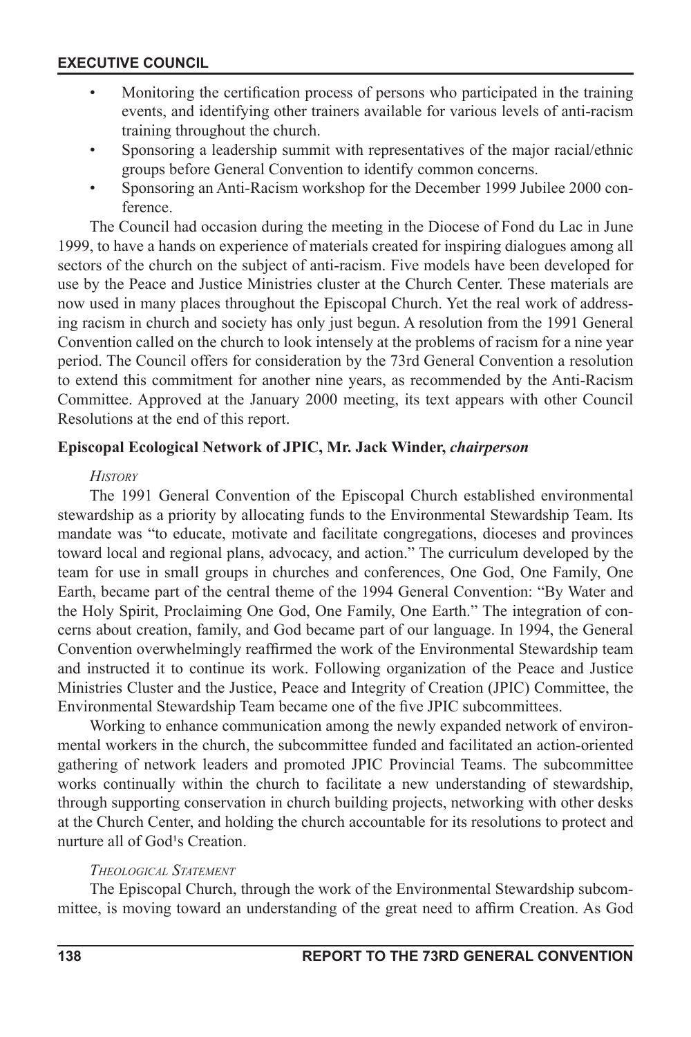- Monitoring the certification process of persons who participated in the training events, and identifying other trainers available for various levels of anti-racism training throughout the church.
- Sponsoring a leadership summit with representatives of the major racial/ethnic groups before General Convention to identify common concerns.
- Sponsoring an Anti-Racism workshop for the December 1999 Jubilee 2000 conference.

The Council had occasion during the meeting in the Diocese of Fond du Lac in June 1999, to have a hands on experience of materials created for inspiring dialogues among all sectors of the church on the subject of anti-racism. Five models have been developed for use by the Peace and Justice Ministries cluster at the Church Center. These materials are now used in many places throughout the Episcopal Church. Yet the real work of addressing racism in church and society has only just begun. A resolution from the 1991 General Convention called on the church to look intensely at the problems of racism for a nine year period. The Council offers for consideration by the 73rd General Convention a resolution to extend this commitment for another nine years, as recommended by the Anti-Racism Committee. Approved at the January 2000 meeting, its text appears with other Council Resolutions at the end of this report.

**Episcopal Ecological Network of JPIC, Mr. Jack Winder, *chairperson***

*History*

The 1991 General Convention of the Episcopal Church established environmental stewardship as a priority by allocating funds to the Environmental Stewardship Team. Its mandate was "to educate, motivate and facilitate congregations, dioceses and provinces toward local and regional plans, advocacy, and action." The curriculum developed by the team for use in small groups in churches and conferences, One God, One Family, One Earth, became part of the central theme of the 1994 General Convention: "By Water and the Holy Spirit, Proclaiming One God, One Family, One Earth." The integration of concerns about creation, family, and God became part of our language. In 1994, the General Convention overwhelmingly reaffirmed the work of the Environmental Stewardship team and instructed it to continue its work. Following organization of the Peace and Justice Ministries Cluster and the Justice, Peace and Integrity of Creation (JPIC) Committee, the Environmental Stewardship Team became one of the five JPIC subcommittees.

Working to enhance communication among the newly expanded network of environmental workers in the church, the subcommittee funded and facilitated an action-oriented gathering of network leaders and promoted JPIC Provincial Teams. The subcommittee works continually within the church to facilitate a new understanding of stewardship, through supporting conservation in church building projects, networking with other desks at the Church Center, and holding the church accountable for its resolutions to protect and nurture all of God's Creation.

*Theological Statement*

The Episcopal Church, through the work of the Environmental Stewardship subcommittee, is moving toward an understanding of the great need to affirm Creation. As God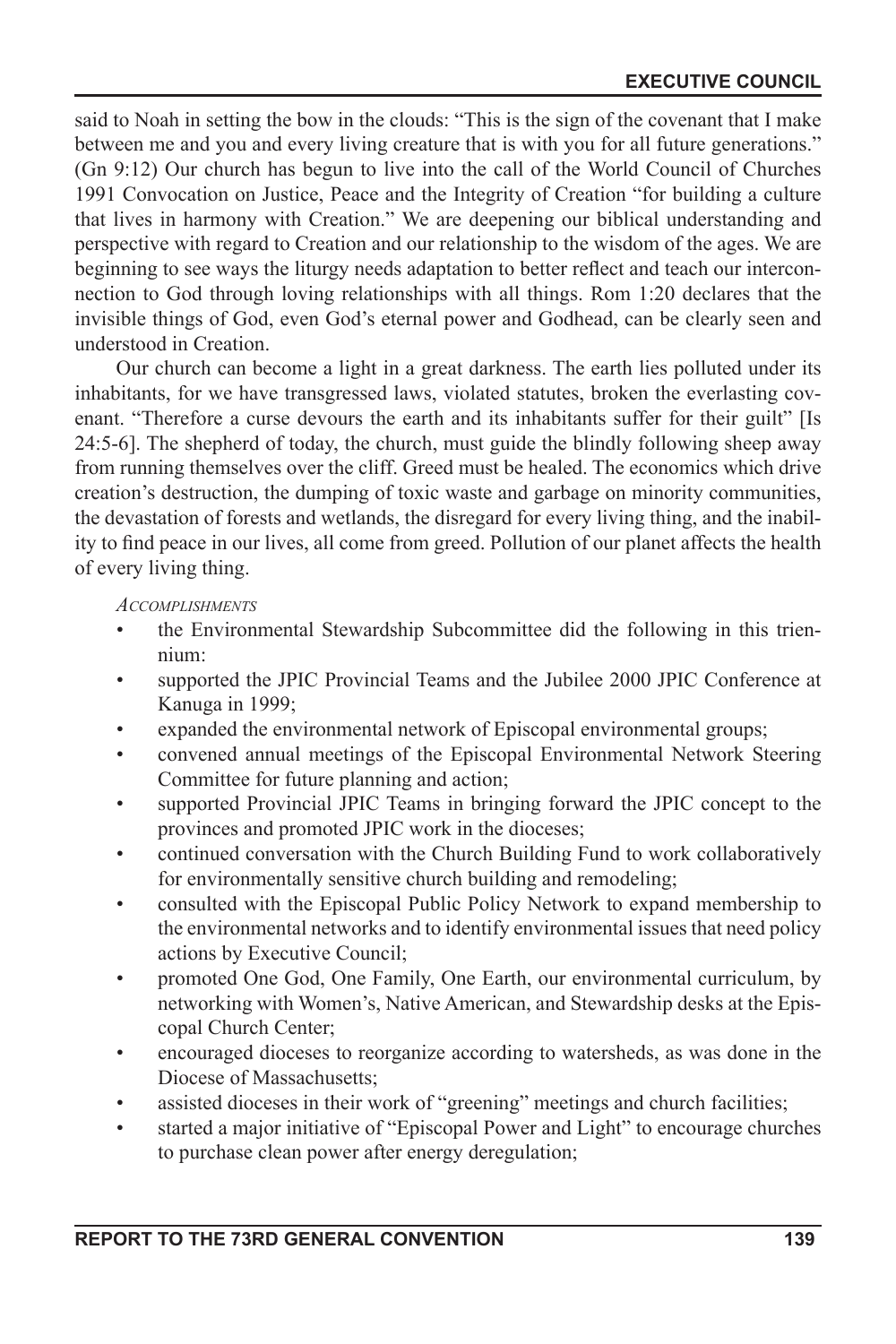said to Noah in setting the bow in the clouds: "This is the sign of the covenant that I make between me and you and every living creature that is with you for all future generations." (Gn 9:12) Our church has begun to live into the call of the World Council of Churches 1991 Convocation on Justice, Peace and the Integrity of Creation "for building a culture that lives in harmony with Creation." We are deepening our biblical understanding and perspective with regard to Creation and our relationship to the wisdom of the ages. We are beginning to see ways the liturgy needs adaptation to better reflect and teach our interconnection to God through loving relationships with all things. Rom 1:20 declares that the invisible things of God, even God's eternal power and Godhead, can be clearly seen and understood in Creation.

Our church can become a light in a great darkness. The earth lies polluted under its inhabitants, for we have transgressed laws, violated statutes, broken the everlasting covenant. "Therefore a curse devours the earth and its inhabitants suffer for their guilt" [Is 24:5-6]. The shepherd of today, the church, must guide the blindly following sheep away from running themselves over the cliff. Greed must be healed. The economics which drive creation's destruction, the dumping of toxic waste and garbage on minority communities, the devastation of forests and wetlands, the disregard for every living thing, and the inability to find peace in our lives, all come from greed. Pollution of our planet affects the health of every living thing.

*Accomplishments*

- the Environmental Stewardship Subcommittee did the following in this triennium:
- supported the JPIC Provincial Teams and the Jubilee 2000 JPIC Conference at Kanuga in 1999;
- expanded the environmental network of Episcopal environmental groups;
- convened annual meetings of the Episcopal Environmental Network Steering Committee for future planning and action;
- supported Provincial JPIC Teams in bringing forward the JPIC concept to the provinces and promoted JPIC work in the dioceses;
- continued conversation with the Church Building Fund to work collaboratively for environmentally sensitive church building and remodeling;
- consulted with the Episcopal Public Policy Network to expand membership to the environmental networks and to identify environmental issues that need policy actions by Executive Council;
- promoted One God, One Family, One Earth, our environmental curriculum, by networking with Women's, Native American, and Stewardship desks at the Episcopal Church Center;
- encouraged dioceses to reorganize according to watersheds, as was done in the Diocese of Massachusetts;
- assisted dioceses in their work of "greening" meetings and church facilities;
- started a major initiative of "Episcopal Power and Light" to encourage churches to purchase clean power after energy deregulation;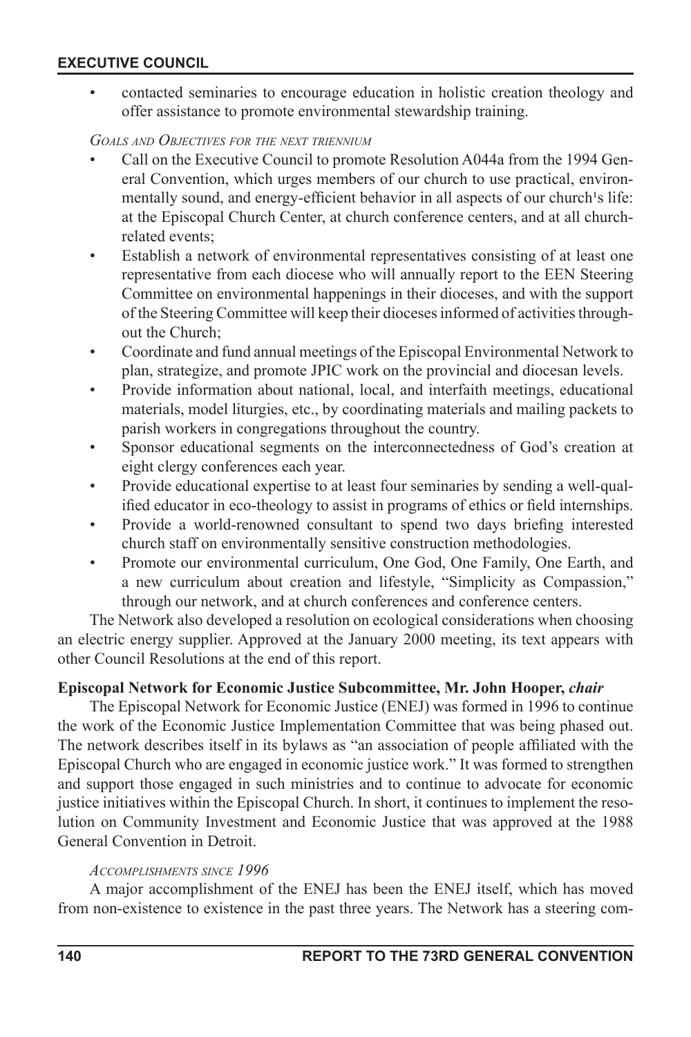- contacted seminaries to encourage education in holistic creation theology and offer assistance to promote environmental stewardship training.

*Goals and Objectives for the next triennium*

- Call on the Executive Council to promote Resolution A044a from the 1994 General Convention, which urges members of our church to use practical, environmentally sound, and energy-efficient behavior in all aspects of our church's life: at the Episcopal Church Center, at church conference centers, and at all church-related events;
- Establish a network of environmental representatives consisting of at least one representative from each diocese who will annually report to the EEN Steering Committee on environmental happenings in their dioceses, and with the support of the Steering Committee will keep their dioceses informed of activities throughout the Church;
- Coordinate and fund annual meetings of the Episcopal Environmental Network to plan, strategize, and promote JPIC work on the provincial and diocesan levels.
- Provide information about national, local, and interfaith meetings, educational materials, model liturgies, etc., by coordinating materials and mailing packets to parish workers in congregations throughout the country.
- Sponsor educational segments on the interconnectedness of God's creation at eight clergy conferences each year.
- Provide educational expertise to at least four seminaries by sending a well-qualified educator in eco-theology to assist in programs of ethics or field internships.
- Provide a world-renowned consultant to spend two days briefing interested church staff on environmentally sensitive construction methodologies.
- Promote our environmental curriculum, One God, One Family, One Earth, and a new curriculum about creation and lifestyle, "Simplicity as Compassion," through our network, and at church conferences and conference centers.

The Network also developed a resolution on ecological considerations when choosing an electric energy supplier. Approved at the January 2000 meeting, its text appears with other Council Resolutions at the end of this report.

**Episcopal Network for Economic Justice Subcommittee, Mr. John Hooper, *chair***

The Episcopal Network for Economic Justice (ENEJ) was formed in 1996 to continue the work of the Economic Justice Implementation Committee that was being phased out. The network describes itself in its bylaws as "an association of people affiliated with the Episcopal Church who are engaged in economic justice work." It was formed to strengthen and support those engaged in such ministries and to continue to advocate for economic justice initiatives within the Episcopal Church. In short, it continues to implement the resolution on Community Investment and Economic Justice that was approved at the 1988 General Convention in Detroit.

*Accomplishments since 1996*

A major accomplishment of the ENEJ has been the ENEJ itself, which has moved from non-existence to existence in the past three years. The Network has a steering com-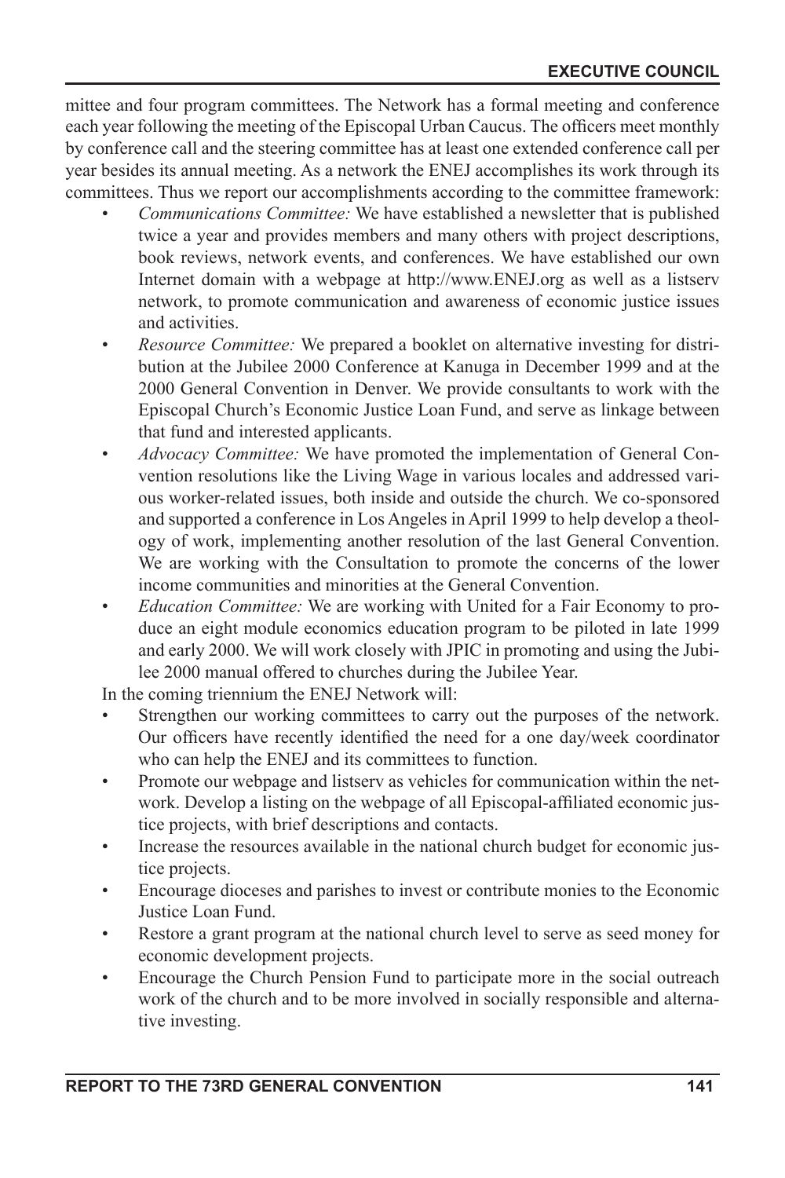mittee and four program committees. The Network has a formal meeting and conference each year following the meeting of the Episcopal Urban Caucus. The officers meet monthly by conference call and the steering committee has at least one extended conference call per year besides its annual meeting. As a network the ENEJ accomplishes its work through its committees. Thus we report our accomplishments according to the committee framework:

- *Communications Committee:* We have established a newsletter that is published twice a year and provides members and many others with project descriptions, book reviews, network events, and conferences. We have established our own Internet domain with a webpage at http://www.ENEJ.org as well as a listserv network, to promote communication and awareness of economic justice issues and activities.
- *Resource Committee:* We prepared a booklet on alternative investing for distribution at the Jubilee 2000 Conference at Kanuga in December 1999 and at the 2000 General Convention in Denver. We provide consultants to work with the Episcopal Church's Economic Justice Loan Fund, and serve as linkage between that fund and interested applicants.
- *Advocacy Committee:* We have promoted the implementation of General Convention resolutions like the Living Wage in various locales and addressed various worker-related issues, both inside and outside the church. We co-sponsored and supported a conference in Los Angeles in April 1999 to help develop a theology of work, implementing another resolution of the last General Convention. We are working with the Consultation to promote the concerns of the lower income communities and minorities at the General Convention.
- *Education Committee:* We are working with United for a Fair Economy to produce an eight module economics education program to be piloted in late 1999 and early 2000. We will work closely with JPIC in promoting and using the Jubilee 2000 manual offered to churches during the Jubilee Year.

In the coming triennium the ENEJ Network will:

- Strengthen our working committees to carry out the purposes of the network. Our officers have recently identified the need for a one day/week coordinator who can help the ENEJ and its committees to function.
- Promote our webpage and listserv as vehicles for communication within the network. Develop a listing on the webpage of all Episcopal-affiliated economic justice projects, with brief descriptions and contacts.
- Increase the resources available in the national church budget for economic justice projects.
- Encourage dioceses and parishes to invest or contribute monies to the Economic Justice Loan Fund.
- Restore a grant program at the national church level to serve as seed money for economic development projects.
- Encourage the Church Pension Fund to participate more in the social outreach work of the church and to be more involved in socially responsible and alternative investing.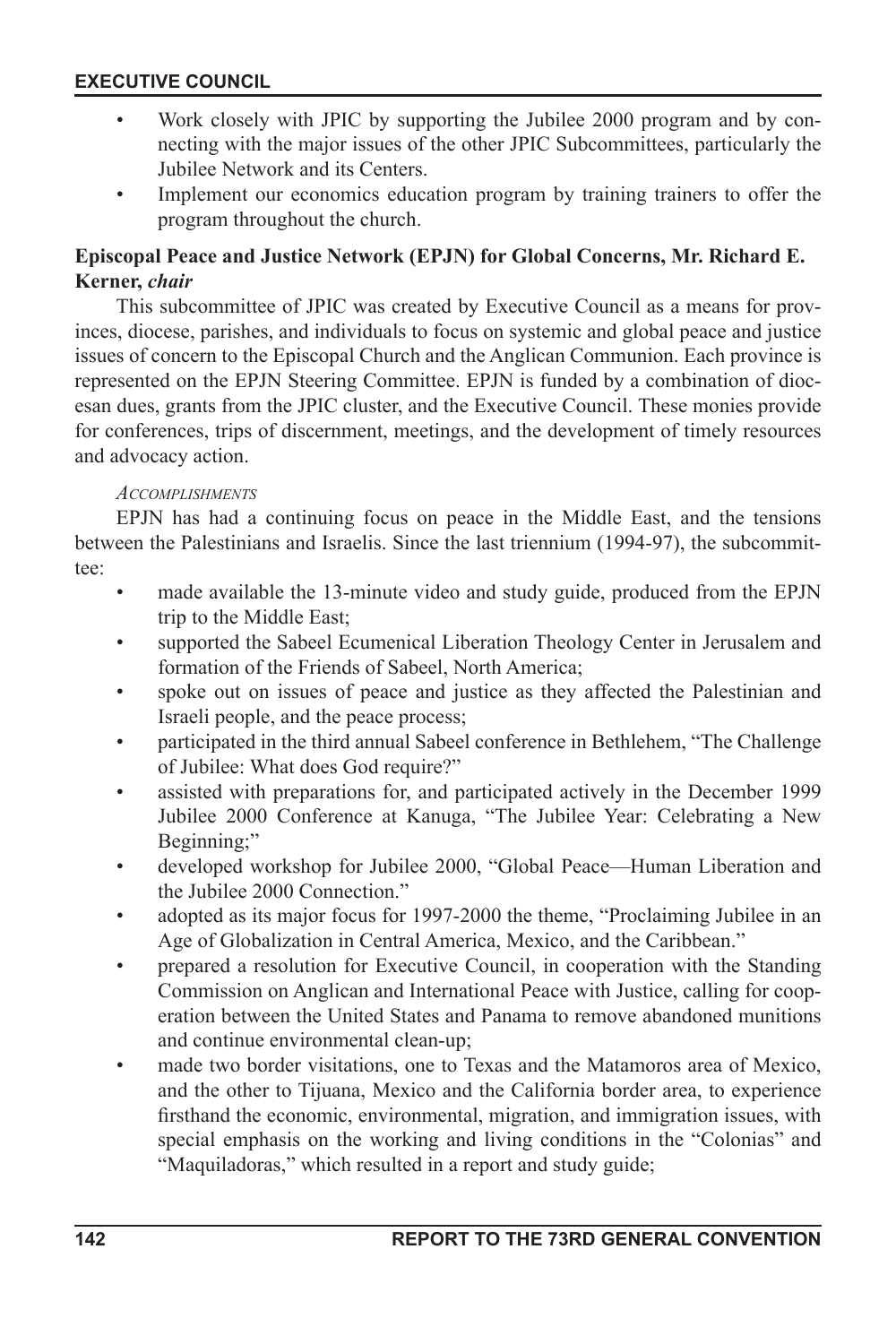- Work closely with JPIC by supporting the Jubilee 2000 program and by connecting with the major issues of the other JPIC Subcommittees, particularly the Jubilee Network and its Centers.
- Implement our economics education program by training trainers to offer the program throughout the church.

**Episcopal Peace and Justice Network (EPJN) for Global Concerns, Mr. Richard E. Kerner,** ***chair***

This subcommittee of JPIC was created by Executive Council as a means for provinces, diocese, parishes, and individuals to focus on systemic and global peace and justice issues of concern to the Episcopal Church and the Anglican Communion. Each province is represented on the EPJN Steering Committee. EPJN is funded by a combination of diocesan dues, grants from the JPIC cluster, and the Executive Council. These monies provide for conferences, trips of discernment, meetings, and the development of timely resources and advocacy action.

*Accomplishments*

EPJN has had a continuing focus on peace in the Middle East, and the tensions between the Palestinians and Israelis. Since the last triennium (1994-97), the subcommittee:

- made available the 13-minute video and study guide, produced from the EPJN trip to the Middle East;
- supported the Sabeel Ecumenical Liberation Theology Center in Jerusalem and formation of the Friends of Sabeel, North America;
- spoke out on issues of peace and justice as they affected the Palestinian and Israeli people, and the peace process;
- participated in the third annual Sabeel conference in Bethlehem, "The Challenge of Jubilee: What does God require?"
- assisted with preparations for, and participated actively in the December 1999 Jubilee 2000 Conference at Kanuga, "The Jubilee Year: Celebrating a New Beginning;"
- developed workshop for Jubilee 2000, "Global Peace—Human Liberation and the Jubilee 2000 Connection."
- adopted as its major focus for 1997-2000 the theme, "Proclaiming Jubilee in an Age of Globalization in Central America, Mexico, and the Caribbean."
- prepared a resolution for Executive Council, in cooperation with the Standing Commission on Anglican and International Peace with Justice, calling for cooperation between the United States and Panama to remove abandoned munitions and continue environmental clean-up;
- made two border visitations, one to Texas and the Matamoros area of Mexico, and the other to Tijuana, Mexico and the California border area, to experience firsthand the economic, environmental, migration, and immigration issues, with special emphasis on the working and living conditions in the "Colonias" and "Maquiladoras," which resulted in a report and study guide;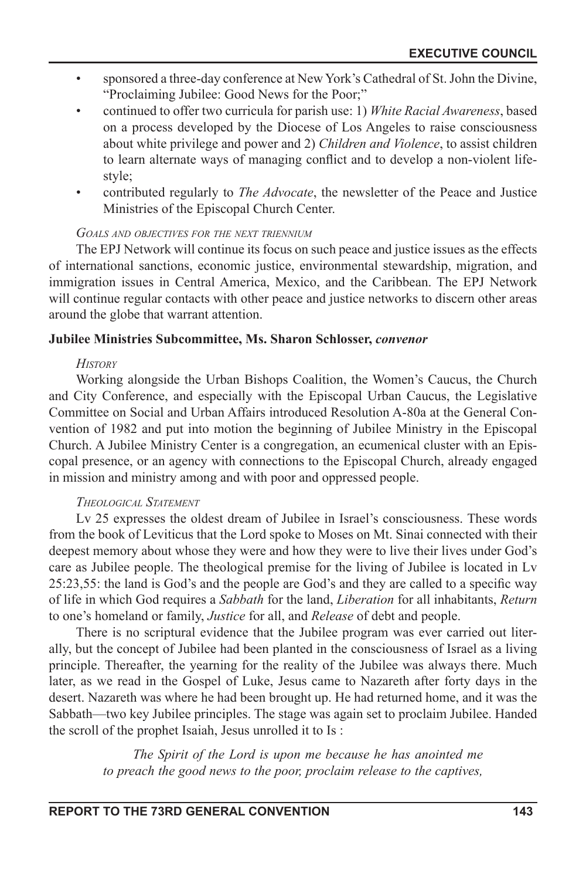- sponsored a three-day conference at New York's Cathedral of St. John the Divine, "Proclaiming Jubilee: Good News for the Poor;"
- continued to offer two curricula for parish use: 1) *White Racial Awareness*, based on a process developed by the Diocese of Los Angeles to raise consciousness about white privilege and power and 2) *Children and Violence*, to assist children to learn alternate ways of managing conflict and to develop a non-violent lifestyle;
- contributed regularly to *The Advocate*, the newsletter of the Peace and Justice Ministries of the Episcopal Church Center.

*Goals and objectives for the next triennium*

The EPJ Network will continue its focus on such peace and justice issues as the effects of international sanctions, economic justice, environmental stewardship, migration, and immigration issues in Central America, Mexico, and the Caribbean. The EPJ Network will continue regular contacts with other peace and justice networks to discern other areas around the globe that warrant attention.

**Jubilee Ministries Subcommittee, Ms. Sharon Schlosser, *convenor***

*History*

Working alongside the Urban Bishops Coalition, the Women's Caucus, the Church and City Conference, and especially with the Episcopal Urban Caucus, the Legislative Committee on Social and Urban Affairs introduced Resolution A-80a at the General Convention of 1982 and put into motion the beginning of Jubilee Ministry in the Episcopal Church. A Jubilee Ministry Center is a congregation, an ecumenical cluster with an Episcopal presence, or an agency with connections to the Episcopal Church, already engaged in mission and ministry among and with poor and oppressed people.

*Theological Statement*

Lv 25 expresses the oldest dream of Jubilee in Israel's consciousness. These words from the book of Leviticus that the Lord spoke to Moses on Mt. Sinai connected with their deepest memory about whose they were and how they were to live their lives under God's care as Jubilee people. The theological premise for the living of Jubilee is located in Lv 25:23,55: the land is God's and the people are God's and they are called to a specific way of life in which God requires a *Sabbath* for the land, *Liberation* for all inhabitants, *Return* to one's homeland or family, *Justice* for all, and *Release* of debt and people.

There is no scriptural evidence that the Jubilee program was ever carried out literally, but the concept of Jubilee had been planted in the consciousness of Israel as a living principle. Thereafter, the yearning for the reality of the Jubilee was always there. Much later, as we read in the Gospel of Luke, Jesus came to Nazareth after forty days in the desert. Nazareth was where he had been brought up. He had returned home, and it was the Sabbath—two key Jubilee principles. The stage was again set to proclaim Jubilee. Handed the scroll of the prophet Isaiah, Jesus unrolled it to Is :

> *The Spirit of the Lord is upon me because he has anointed me*
> *to preach the good news to the poor, proclaim release to the captives,*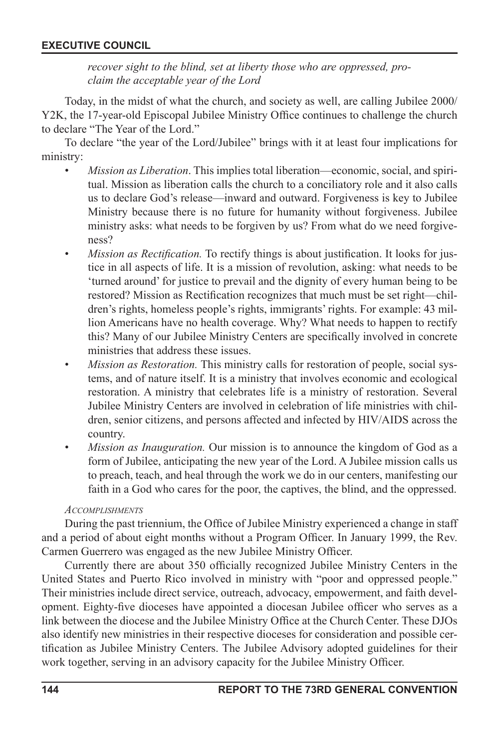*recover sight to the blind, set at liberty those who are oppressed, proclaim the acceptable year of the Lord*

Today, in the midst of what the church, and society as well, are calling Jubilee 2000/Y2K, the 17-year-old Episcopal Jubilee Ministry Office continues to challenge the church to declare "The Year of the Lord."

To declare "the year of the Lord/Jubilee" brings with it at least four implications for ministry:

- *Mission as Liberation*. This implies total liberation—economic, social, and spiritual. Mission as liberation calls the church to a conciliatory role and it also calls us to declare God's release—inward and outward. Forgiveness is key to Jubilee Ministry because there is no future for humanity without forgiveness. Jubilee ministry asks: what needs to be forgiven by us? From what do we need forgiveness?
- *Mission as Rectification.* To rectify things is about justification. It looks for justice in all aspects of life. It is a mission of revolution, asking: what needs to be 'turned around' for justice to prevail and the dignity of every human being to be restored? Mission as Rectification recognizes that much must be set right—children's rights, homeless people's rights, immigrants' rights. For example: 43 million Americans have no health coverage. Why? What needs to happen to rectify this? Many of our Jubilee Ministry Centers are specifically involved in concrete ministries that address these issues.
- *Mission as Restoration.* This ministry calls for restoration of people, social systems, and of nature itself. It is a ministry that involves economic and ecological restoration. A ministry that celebrates life is a ministry of restoration. Several Jubilee Ministry Centers are involved in celebration of life ministries with children, senior citizens, and persons affected and infected by HIV/AIDS across the country.
- *Mission as Inauguration.* Our mission is to announce the kingdom of God as a form of Jubilee, anticipating the new year of the Lord. A Jubilee mission calls us to preach, teach, and heal through the work we do in our centers, manifesting our faith in a God who cares for the poor, the captives, the blind, and the oppressed.

*Accomplishments*

During the past triennium, the Office of Jubilee Ministry experienced a change in staff and a period of about eight months without a Program Officer. In January 1999, the Rev. Carmen Guerrero was engaged as the new Jubilee Ministry Officer.

Currently there are about 350 officially recognized Jubilee Ministry Centers in the United States and Puerto Rico involved in ministry with "poor and oppressed people." Their ministries include direct service, outreach, advocacy, empowerment, and faith development. Eighty-five dioceses have appointed a diocesan Jubilee officer who serves as a link between the diocese and the Jubilee Ministry Office at the Church Center. These DJOs also identify new ministries in their respective dioceses for consideration and possible certification as Jubilee Ministry Centers. The Jubilee Advisory adopted guidelines for their work together, serving in an advisory capacity for the Jubilee Ministry Officer.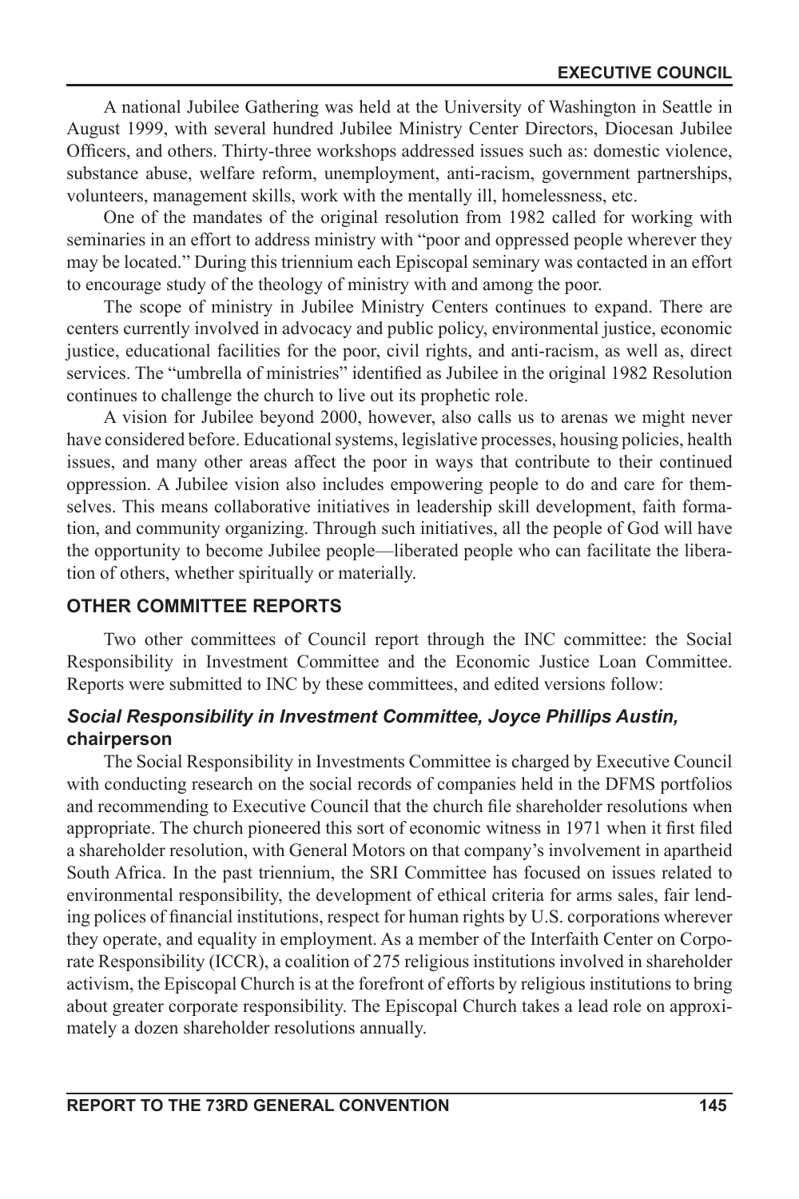A national Jubilee Gathering was held at the University of Washington in Seattle in August 1999, with several hundred Jubilee Ministry Center Directors, Diocesan Jubilee Officers, and others. Thirty-three workshops addressed issues such as: domestic violence, substance abuse, welfare reform, unemployment, anti-racism, government partnerships, volunteers, management skills, work with the mentally ill, homelessness, etc.

One of the mandates of the original resolution from 1982 called for working with seminaries in an effort to address ministry with "poor and oppressed people wherever they may be located." During this triennium each Episcopal seminary was contacted in an effort to encourage study of the theology of ministry with and among the poor.

The scope of ministry in Jubilee Ministry Centers continues to expand. There are centers currently involved in advocacy and public policy, environmental justice, economic justice, educational facilities for the poor, civil rights, and anti-racism, as well as, direct services. The "umbrella of ministries" identified as Jubilee in the original 1982 Resolution continues to challenge the church to live out its prophetic role.

A vision for Jubilee beyond 2000, however, also calls us to arenas we might never have considered before. Educational systems, legislative processes, housing policies, health issues, and many other areas affect the poor in ways that contribute to their continued oppression. A Jubilee vision also includes empowering people to do and care for themselves. This means collaborative initiatives in leadership skill development, faith formation, and community organizing. Through such initiatives, all the people of God will have the opportunity to become Jubilee people—liberated people who can facilitate the liberation of others, whether spiritually or materially.

## OTHER COMMITTEE REPORTS

Two other committees of Council report through the INC committee: the Social Responsibility in Investment Committee and the Economic Justice Loan Committee. Reports were submitted to INC by these committees, and edited versions follow:

### *Social Responsibility in Investment Committee, Joyce Phillips Austin,* chairperson

The Social Responsibility in Investments Committee is charged by Executive Council with conducting research on the social records of companies held in the DFMS portfolios and recommending to Executive Council that the church file shareholder resolutions when appropriate. The church pioneered this sort of economic witness in 1971 when it first filed a shareholder resolution, with General Motors on that company's involvement in apartheid South Africa. In the past triennium, the SRI Committee has focused on issues related to environmental responsibility, the development of ethical criteria for arms sales, fair lending polices of financial institutions, respect for human rights by U.S. corporations wherever they operate, and equality in employment. As a member of the Interfaith Center on Corporate Responsibility (ICCR), a coalition of 275 religious institutions involved in shareholder activism, the Episcopal Church is at the forefront of efforts by religious institutions to bring about greater corporate responsibility. The Episcopal Church takes a lead role on approximately a dozen shareholder resolutions annually.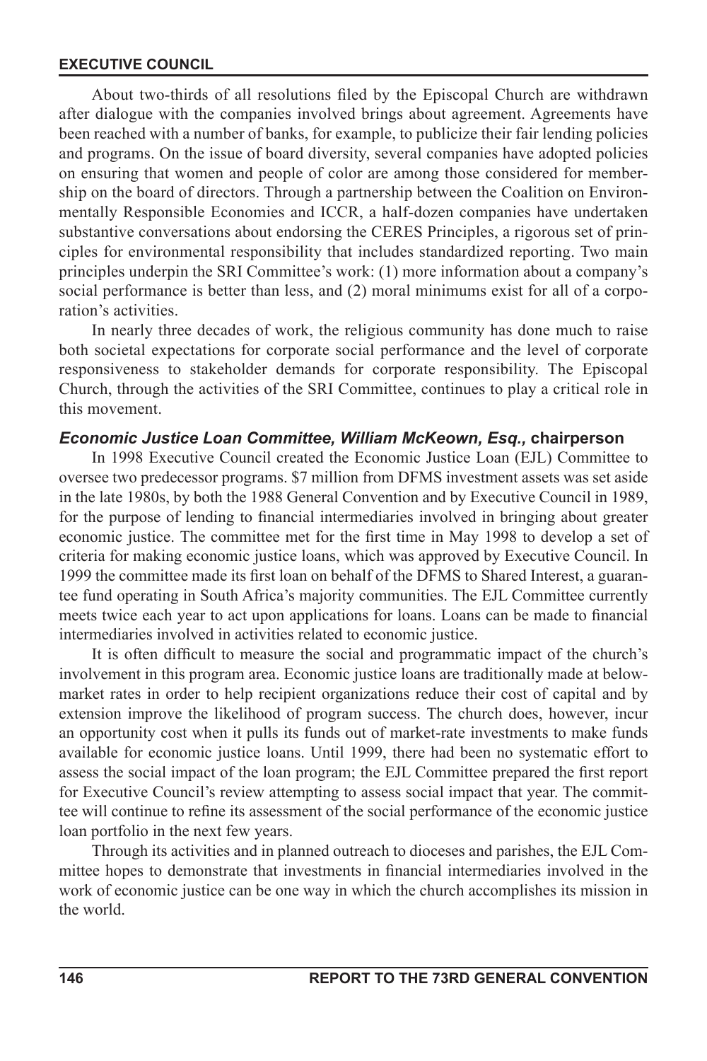About two-thirds of all resolutions filed by the Episcopal Church are withdrawn after dialogue with the companies involved brings about agreement. Agreements have been reached with a number of banks, for example, to publicize their fair lending policies and programs. On the issue of board diversity, several companies have adopted policies on ensuring that women and people of color are among those considered for membership on the board of directors. Through a partnership between the Coalition on Environmentally Responsible Economies and ICCR, a half-dozen companies have undertaken substantive conversations about endorsing the CERES Principles, a rigorous set of principles for environmental responsibility that includes standardized reporting. Two main principles underpin the SRI Committee's work: (1) more information about a company's social performance is better than less, and (2) moral minimums exist for all of a corporation's activities.

In nearly three decades of work, the religious community has done much to raise both societal expectations for corporate social performance and the level of corporate responsiveness to stakeholder demands for corporate responsibility. The Episcopal Church, through the activities of the SRI Committee, continues to play a critical role in this movement.

### *Economic Justice Loan Committee, William McKeown, Esq.,* chairperson

In 1998 Executive Council created the Economic Justice Loan (EJL) Committee to oversee two predecessor programs. $7 million from DFMS investment assets was set aside in the late 1980s, by both the 1988 General Convention and by Executive Council in 1989, for the purpose of lending to financial intermediaries involved in bringing about greater economic justice. The committee met for the first time in May 1998 to develop a set of criteria for making economic justice loans, which was approved by Executive Council. In 1999 the committee made its first loan on behalf of the DFMS to Shared Interest, a guarantee fund operating in South Africa's majority communities. The EJL Committee currently meets twice each year to act upon applications for loans. Loans can be made to financial intermediaries involved in activities related to economic justice.

It is often difficult to measure the social and programmatic impact of the church's involvement in this program area. Economic justice loans are traditionally made at below-market rates in order to help recipient organizations reduce their cost of capital and by extension improve the likelihood of program success. The church does, however, incur an opportunity cost when it pulls its funds out of market-rate investments to make funds available for economic justice loans. Until 1999, there had been no systematic effort to assess the social impact of the loan program; the EJL Committee prepared the first report for Executive Council's review attempting to assess social impact that year. The committee will continue to refine its assessment of the social performance of the economic justice loan portfolio in the next few years.

Through its activities and in planned outreach to dioceses and parishes, the EJL Committee hopes to demonstrate that investments in financial intermediaries involved in the work of economic justice can be one way in which the church accomplishes its mission in the world.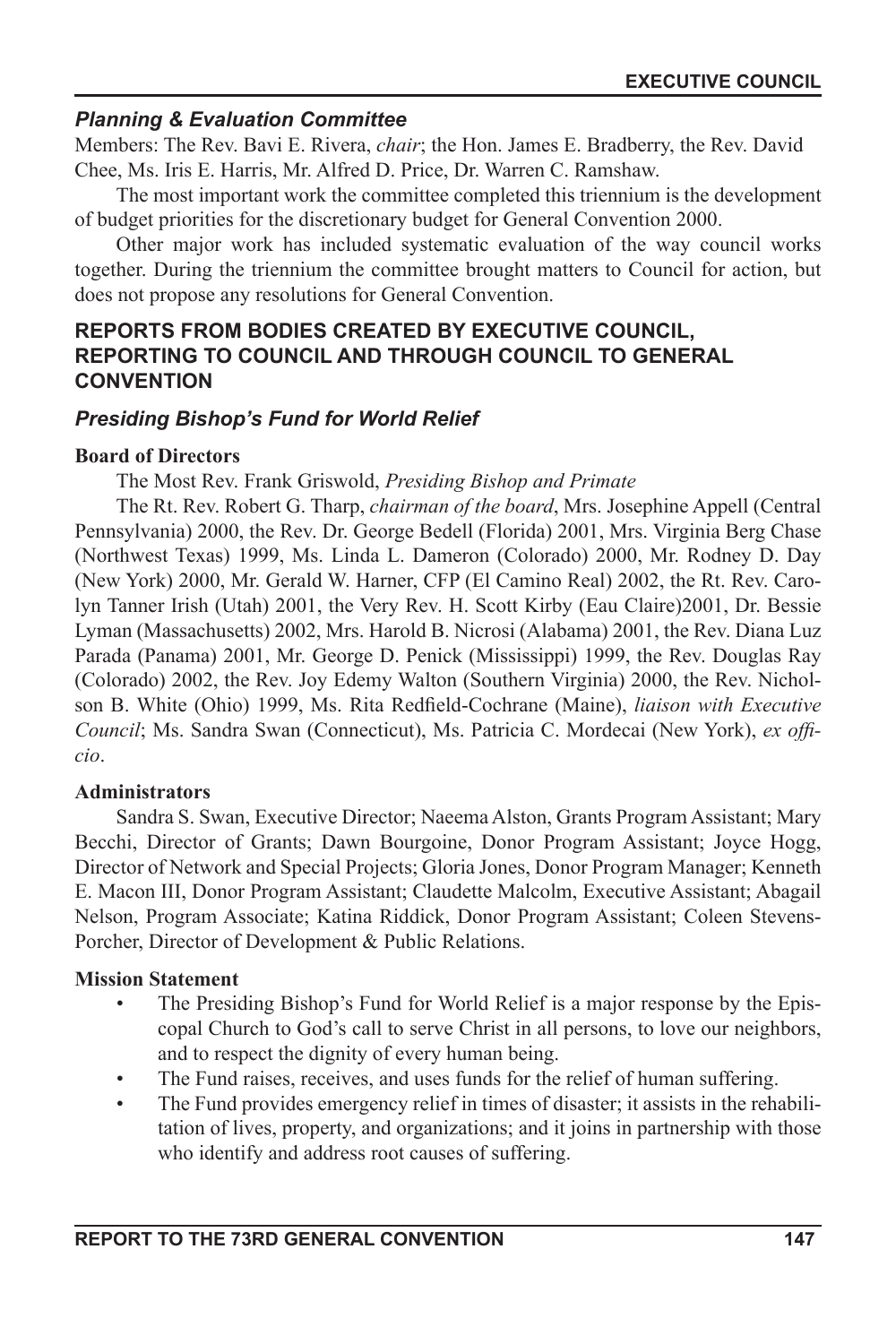### *Planning & Evaluation Committee*

Members: The Rev. Bavi E. Rivera, *chair*; the Hon. James E. Bradberry, the Rev. David Chee, Ms. Iris E. Harris, Mr. Alfred D. Price, Dr. Warren C. Ramshaw.

The most important work the committee completed this triennium is the development of budget priorities for the discretionary budget for General Convention 2000.

Other major work has included systematic evaluation of the way council works together. During the triennium the committee brought matters to Council for action, but does not propose any resolutions for General Convention.

## REPORTS FROM BODIES CREATED BY EXECUTIVE COUNCIL, REPORTING TO COUNCIL AND THROUGH COUNCIL TO GENERAL CONVENTION

### *Presiding Bishop's Fund for World Relief*

**Board of Directors**

The Most Rev. Frank Griswold, *Presiding Bishop and Primate*

The Rt. Rev. Robert G. Tharp, *chairman of the board*, Mrs. Josephine Appell (Central Pennsylvania) 2000, the Rev. Dr. George Bedell (Florida) 2001, Mrs. Virginia Berg Chase (Northwest Texas) 1999, Ms. Linda L. Dameron (Colorado) 2000, Mr. Rodney D. Day (New York) 2000, Mr. Gerald W. Harner, CFP (El Camino Real) 2002, the Rt. Rev. Carolyn Tanner Irish (Utah) 2001, the Very Rev. H. Scott Kirby (Eau Claire)2001, Dr. Bessie Lyman (Massachusetts) 2002, Mrs. Harold B. Nicrosi (Alabama) 2001, the Rev. Diana Luz Parada (Panama) 2001, Mr. George D. Penick (Mississippi) 1999, the Rev. Douglas Ray (Colorado) 2002, the Rev. Joy Edemy Walton (Southern Virginia) 2000, the Rev. Nicholson B. White (Ohio) 1999, Ms. Rita Redfield-Cochrane (Maine), *liaison with Executive Council*; Ms. Sandra Swan (Connecticut), Ms. Patricia C. Mordecai (New York), *ex officio*.

**Administrators**

Sandra S. Swan, Executive Director; Naeema Alston, Grants Program Assistant; Mary Becchi, Director of Grants; Dawn Bourgoine, Donor Program Assistant; Joyce Hogg, Director of Network and Special Projects; Gloria Jones, Donor Program Manager; Kenneth E. Macon III, Donor Program Assistant; Claudette Malcolm, Executive Assistant; Abagail Nelson, Program Associate; Katina Riddick, Donor Program Assistant; Coleen Stevens-Porcher, Director of Development & Public Relations.

**Mission Statement**

- The Presiding Bishop's Fund for World Relief is a major response by the Episcopal Church to God's call to serve Christ in all persons, to love our neighbors, and to respect the dignity of every human being.
- The Fund raises, receives, and uses funds for the relief of human suffering.
- The Fund provides emergency relief in times of disaster; it assists in the rehabilitation of lives, property, and organizations; and it joins in partnership with those who identify and address root causes of suffering.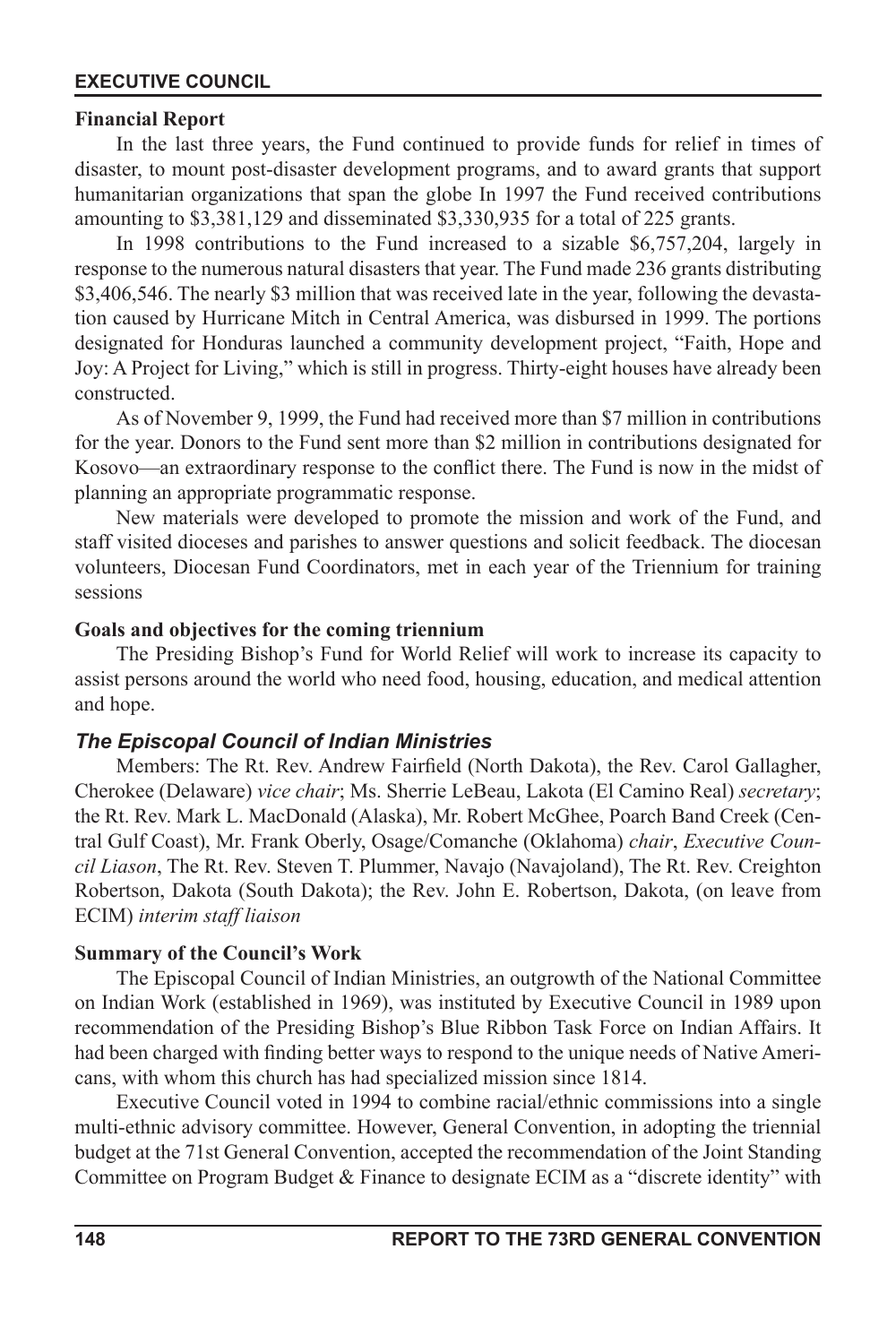### Financial Report

In the last three years, the Fund continued to provide funds for relief in times of disaster, to mount post-disaster development programs, and to award grants that support humanitarian organizations that span the globe In 1997 the Fund received contributions amounting to $3,381,129 and disseminated $3,330,935 for a total of 225 grants.

In 1998 contributions to the Fund increased to a sizable $6,757,204, largely in response to the numerous natural disasters that year. The Fund made 236 grants distributing $3,406,546. The nearly $3 million that was received late in the year, following the devastation caused by Hurricane Mitch in Central America, was disbursed in 1999. The portions designated for Honduras launched a community development project, "Faith, Hope and Joy: A Project for Living," which is still in progress. Thirty-eight houses have already been constructed.

As of November 9, 1999, the Fund had received more than $7 million in contributions for the year. Donors to the Fund sent more than $2 million in contributions designated for Kosovo—an extraordinary response to the conflict there. The Fund is now in the midst of planning an appropriate programmatic response.

New materials were developed to promote the mission and work of the Fund, and staff visited dioceses and parishes to answer questions and solicit feedback. The diocesan volunteers, Diocesan Fund Coordinators, met in each year of the Triennium for training sessions

### Goals and objectives for the coming triennium

The Presiding Bishop's Fund for World Relief will work to increase its capacity to assist persons around the world who need food, housing, education, and medical attention and hope.

## *The Episcopal Council of Indian Ministries*

Members: The Rt. Rev. Andrew Fairfield (North Dakota), the Rev. Carol Gallagher, Cherokee (Delaware) *vice chair*; Ms. Sherrie LeBeau, Lakota (El Camino Real) *secretary*; the Rt. Rev. Mark L. MacDonald (Alaska), Mr. Robert McGhee, Poarch Band Creek (Central Gulf Coast), Mr. Frank Oberly, Osage/Comanche (Oklahoma) *chair*, *Executive Council Liason*, The Rt. Rev. Steven T. Plummer, Navajo (Navajoland), The Rt. Rev. Creighton Robertson, Dakota (South Dakota); the Rev. John E. Robertson, Dakota, (on leave from ECIM) *interim staff liaison*

### Summary of the Council's Work

The Episcopal Council of Indian Ministries, an outgrowth of the National Committee on Indian Work (established in 1969), was instituted by Executive Council in 1989 upon recommendation of the Presiding Bishop's Blue Ribbon Task Force on Indian Affairs. It had been charged with finding better ways to respond to the unique needs of Native Americans, with whom this church has had specialized mission since 1814.

Executive Council voted in 1994 to combine racial/ethnic commissions into a single multi-ethnic advisory committee. However, General Convention, in adopting the triennial budget at the 71st General Convention, accepted the recommendation of the Joint Standing Committee on Program Budget & Finance to designate ECIM as a "discrete identity" with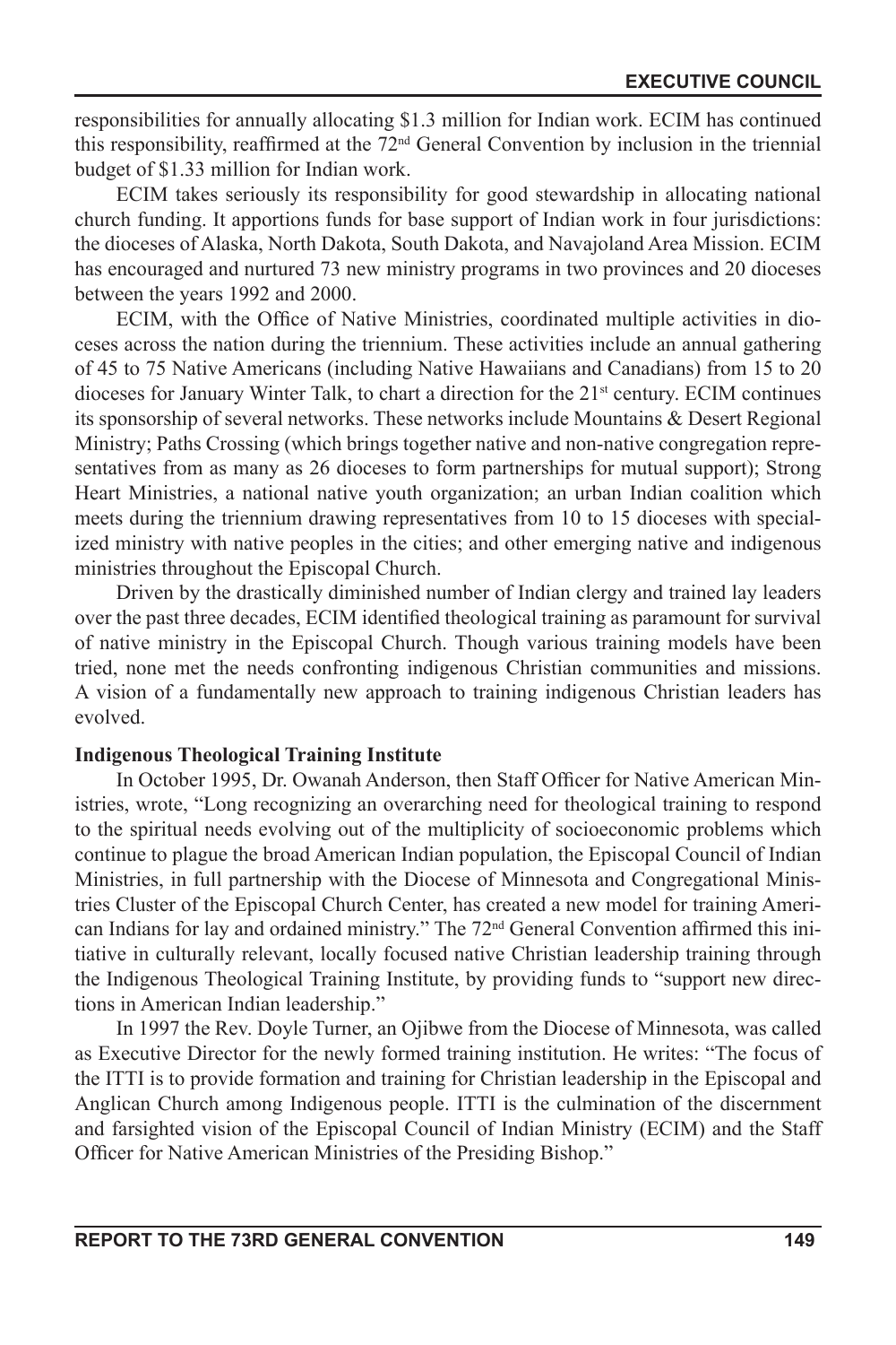responsibilities for annually allocating $1.3 million for Indian work. ECIM has continued this responsibility, reaffirmed at the 72nd General Convention by inclusion in the triennial budget of $1.33 million for Indian work.

ECIM takes seriously its responsibility for good stewardship in allocating national church funding. It apportions funds for base support of Indian work in four jurisdictions: the dioceses of Alaska, North Dakota, South Dakota, and Navajoland Area Mission. ECIM has encouraged and nurtured 73 new ministry programs in two provinces and 20 dioceses between the years 1992 and 2000.

ECIM, with the Office of Native Ministries, coordinated multiple activities in dioceses across the nation during the triennium. These activities include an annual gathering of 45 to 75 Native Americans (including Native Hawaiians and Canadians) from 15 to 20 dioceses for January Winter Talk, to chart a direction for the 21st century. ECIM continues its sponsorship of several networks. These networks include Mountains & Desert Regional Ministry; Paths Crossing (which brings together native and non-native congregation representatives from as many as 26 dioceses to form partnerships for mutual support); Strong Heart Ministries, a national native youth organization; an urban Indian coalition which meets during the triennium drawing representatives from 10 to 15 dioceses with specialized ministry with native peoples in the cities; and other emerging native and indigenous ministries throughout the Episcopal Church.

Driven by the drastically diminished number of Indian clergy and trained lay leaders over the past three decades, ECIM identified theological training as paramount for survival of native ministry in the Episcopal Church. Though various training models have been tried, none met the needs confronting indigenous Christian communities and missions. A vision of a fundamentally new approach to training indigenous Christian leaders has evolved.

**Indigenous Theological Training Institute**

In October 1995, Dr. Owanah Anderson, then Staff Officer for Native American Ministries, wrote, "Long recognizing an overarching need for theological training to respond to the spiritual needs evolving out of the multiplicity of socioeconomic problems which continue to plague the broad American Indian population, the Episcopal Council of Indian Ministries, in full partnership with the Diocese of Minnesota and Congregational Ministries Cluster of the Episcopal Church Center, has created a new model for training American Indians for lay and ordained ministry." The 72nd General Convention affirmed this initiative in culturally relevant, locally focused native Christian leadership training through the Indigenous Theological Training Institute, by providing funds to "support new directions in American Indian leadership."

In 1997 the Rev. Doyle Turner, an Ojibwe from the Diocese of Minnesota, was called as Executive Director for the newly formed training institution. He writes: "The focus of the ITTI is to provide formation and training for Christian leadership in the Episcopal and Anglican Church among Indigenous people. ITTI is the culmination of the discernment and farsighted vision of the Episcopal Council of Indian Ministry (ECIM) and the Staff Officer for Native American Ministries of the Presiding Bishop."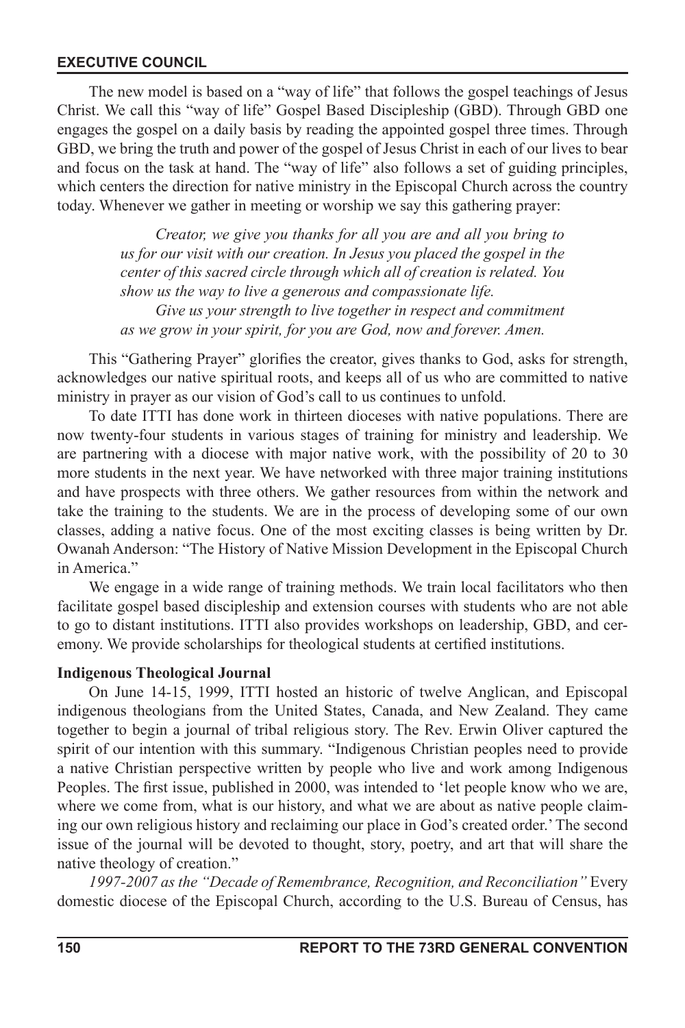The new model is based on a "way of life" that follows the gospel teachings of Jesus Christ. We call this "way of life" Gospel Based Discipleship (GBD). Through GBD one engages the gospel on a daily basis by reading the appointed gospel three times. Through GBD, we bring the truth and power of the gospel of Jesus Christ in each of our lives to bear and focus on the task at hand. The "way of life" also follows a set of guiding principles, which centers the direction for native ministry in the Episcopal Church across the country today. Whenever we gather in meeting or worship we say this gathering prayer:

> *Creator, we give you thanks for all you are and all you bring to us for our visit with our creation. In Jesus you placed the gospel in the center of this sacred circle through which all of creation is related. You show us the way to live a generous and compassionate life.*
>
> *Give us your strength to live together in respect and commitment as we grow in your spirit, for you are God, now and forever. Amen.*

This "Gathering Prayer" glorifies the creator, gives thanks to God, asks for strength, acknowledges our native spiritual roots, and keeps all of us who are committed to native ministry in prayer as our vision of God's call to us continues to unfold.

To date ITTI has done work in thirteen dioceses with native populations. There are now twenty-four students in various stages of training for ministry and leadership. We are partnering with a diocese with major native work, with the possibility of 20 to 30 more students in the next year. We have networked with three major training institutions and have prospects with three others. We gather resources from within the network and take the training to the students. We are in the process of developing some of our own classes, adding a native focus. One of the most exciting classes is being written by Dr. Owanah Anderson: "The History of Native Mission Development in the Episcopal Church in America."

We engage in a wide range of training methods. We train local facilitators who then facilitate gospel based discipleship and extension courses with students who are not able to go to distant institutions. ITTI also provides workshops on leadership, GBD, and ceremony. We provide scholarships for theological students at certified institutions.

**Indigenous Theological Journal**

On June 14-15, 1999, ITTI hosted an historic of twelve Anglican, and Episcopal indigenous theologians from the United States, Canada, and New Zealand. They came together to begin a journal of tribal religious story. The Rev. Erwin Oliver captured the spirit of our intention with this summary. "Indigenous Christian peoples need to provide a native Christian perspective written by people who live and work among Indigenous Peoples. The first issue, published in 2000, was intended to 'let people know who we are, where we come from, what is our history, and what we are about as native people claiming our own religious history and reclaiming our place in God's created order.' The second issue of the journal will be devoted to thought, story, poetry, and art that will share the native theology of creation."

*1997-2007 as the "Decade of Remembrance, Recognition, and Reconciliation"* Every domestic diocese of the Episcopal Church, according to the U.S. Bureau of Census, has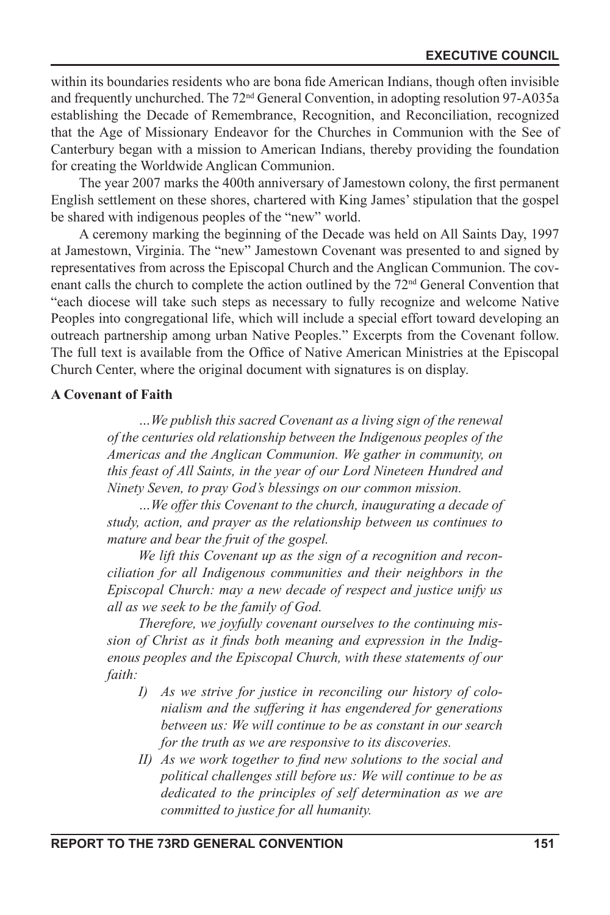within its boundaries residents who are bona fide American Indians, though often invisible and frequently unchurched. The 72nd General Convention, in adopting resolution 97-A035a establishing the Decade of Remembrance, Recognition, and Reconciliation, recognized that the Age of Missionary Endeavor for the Churches in Communion with the See of Canterbury began with a mission to American Indians, thereby providing the foundation for creating the Worldwide Anglican Communion.

The year 2007 marks the 400th anniversary of Jamestown colony, the first permanent English settlement on these shores, chartered with King James' stipulation that the gospel be shared with indigenous peoples of the "new" world.

A ceremony marking the beginning of the Decade was held on All Saints Day, 1997 at Jamestown, Virginia. The "new" Jamestown Covenant was presented to and signed by representatives from across the Episcopal Church and the Anglican Communion. The covenant calls the church to complete the action outlined by the 72nd General Convention that "each diocese will take such steps as necessary to fully recognize and welcome Native Peoples into congregational life, which will include a special effort toward developing an outreach partnership among urban Native Peoples." Excerpts from the Covenant follow. The full text is available from the Office of Native American Ministries at the Episcopal Church Center, where the original document with signatures is on display.

**A Covenant of Faith**

> *…We publish this sacred Covenant as a living sign of the renewal of the centuries old relationship between the Indigenous peoples of the Americas and the Anglican Communion. We gather in community, on this feast of All Saints, in the year of our Lord Nineteen Hundred and Ninety Seven, to pray God's blessings on our common mission.*
>
> *…We offer this Covenant to the church, inaugurating a decade of study, action, and prayer as the relationship between us continues to mature and bear the fruit of the gospel.*
>
> *We lift this Covenant up as the sign of a recognition and reconciliation for all Indigenous communities and their neighbors in the Episcopal Church: may a new decade of respect and justice unify us all as we seek to be the family of God.*
>
> *Therefore, we joyfully covenant ourselves to the continuing mission of Christ as it finds both meaning and expression in the Indigenous peoples and the Episcopal Church, with these statements of our faith:*
>
> *I) As we strive for justice in reconciling our history of colonialism and the suffering it has engendered for generations between us: We will continue to be as constant in our search for the truth as we are responsive to its discoveries.*
>
> *II) As we work together to find new solutions to the social and political challenges still before us: We will continue to be as dedicated to the principles of self determination as we are committed to justice for all humanity.*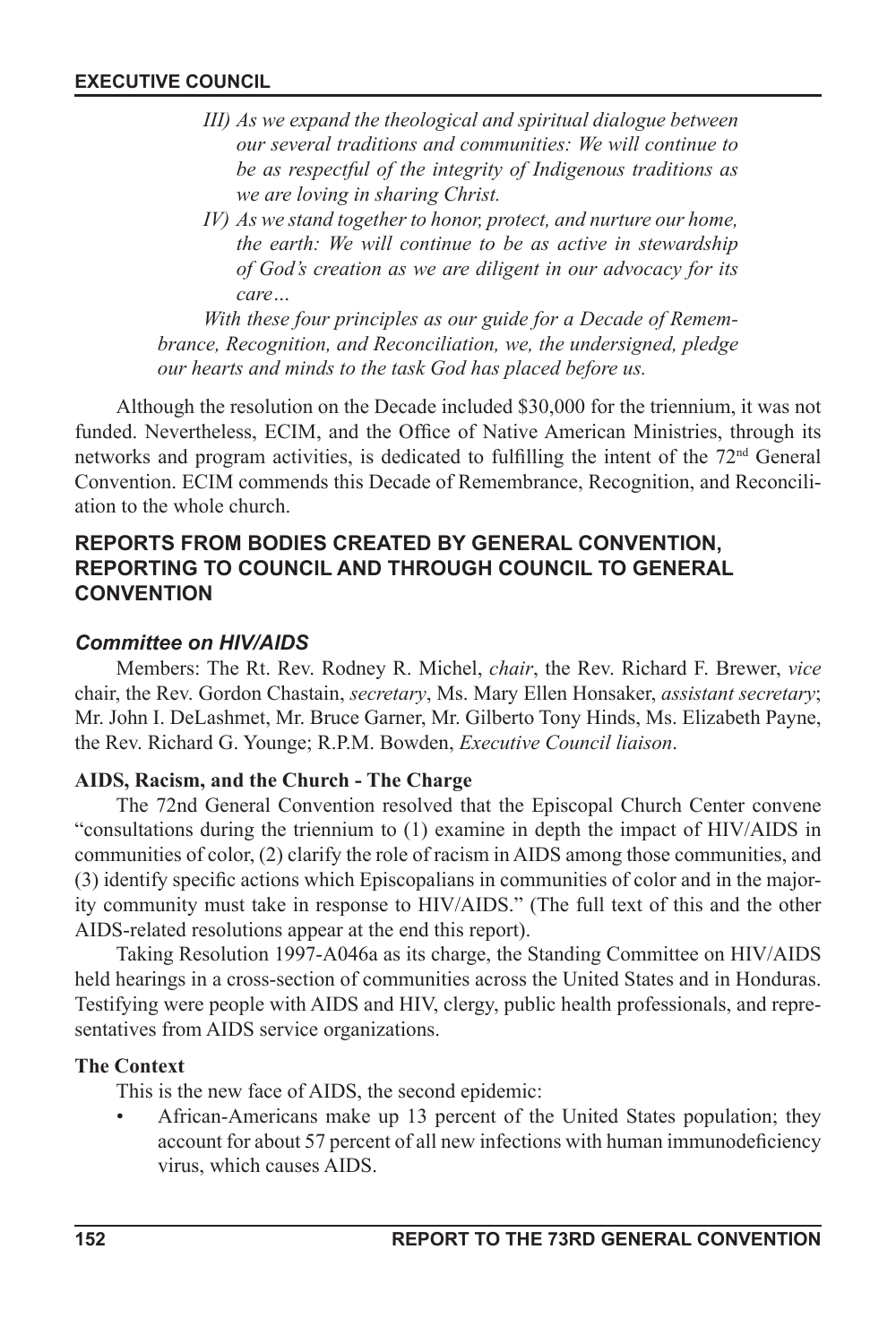*III) As we expand the theological and spiritual dialogue between our several traditions and communities: We will continue to be as respectful of the integrity of Indigenous traditions as we are loving in sharing Christ.*

*IV) As we stand together to honor, protect, and nurture our home, the earth: We will continue to be as active in stewardship of God's creation as we are diligent in our advocacy for its care…*

*With these four principles as our guide for a Decade of Remembrance, Recognition, and Reconciliation, we, the undersigned, pledge our hearts and minds to the task God has placed before us.*

Although the resolution on the Decade included $30,000 for the triennium, it was not funded. Nevertheless, ECIM, and the Office of Native American Ministries, through its networks and program activities, is dedicated to fulfilling the intent of the 72nd General Convention. ECIM commends this Decade of Remembrance, Recognition, and Reconciliation to the whole church.

## REPORTS FROM BODIES CREATED BY GENERAL CONVENTION, REPORTING TO COUNCIL AND THROUGH COUNCIL TO GENERAL CONVENTION

### *Committee on HIV/AIDS*

Members: The Rt. Rev. Rodney R. Michel, *chair*, the Rev. Richard F. Brewer, *vice* chair, the Rev. Gordon Chastain, *secretary*, Ms. Mary Ellen Honsaker, *assistant secretary*; Mr. John I. DeLashmet, Mr. Bruce Garner, Mr. Gilberto Tony Hinds, Ms. Elizabeth Payne, the Rev. Richard G. Younge; R.P.M. Bowden, *Executive Council liaison*.

**AIDS, Racism, and the Church - The Charge**

The 72nd General Convention resolved that the Episcopal Church Center convene "consultations during the triennium to (1) examine in depth the impact of HIV/AIDS in communities of color, (2) clarify the role of racism in AIDS among those communities, and (3) identify specific actions which Episcopalians in communities of color and in the majority community must take in response to HIV/AIDS." (The full text of this and the other AIDS-related resolutions appear at the end this report).

Taking Resolution 1997-A046a as its charge, the Standing Committee on HIV/AIDS held hearings in a cross-section of communities across the United States and in Honduras. Testifying were people with AIDS and HIV, clergy, public health professionals, and representatives from AIDS service organizations.

**The Context**

This is the new face of AIDS, the second epidemic:

- African-Americans make up 13 percent of the United States population; they account for about 57 percent of all new infections with human immunodeficiency virus, which causes AIDS.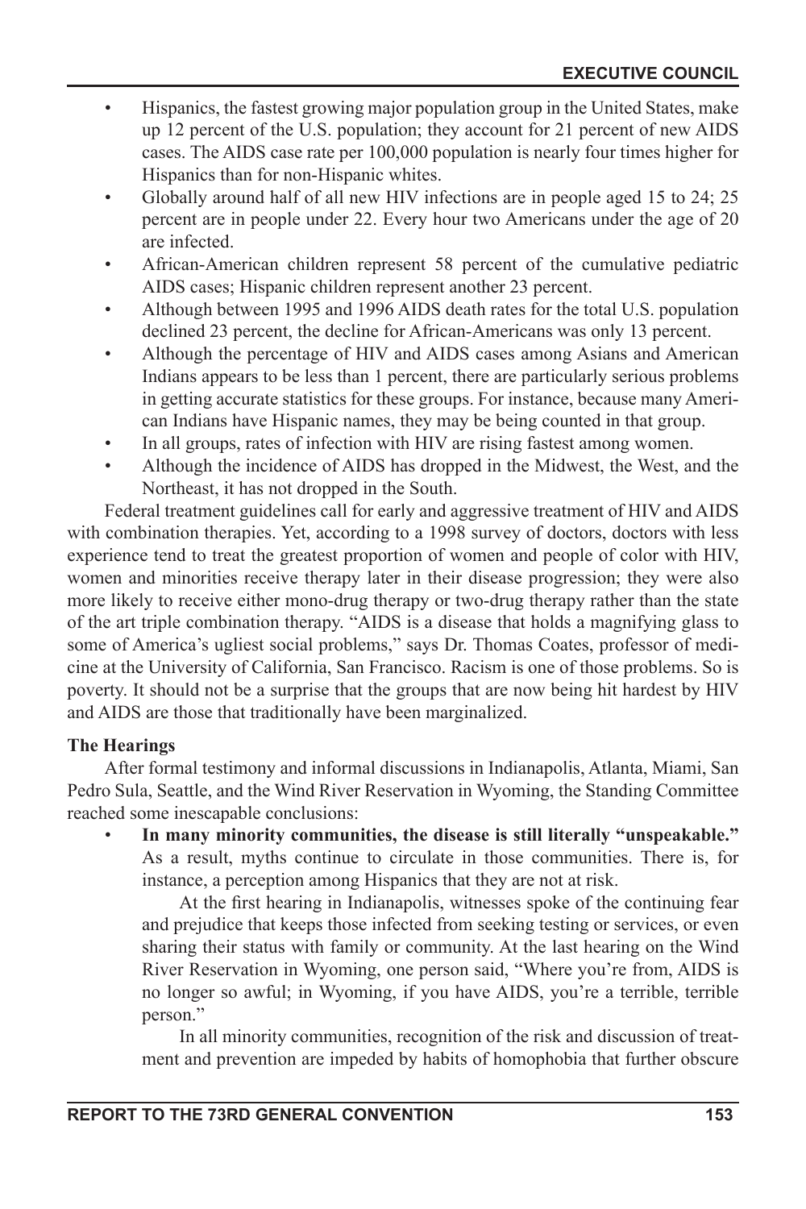- Hispanics, the fastest growing major population group in the United States, make up 12 percent of the U.S. population; they account for 21 percent of new AIDS cases. The AIDS case rate per 100,000 population is nearly four times higher for Hispanics than for non-Hispanic whites.
- Globally around half of all new HIV infections are in people aged 15 to 24; 25 percent are in people under 22. Every hour two Americans under the age of 20 are infected.
- African-American children represent 58 percent of the cumulative pediatric AIDS cases; Hispanic children represent another 23 percent.
- Although between 1995 and 1996 AIDS death rates for the total U.S. population declined 23 percent, the decline for African-Americans was only 13 percent.
- Although the percentage of HIV and AIDS cases among Asians and American Indians appears to be less than 1 percent, there are particularly serious problems in getting accurate statistics for these groups. For instance, because many American Indians have Hispanic names, they may be being counted in that group.
- In all groups, rates of infection with HIV are rising fastest among women.
- Although the incidence of AIDS has dropped in the Midwest, the West, and the Northeast, it has not dropped in the South.

Federal treatment guidelines call for early and aggressive treatment of HIV and AIDS with combination therapies. Yet, according to a 1998 survey of doctors, doctors with less experience tend to treat the greatest proportion of women and people of color with HIV, women and minorities receive therapy later in their disease progression; they were also more likely to receive either mono-drug therapy or two-drug therapy rather than the state of the art triple combination therapy. "AIDS is a disease that holds a magnifying glass to some of America's ugliest social problems," says Dr. Thomas Coates, professor of medicine at the University of California, San Francisco. Racism is one of those problems. So is poverty. It should not be a surprise that the groups that are now being hit hardest by HIV and AIDS are those that traditionally have been marginalized.

**The Hearings**

After formal testimony and informal discussions in Indianapolis, Atlanta, Miami, San Pedro Sula, Seattle, and the Wind River Reservation in Wyoming, the Standing Committee reached some inescapable conclusions:

- **In many minority communities, the disease is still literally "unspeakable."** As a result, myths continue to circulate in those communities. There is, for instance, a perception among Hispanics that they are not at risk.

  At the first hearing in Indianapolis, witnesses spoke of the continuing fear and prejudice that keeps those infected from seeking testing or services, or even sharing their status with family or community. At the last hearing on the Wind River Reservation in Wyoming, one person said, "Where you're from, AIDS is no longer so awful; in Wyoming, if you have AIDS, you're a terrible, terrible person."

  In all minority communities, recognition of the risk and discussion of treatment and prevention are impeded by habits of homophobia that further obscure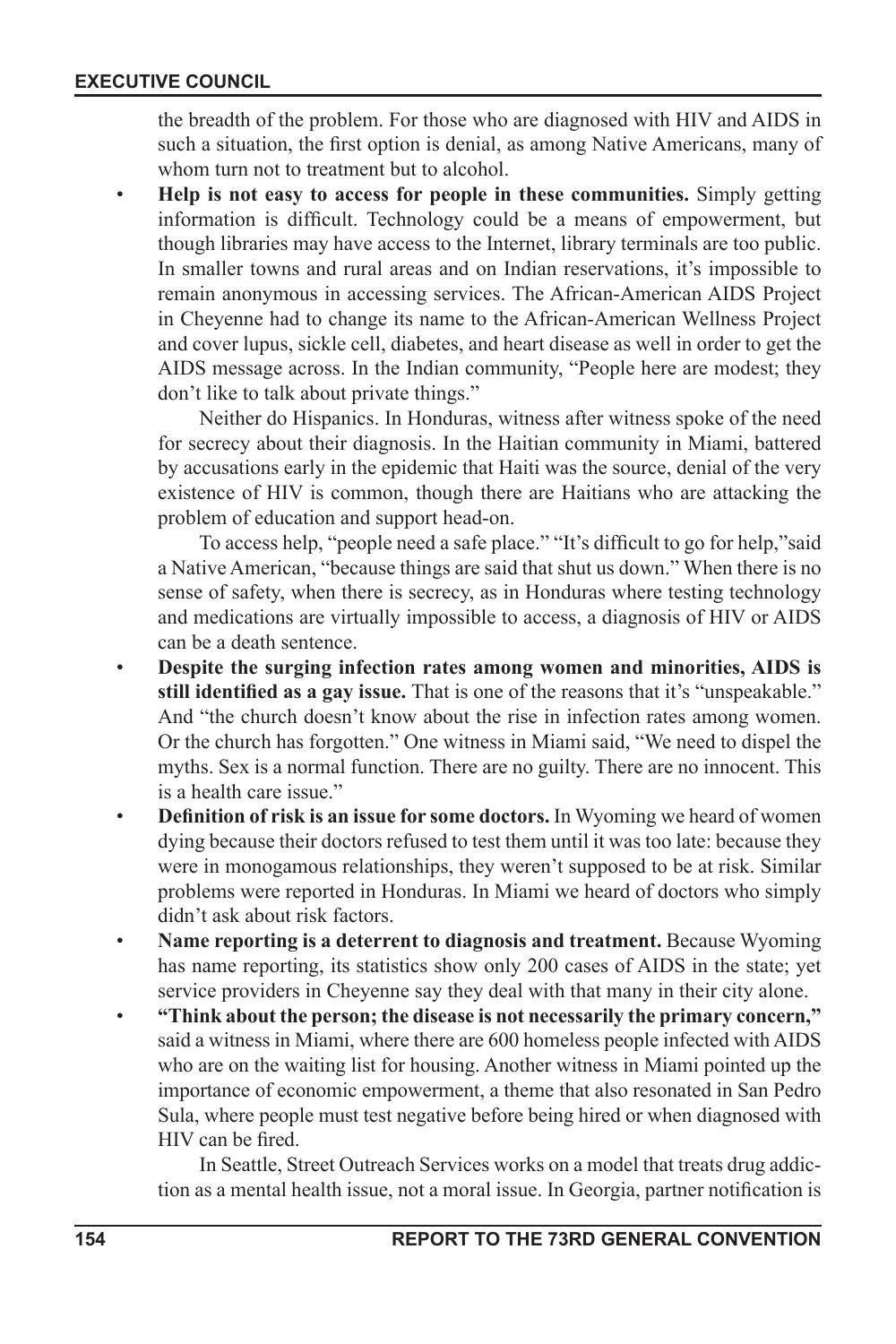the breadth of the problem. For those who are diagnosed with HIV and AIDS in such a situation, the first option is denial, as among Native Americans, many of whom turn not to treatment but to alcohol.

- **Help is not easy to access for people in these communities.** Simply getting information is difficult. Technology could be a means of empowerment, but though libraries may have access to the Internet, library terminals are too public. In smaller towns and rural areas and on Indian reservations, it's impossible to remain anonymous in accessing services. The African-American AIDS Project in Cheyenne had to change its name to the African-American Wellness Project and cover lupus, sickle cell, diabetes, and heart disease as well in order to get the AIDS message across. In the Indian community, "People here are modest; they don't like to talk about private things."

  Neither do Hispanics. In Honduras, witness after witness spoke of the need for secrecy about their diagnosis. In the Haitian community in Miami, battered by accusations early in the epidemic that Haiti was the source, denial of the very existence of HIV is common, though there are Haitians who are attacking the problem of education and support head-on.

  To access help, "people need a safe place." "It's difficult to go for help,"said a Native American, "because things are said that shut us down." When there is no sense of safety, when there is secrecy, as in Honduras where testing technology and medications are virtually impossible to access, a diagnosis of HIV or AIDS can be a death sentence.

- **Despite the surging infection rates among women and minorities, AIDS is still identified as a gay issue.** That is one of the reasons that it's "unspeakable." And "the church doesn't know about the rise in infection rates among women. Or the church has forgotten." One witness in Miami said, "We need to dispel the myths. Sex is a normal function. There are no guilty. There are no innocent. This is a health care issue."

- **Definition of risk is an issue for some doctors.** In Wyoming we heard of women dying because their doctors refused to test them until it was too late: because they were in monogamous relationships, they weren't supposed to be at risk. Similar problems were reported in Honduras. In Miami we heard of doctors who simply didn't ask about risk factors.

- **Name reporting is a deterrent to diagnosis and treatment.** Because Wyoming has name reporting, its statistics show only 200 cases of AIDS in the state; yet service providers in Cheyenne say they deal with that many in their city alone.

- **"Think about the person; the disease is not necessarily the primary concern,"** said a witness in Miami, where there are 600 homeless people infected with AIDS who are on the waiting list for housing. Another witness in Miami pointed up the importance of economic empowerment, a theme that also resonated in San Pedro Sula, where people must test negative before being hired or when diagnosed with HIV can be fired.

  In Seattle, Street Outreach Services works on a model that treats drug addiction as a mental health issue, not a moral issue. In Georgia, partner notification is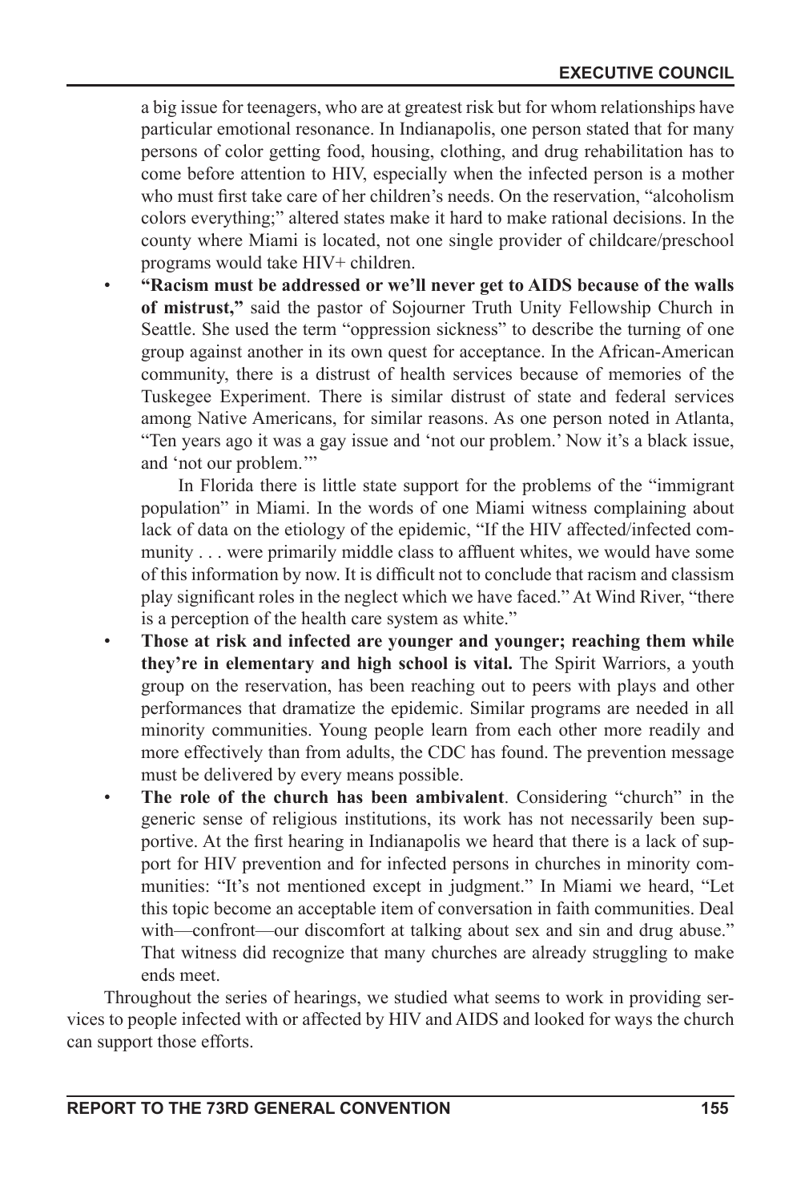a big issue for teenagers, who are at greatest risk but for whom relationships have particular emotional resonance. In Indianapolis, one person stated that for many persons of color getting food, housing, clothing, and drug rehabilitation has to come before attention to HIV, especially when the infected person is a mother who must first take care of her children's needs. On the reservation, "alcoholism colors everything;" altered states make it hard to make rational decisions. In the county where Miami is located, not one single provider of childcare/preschool programs would take HIV+ children.

- **"Racism must be addressed or we'll never get to AIDS because of the walls of mistrust,"** said the pastor of Sojourner Truth Unity Fellowship Church in Seattle. She used the term "oppression sickness" to describe the turning of one group against another in its own quest for acceptance. In the African-American community, there is a distrust of health services because of memories of the Tuskegee Experiment. There is similar distrust of state and federal services among Native Americans, for similar reasons. As one person noted in Atlanta, "Ten years ago it was a gay issue and 'not our problem.' Now it's a black issue, and 'not our problem.'"

  In Florida there is little state support for the problems of the "immigrant population" in Miami. In the words of one Miami witness complaining about lack of data on the etiology of the epidemic, "If the HIV affected/infected community . . . were primarily middle class to affluent whites, we would have some of this information by now. It is difficult not to conclude that racism and classism play significant roles in the neglect which we have faced." At Wind River, "there is a perception of the health care system as white."
- **Those at risk and infected are younger and younger; reaching them while they're in elementary and high school is vital.** The Spirit Warriors, a youth group on the reservation, has been reaching out to peers with plays and other performances that dramatize the epidemic. Similar programs are needed in all minority communities. Young people learn from each other more readily and more effectively than from adults, the CDC has found. The prevention message must be delivered by every means possible.
- **The role of the church has been ambivalent**. Considering "church" in the generic sense of religious institutions, its work has not necessarily been supportive. At the first hearing in Indianapolis we heard that there is a lack of support for HIV prevention and for infected persons in churches in minority communities: "It's not mentioned except in judgment." In Miami we heard, "Let this topic become an acceptable item of conversation in faith communities. Deal with—confront—our discomfort at talking about sex and sin and drug abuse." That witness did recognize that many churches are already struggling to make ends meet.

Throughout the series of hearings, we studied what seems to work in providing services to people infected with or affected by HIV and AIDS and looked for ways the church can support those efforts.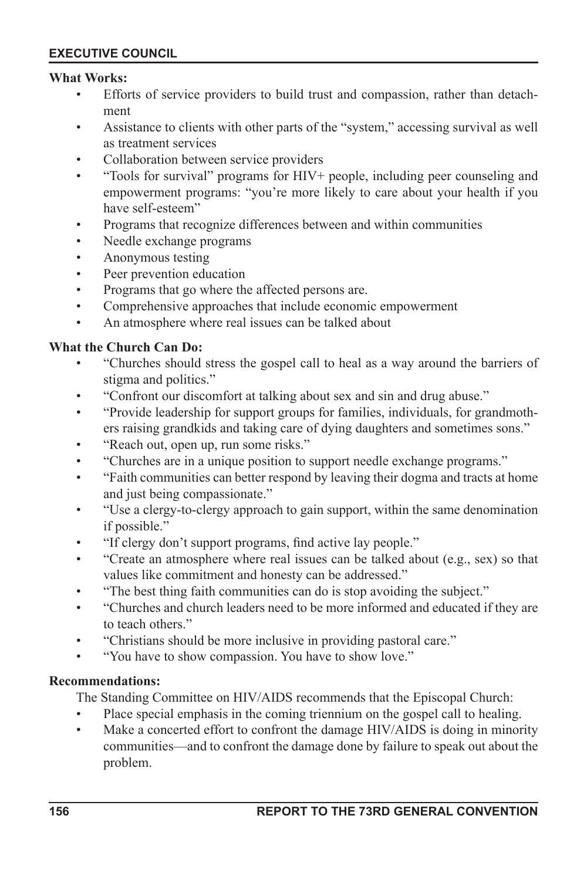**What Works:**

- Efforts of service providers to build trust and compassion, rather than detachment
- Assistance to clients with other parts of the "system," accessing survival as well as treatment services
- Collaboration between service providers
- "Tools for survival" programs for HIV+ people, including peer counseling and empowerment programs: "you're more likely to care about your health if you have self-esteem"
- Programs that recognize differences between and within communities
- Needle exchange programs
- Anonymous testing
- Peer prevention education
- Programs that go where the affected persons are.
- Comprehensive approaches that include economic empowerment
- An atmosphere where real issues can be talked about

**What the Church Can Do:**

- "Churches should stress the gospel call to heal as a way around the barriers of stigma and politics."
- "Confront our discomfort at talking about sex and sin and drug abuse."
- "Provide leadership for support groups for families, individuals, for grandmothers raising grandkids and taking care of dying daughters and sometimes sons."
- "Reach out, open up, run some risks."
- "Churches are in a unique position to support needle exchange programs."
- "Faith communities can better respond by leaving their dogma and tracts at home and just being compassionate."
- "Use a clergy-to-clergy approach to gain support, within the same denomination if possible."
- "If clergy don't support programs, find active lay people."
- "Create an atmosphere where real issues can be talked about (e.g., sex) so that values like commitment and honesty can be addressed."
- "The best thing faith communities can do is stop avoiding the subject."
- "Churches and church leaders need to be more informed and educated if they are to teach others."
- "Christians should be more inclusive in providing pastoral care."
- "You have to show compassion. You have to show love."

**Recommendations:**

The Standing Committee on HIV/AIDS recommends that the Episcopal Church:

- Place special emphasis in the coming triennium on the gospel call to healing.
- Make a concerted effort to confront the damage HIV/AIDS is doing in minority communities—and to confront the damage done by failure to speak out about the problem.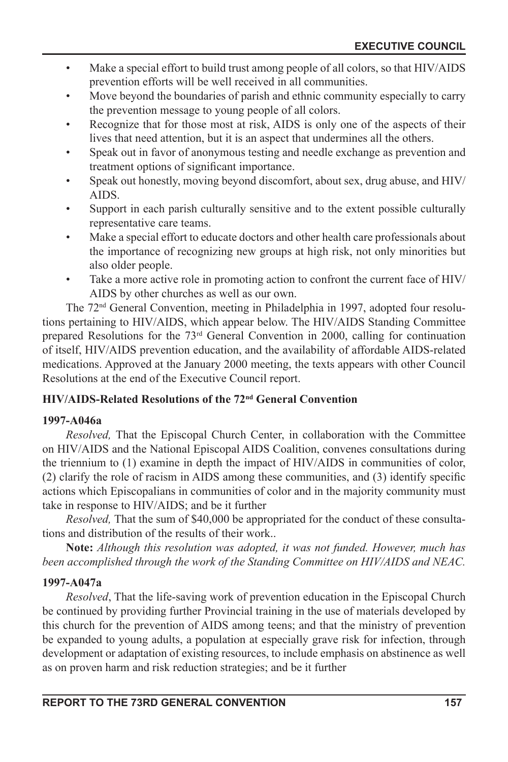- Make a special effort to build trust among people of all colors, so that HIV/AIDS prevention efforts will be well received in all communities.
- Move beyond the boundaries of parish and ethnic community especially to carry the prevention message to young people of all colors.
- Recognize that for those most at risk, AIDS is only one of the aspects of their lives that need attention, but it is an aspect that undermines all the others.
- Speak out in favor of anonymous testing and needle exchange as prevention and treatment options of significant importance.
- Speak out honestly, moving beyond discomfort, about sex, drug abuse, and HIV/AIDS.
- Support in each parish culturally sensitive and to the extent possible culturally representative care teams.
- Make a special effort to educate doctors and other health care professionals about the importance of recognizing new groups at high risk, not only minorities but also older people.
- Take a more active role in promoting action to confront the current face of HIV/AIDS by other churches as well as our own.

The 72nd General Convention, meeting in Philadelphia in 1997, adopted four resolutions pertaining to HIV/AIDS, which appear below. The HIV/AIDS Standing Committee prepared Resolutions for the 73rd General Convention in 2000, calling for continuation of itself, HIV/AIDS prevention education, and the availability of affordable AIDS-related medications. Approved at the January 2000 meeting, the texts appears with other Council Resolutions at the end of the Executive Council report.

### HIV/AIDS-Related Resolutions of the 72nd General Convention

#### 1997-A046a

*Resolved,* That the Episcopal Church Center, in collaboration with the Committee on HIV/AIDS and the National Episcopal AIDS Coalition, convenes consultations during the triennium to (1) examine in depth the impact of HIV/AIDS in communities of color, (2) clarify the role of racism in AIDS among these communities, and (3) identify specific actions which Episcopalians in communities of color and in the majority community must take in response to HIV/AIDS; and be it further

*Resolved,* That the sum of $40,000 be appropriated for the conduct of these consultations and distribution of the results of their work..

**Note:** *Although this resolution was adopted, it was not funded. However, much has been accomplished through the work of the Standing Committee on HIV/AIDS and NEAC.*

#### 1997-A047a

*Resolved*, That the life-saving work of prevention education in the Episcopal Church be continued by providing further Provincial training in the use of materials developed by this church for the prevention of AIDS among teens; and that the ministry of prevention be expanded to young adults, a population at especially grave risk for infection, through development or adaptation of existing resources, to include emphasis on abstinence as well as on proven harm and risk reduction strategies; and be it further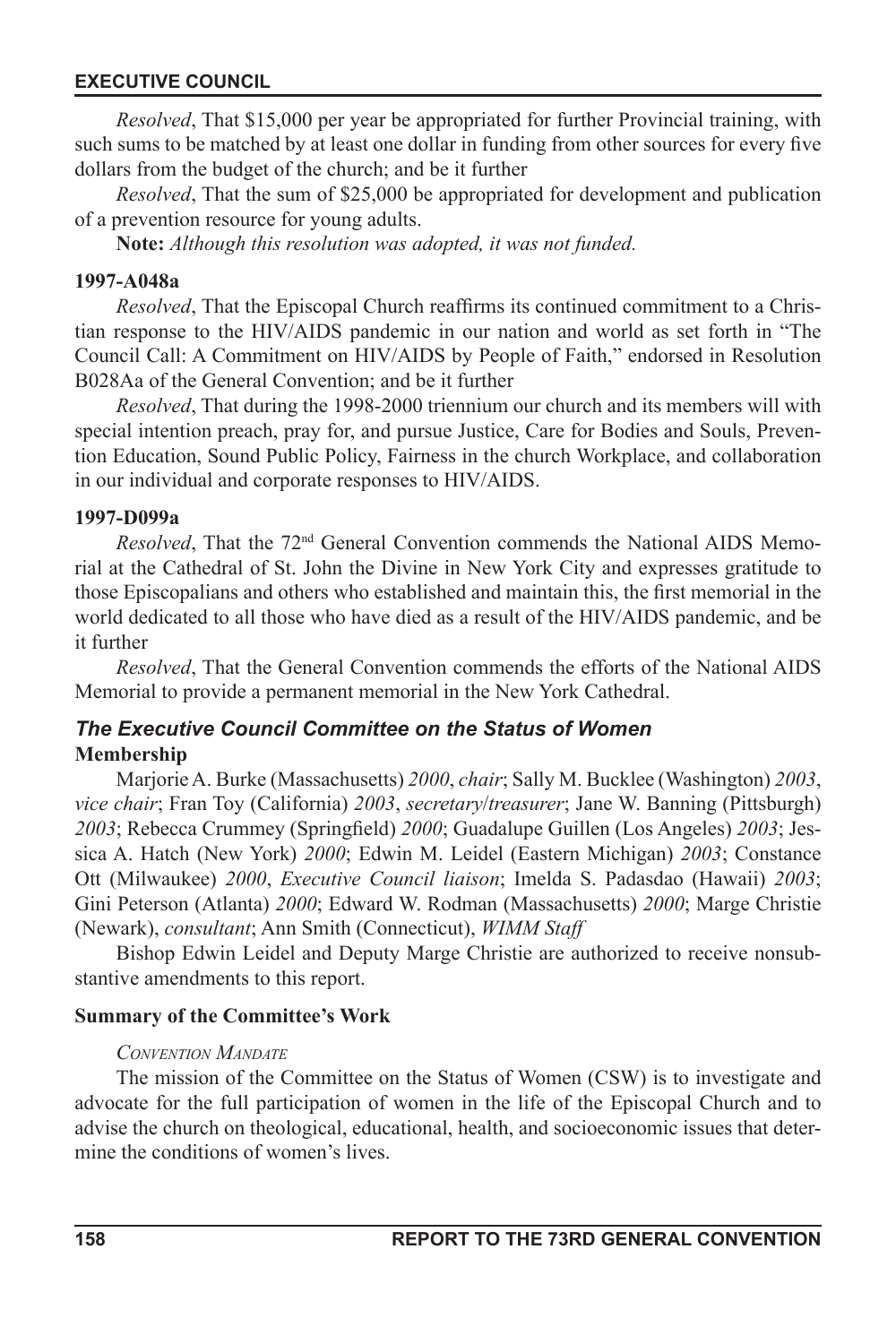*Resolved*, That $15,000 per year be appropriated for further Provincial training, with such sums to be matched by at least one dollar in funding from other sources for every five dollars from the budget of the church; and be it further

*Resolved*, That the sum of $25,000 be appropriated for development and publication of a prevention resource for young adults.

**Note:** *Although this resolution was adopted, it was not funded.*

**1997-A048a**

*Resolved*, That the Episcopal Church reaffirms its continued commitment to a Christian response to the HIV/AIDS pandemic in our nation and world as set forth in "The Council Call: A Commitment on HIV/AIDS by People of Faith," endorsed in Resolution B028Aa of the General Convention; and be it further

*Resolved*, That during the 1998-2000 triennium our church and its members will with special intention preach, pray for, and pursue Justice, Care for Bodies and Souls, Prevention Education, Sound Public Policy, Fairness in the church Workplace, and collaboration in our individual and corporate responses to HIV/AIDS.

**1997-D099a**

*Resolved*, That the 72nd General Convention commends the National AIDS Memorial at the Cathedral of St. John the Divine in New York City and expresses gratitude to those Episcopalians and others who established and maintain this, the first memorial in the world dedicated to all those who have died as a result of the HIV/AIDS pandemic, and be it further

*Resolved*, That the General Convention commends the efforts of the National AIDS Memorial to provide a permanent memorial in the New York Cathedral.

## *The Executive Council Committee on the Status of Women*

**Membership**

Marjorie A. Burke (Massachusetts) *2000*, *chair*; Sally M. Bucklee (Washington) *2003*, *vice chair*; Fran Toy (California) *2003*, *secretary/treasurer*; Jane W. Banning (Pittsburgh) *2003*; Rebecca Crummey (Springfield) *2000*; Guadalupe Guillen (Los Angeles) *2003*; Jessica A. Hatch (New York) *2000*; Edwin M. Leidel (Eastern Michigan) *2003*; Constance Ott (Milwaukee) *2000*, *Executive Council liaison*; Imelda S. Padasdao (Hawaii) *2003*; Gini Peterson (Atlanta) *2000*; Edward W. Rodman (Massachusetts) *2000*; Marge Christie (Newark), *consultant*; Ann Smith (Connecticut), *WIMM Staff*

Bishop Edwin Leidel and Deputy Marge Christie are authorized to receive nonsubstantive amendments to this report.

**Summary of the Committee's Work**

*Convention Mandate*

The mission of the Committee on the Status of Women (CSW) is to investigate and advocate for the full participation of women in the life of the Episcopal Church and to advise the church on theological, educational, health, and socioeconomic issues that determine the conditions of women's lives.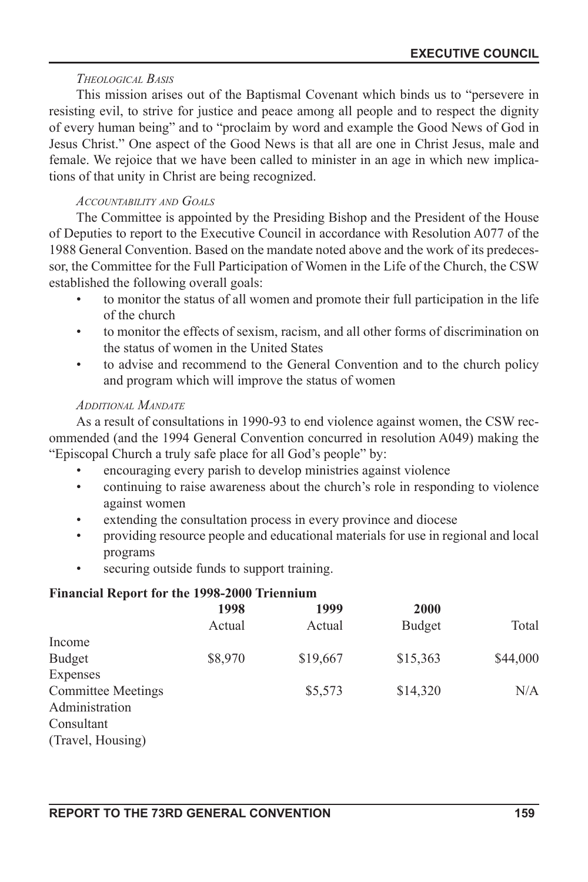*Theological Basis*

This mission arises out of the Baptismal Covenant which binds us to "persevere in resisting evil, to strive for justice and peace among all people and to respect the dignity of every human being" and to "proclaim by word and example the Good News of God in Jesus Christ." One aspect of the Good News is that all are one in Christ Jesus, male and female. We rejoice that we have been called to minister in an age in which new implications of that unity in Christ are being recognized.

*Accountability and Goals*

The Committee is appointed by the Presiding Bishop and the President of the House of Deputies to report to the Executive Council in accordance with Resolution A077 of the 1988 General Convention. Based on the mandate noted above and the work of its predecessor, the Committee for the Full Participation of Women in the Life of the Church, the CSW established the following overall goals:

- to monitor the status of all women and promote their full participation in the life of the church
- to monitor the effects of sexism, racism, and all other forms of discrimination on the status of women in the United States
- to advise and recommend to the General Convention and to the church policy and program which will improve the status of women

*Additional Mandate*

As a result of consultations in 1990-93 to end violence against women, the CSW recommended (and the 1994 General Convention concurred in resolution A049) making the "Episcopal Church a truly safe place for all God's people" by:

- encouraging every parish to develop ministries against violence
- continuing to raise awareness about the church's role in responding to violence against women
- extending the consultation process in every province and diocese
- providing resource people and educational materials for use in regional and local programs
- securing outside funds to support training.

**Financial Report for the 1998-2000 Triennium**

| | **1998** | **1999** | **2000** | |
|---|---|---|---|---|
| | Actual | Actual | Budget | Total |
| Income | | | | |
| Budget | $8,970 | $19,667 | $15,363 | $44,000 |
| Expenses | | | | |
| Committee Meetings | | $5,573 | $14,320 | N/A |
| Administration | | | | |
| Consultant | | | | |
| (Travel, Housing) | | | | |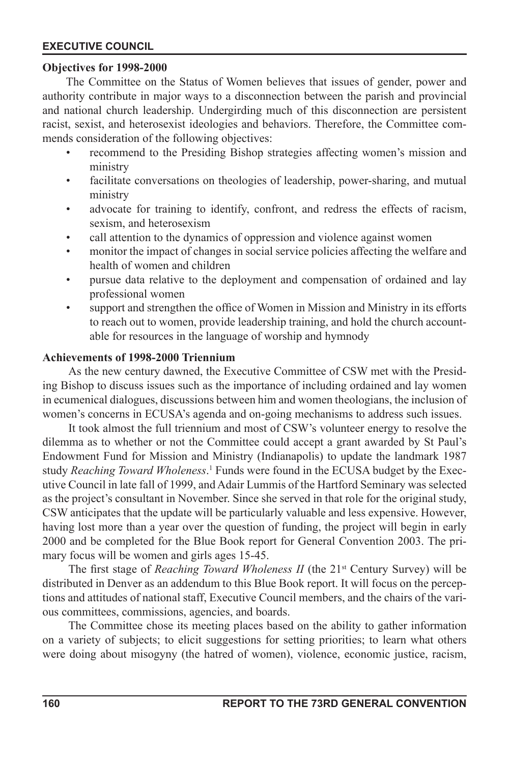### Objectives for 1998-2000

The Committee on the Status of Women believes that issues of gender, power and authority contribute in major ways to a disconnection between the parish and provincial and national church leadership. Undergirding much of this disconnection are persistent racist, sexist, and heterosexist ideologies and behaviors. Therefore, the Committee commends consideration of the following objectives:

- recommend to the Presiding Bishop strategies affecting women's mission and ministry
- facilitate conversations on theologies of leadership, power-sharing, and mutual ministry
- advocate for training to identify, confront, and redress the effects of racism, sexism, and heterosexism
- call attention to the dynamics of oppression and violence against women
- monitor the impact of changes in social service policies affecting the welfare and health of women and children
- pursue data relative to the deployment and compensation of ordained and lay professional women
- support and strengthen the office of Women in Mission and Ministry in its efforts to reach out to women, provide leadership training, and hold the church accountable for resources in the language of worship and hymnody

### Achievements of 1998-2000 Triennium

As the new century dawned, the Executive Committee of CSW met with the Presiding Bishop to discuss issues such as the importance of including ordained and lay women in ecumenical dialogues, discussions between him and women theologians, the inclusion of women's concerns in ECUSA's agenda and on-going mechanisms to address such issues.

It took almost the full triennium and most of CSW's volunteer energy to resolve the dilemma as to whether or not the Committee could accept a grant awarded by St Paul's Endowment Fund for Mission and Ministry (Indianapolis) to update the landmark 1987 study *Reaching Toward Wholeness*.[1] Funds were found in the ECUSA budget by the Executive Council in late fall of 1999, and Adair Lummis of the Hartford Seminary was selected as the project's consultant in November. Since she served in that role for the original study, CSW anticipates that the update will be particularly valuable and less expensive. However, having lost more than a year over the question of funding, the project will begin in early 2000 and be completed for the Blue Book report for General Convention 2003. The primary focus will be women and girls ages 15-45.

The first stage of *Reaching Toward Wholeness II* (the 21st Century Survey) will be distributed in Denver as an addendum to this Blue Book report. It will focus on the perceptions and attitudes of national staff, Executive Council members, and the chairs of the various committees, commissions, agencies, and boards.

The Committee chose its meeting places based on the ability to gather information on a variety of subjects; to elicit suggestions for setting priorities; to learn what others were doing about misogyny (the hatred of women), violence, economic justice, racism,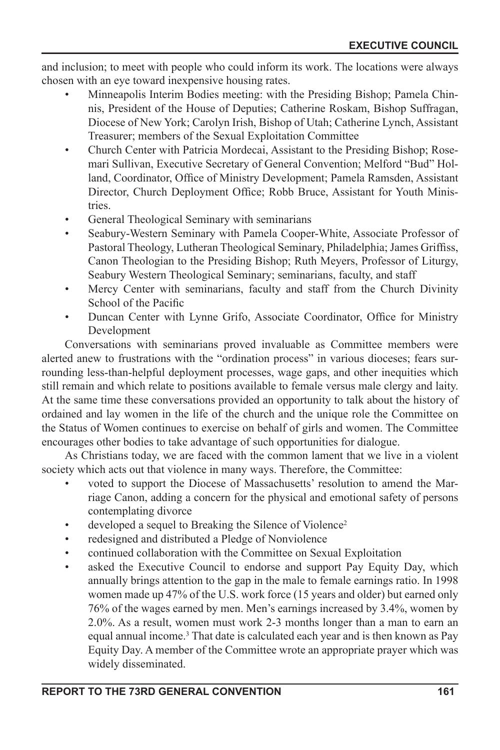and inclusion; to meet with people who could inform its work. The locations were always chosen with an eye toward inexpensive housing rates.

- Minneapolis Interim Bodies meeting: with the Presiding Bishop; Pamela Chinnis, President of the House of Deputies; Catherine Roskam, Bishop Suffragan, Diocese of New York; Carolyn Irish, Bishop of Utah; Catherine Lynch, Assistant Treasurer; members of the Sexual Exploitation Committee
- Church Center with Patricia Mordecai, Assistant to the Presiding Bishop; Rosemari Sullivan, Executive Secretary of General Convention; Melford "Bud" Holland, Coordinator, Office of Ministry Development; Pamela Ramsden, Assistant Director, Church Deployment Office; Robb Bruce, Assistant for Youth Ministries.
- General Theological Seminary with seminarians
- Seabury-Western Seminary with Pamela Cooper-White, Associate Professor of Pastoral Theology, Lutheran Theological Seminary, Philadelphia; James Griffiss, Canon Theologian to the Presiding Bishop; Ruth Meyers, Professor of Liturgy, Seabury Western Theological Seminary; seminarians, faculty, and staff
- Mercy Center with seminarians, faculty and staff from the Church Divinity School of the Pacific
- Duncan Center with Lynne Grifo, Associate Coordinator, Office for Ministry Development

Conversations with seminarians proved invaluable as Committee members were alerted anew to frustrations with the "ordination process" in various dioceses; fears surrounding less-than-helpful deployment processes, wage gaps, and other inequities which still remain and which relate to positions available to female versus male clergy and laity. At the same time these conversations provided an opportunity to talk about the history of ordained and lay women in the life of the church and the unique role the Committee on the Status of Women continues to exercise on behalf of girls and women. The Committee encourages other bodies to take advantage of such opportunities for dialogue.

As Christians today, we are faced with the common lament that we live in a violent society which acts out that violence in many ways. Therefore, the Committee:

- voted to support the Diocese of Massachusetts' resolution to amend the Marriage Canon, adding a concern for the physical and emotional safety of persons contemplating divorce
- developed a sequel to Breaking the Silence of Violence[2]
- redesigned and distributed a Pledge of Nonviolence
- continued collaboration with the Committee on Sexual Exploitation
- asked the Executive Council to endorse and support Pay Equity Day, which annually brings attention to the gap in the male to female earnings ratio. In 1998 women made up 47% of the U.S. work force (15 years and older) but earned only 76% of the wages earned by men. Men's earnings increased by 3.4%, women by 2.0%. As a result, women must work 2-3 months longer than a man to earn an equal annual income.[3] That date is calculated each year and is then known as Pay Equity Day. A member of the Committee wrote an appropriate prayer which was widely disseminated.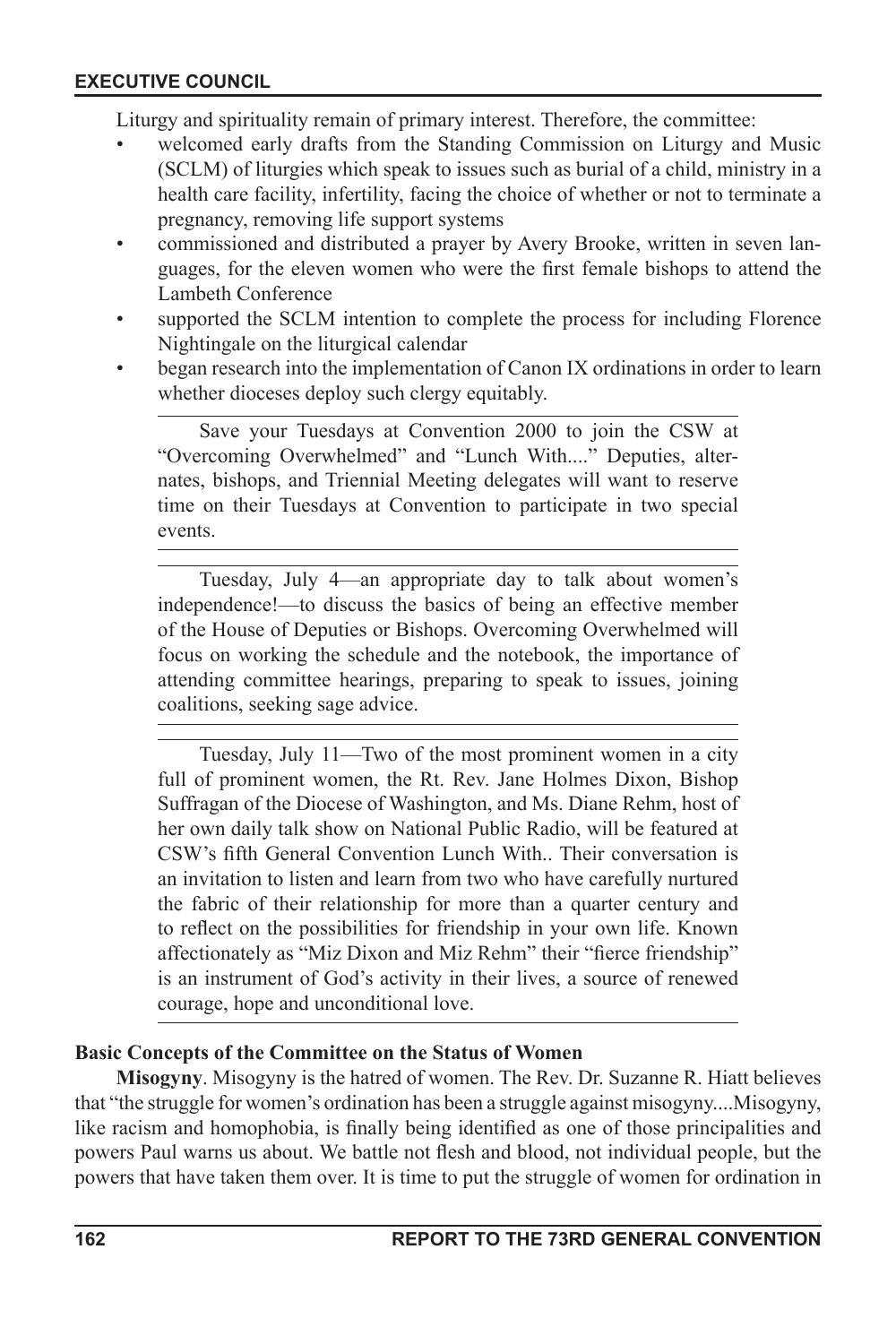Liturgy and spirituality remain of primary interest. Therefore, the committee:

- welcomed early drafts from the Standing Commission on Liturgy and Music (SCLM) of liturgies which speak to issues such as burial of a child, ministry in a health care facility, infertility, facing the choice of whether or not to terminate a pregnancy, removing life support systems
- commissioned and distributed a prayer by Avery Brooke, written in seven languages, for the eleven women who were the first female bishops to attend the Lambeth Conference
- supported the SCLM intention to complete the process for including Florence Nightingale on the liturgical calendar
- began research into the implementation of Canon IX ordinations in order to learn whether dioceses deploy such clergy equitably.

---

Save your Tuesdays at Convention 2000 to join the CSW at "Overcoming Overwhelmed" and "Lunch With...." Deputies, alternates, bishops, and Triennial Meeting delegates will want to reserve time on their Tuesdays at Convention to participate in two special events.

---

Tuesday, July 4—an appropriate day to talk about women's independence!—to discuss the basics of being an effective member of the House of Deputies or Bishops. Overcoming Overwhelmed will focus on working the schedule and the notebook, the importance of attending committee hearings, preparing to speak to issues, joining coalitions, seeking sage advice.

---

Tuesday, July 11—Two of the most prominent women in a city full of prominent women, the Rt. Rev. Jane Holmes Dixon, Bishop Suffragan of the Diocese of Washington, and Ms. Diane Rehm, host of her own daily talk show on National Public Radio, will be featured at CSW's fifth General Convention Lunch With.. Their conversation is an invitation to listen and learn from two who have carefully nurtured the fabric of their relationship for more than a quarter century and to reflect on the possibilities for friendship in your own life. Known affectionately as "Miz Dixon and Miz Rehm" their "fierce friendship" is an instrument of God's activity in their lives, a source of renewed courage, hope and unconditional love.

---

### Basic Concepts of the Committee on the Status of Women

**Misogyny**. Misogyny is the hatred of women. The Rev. Dr. Suzanne R. Hiatt believes that "the struggle for women's ordination has been a struggle against misogyny....Misogyny, like racism and homophobia, is finally being identified as one of those principalities and powers Paul warns us about. We battle not flesh and blood, not individual people, but the powers that have taken them over. It is time to put the struggle of women for ordination in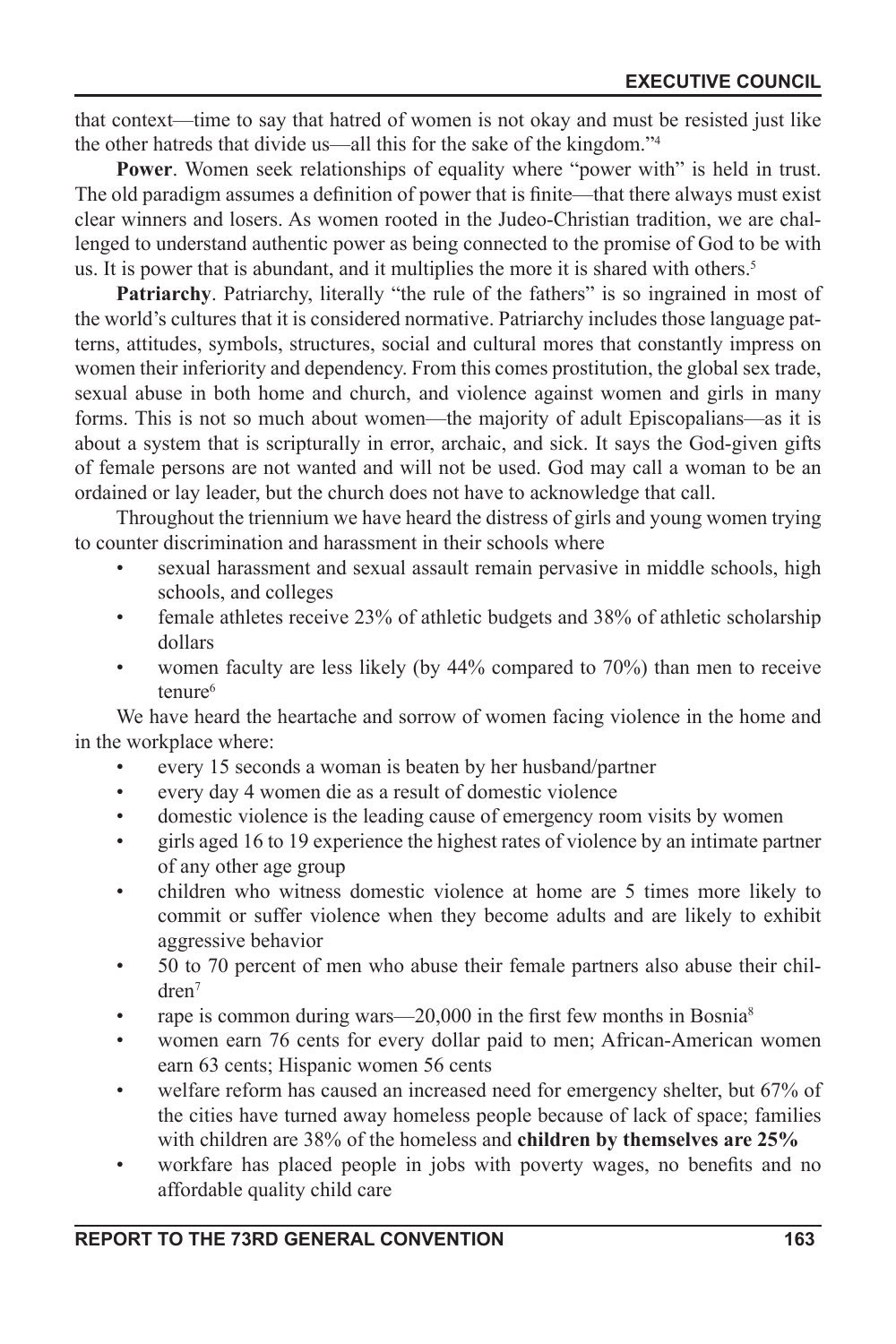that context—time to say that hatred of women is not okay and must be resisted just like the other hatreds that divide us—all this for the sake of the kingdom."[4]

**Power**. Women seek relationships of equality where "power with" is held in trust. The old paradigm assumes a definition of power that is finite—that there always must exist clear winners and losers. As women rooted in the Judeo-Christian tradition, we are challenged to understand authentic power as being connected to the promise of God to be with us. It is power that is abundant, and it multiplies the more it is shared with others.[5]

**Patriarchy**. Patriarchy, literally "the rule of the fathers" is so ingrained in most of the world's cultures that it is considered normative. Patriarchy includes those language patterns, attitudes, symbols, structures, social and cultural mores that constantly impress on women their inferiority and dependency. From this comes prostitution, the global sex trade, sexual abuse in both home and church, and violence against women and girls in many forms. This is not so much about women—the majority of adult Episcopalians—as it is about a system that is scripturally in error, archaic, and sick. It says the God-given gifts of female persons are not wanted and will not be used. God may call a woman to be an ordained or lay leader, but the church does not have to acknowledge that call.

Throughout the triennium we have heard the distress of girls and young women trying to counter discrimination and harassment in their schools where

- sexual harassment and sexual assault remain pervasive in middle schools, high schools, and colleges
- female athletes receive 23% of athletic budgets and 38% of athletic scholarship dollars
- women faculty are less likely (by 44% compared to 70%) than men to receive tenure[6]

We have heard the heartache and sorrow of women facing violence in the home and in the workplace where:

- every 15 seconds a woman is beaten by her husband/partner
- every day 4 women die as a result of domestic violence
- domestic violence is the leading cause of emergency room visits by women
- girls aged 16 to 19 experience the highest rates of violence by an intimate partner of any other age group
- children who witness domestic violence at home are 5 times more likely to commit or suffer violence when they become adults and are likely to exhibit aggressive behavior
- 50 to 70 percent of men who abuse their female partners also abuse their children[7]
- rape is common during wars—20,000 in the first few months in Bosnia[8]
- women earn 76 cents for every dollar paid to men; African-American women earn 63 cents; Hispanic women 56 cents
- welfare reform has caused an increased need for emergency shelter, but 67% of the cities have turned away homeless people because of lack of space; families with children are 38% of the homeless and **children by themselves are 25%**
- workfare has placed people in jobs with poverty wages, no benefits and no affordable quality child care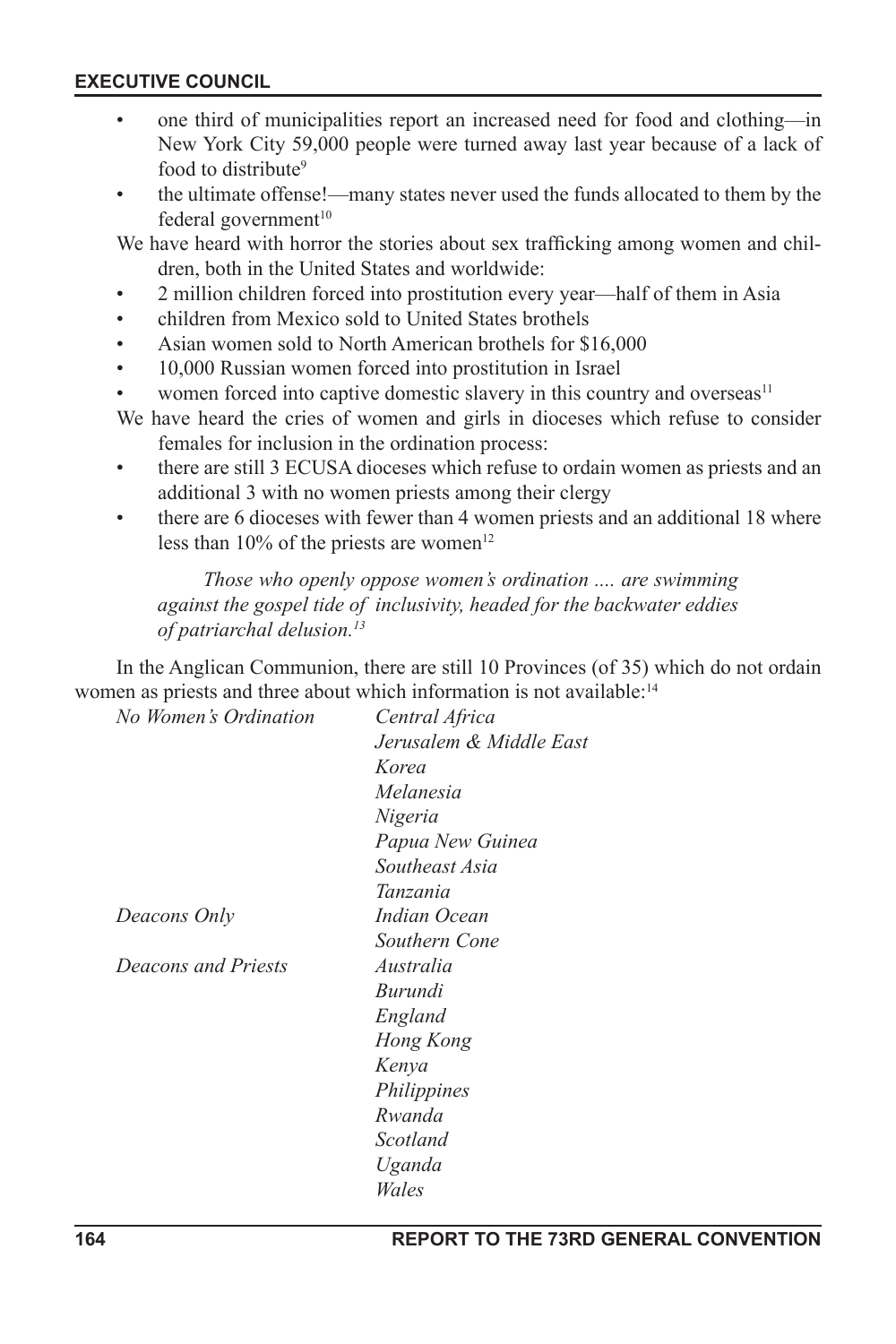- one third of municipalities report an increased need for food and clothing—in New York City 59,000 people were turned away last year because of a lack of food to distribute[9]
- the ultimate offense!—many states never used the funds allocated to them by the federal government[10]

We have heard with horror the stories about sex trafficking among women and children, both in the United States and worldwide:

- 2 million children forced into prostitution every year—half of them in Asia
- children from Mexico sold to United States brothels
- Asian women sold to North American brothels for $16,000
- 10,000 Russian women forced into prostitution in Israel
- women forced into captive domestic slavery in this country and overseas[11]

We have heard the cries of women and girls in dioceses which refuse to consider females for inclusion in the ordination process:

- there are still 3 ECUSA dioceses which refuse to ordain women as priests and an additional 3 with no women priests among their clergy
- there are 6 dioceses with fewer than 4 women priests and an additional 18 where less than 10% of the priests are women[12]

> *Those who openly oppose women's ordination .... are swimming against the gospel tide of inclusivity, headed for the backwater eddies of patriarchal delusion.[13]*

In the Anglican Communion, there are still 10 Provinces (of 35) which do not ordain women as priests and three about which information is not available:[14]

| | |
|---|---|
| *No Women's Ordination* | *Central Africa* |
| | *Jerusalem & Middle East* |
| | *Korea* |
| | *Melanesia* |
| | *Nigeria* |
| | *Papua New Guinea* |
| | *Southeast Asia* |
| | *Tanzania* |
| *Deacons Only* | *Indian Ocean* |
| | *Southern Cone* |
| *Deacons and Priests* | *Australia* |
| | *Burundi* |
| | *England* |
| | *Hong Kong* |
| | *Kenya* |
| | *Philippines* |
| | *Rwanda* |
| | *Scotland* |
| | *Uganda* |
| | *Wales* |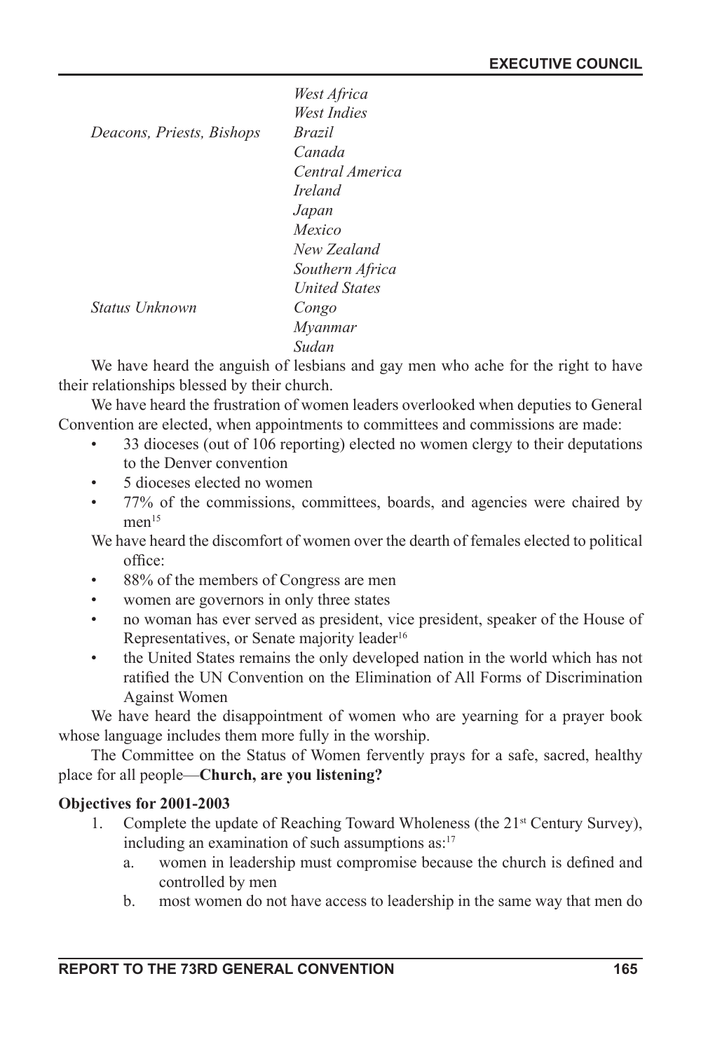| | |
|---|---|
| | *West Africa* |
| | *West Indies* |
| *Deacons, Priests, Bishops* | *Brazil* |
| | *Canada* |
| | *Central America* |
| | *Ireland* |
| | *Japan* |
| | *Mexico* |
| | *New Zealand* |
| | *Southern Africa* |
| | *United States* |
| *Status Unknown* | *Congo* |
| | *Myanmar* |
| | *Sudan* |

We have heard the anguish of lesbians and gay men who ache for the right to have their relationships blessed by their church.

We have heard the frustration of women leaders overlooked when deputies to General Convention are elected, when appointments to committees and commissions are made:

- 33 dioceses (out of 106 reporting) elected no women clergy to their deputations to the Denver convention
- 5 dioceses elected no women
- 77% of the commissions, committees, boards, and agencies were chaired by men[15]

We have heard the discomfort of women over the dearth of females elected to political office:

- 88% of the members of Congress are men
- women are governors in only three states
- no woman has ever served as president, vice president, speaker of the House of Representatives, or Senate majority leader[16]
- the United States remains the only developed nation in the world which has not ratified the UN Convention on the Elimination of All Forms of Discrimination Against Women

We have heard the disappointment of women who are yearning for a prayer book whose language includes them more fully in the worship.

The Committee on the Status of Women fervently prays for a safe, sacred, healthy place for all people—**Church, are you listening?**

**Objectives for 2001-2003**

1. Complete the update of Reaching Toward Wholeness (the 21st Century Survey), including an examination of such assumptions as:[17]
   a. women in leadership must compromise because the church is defined and controlled by men
   b. most women do not have access to leadership in the same way that men do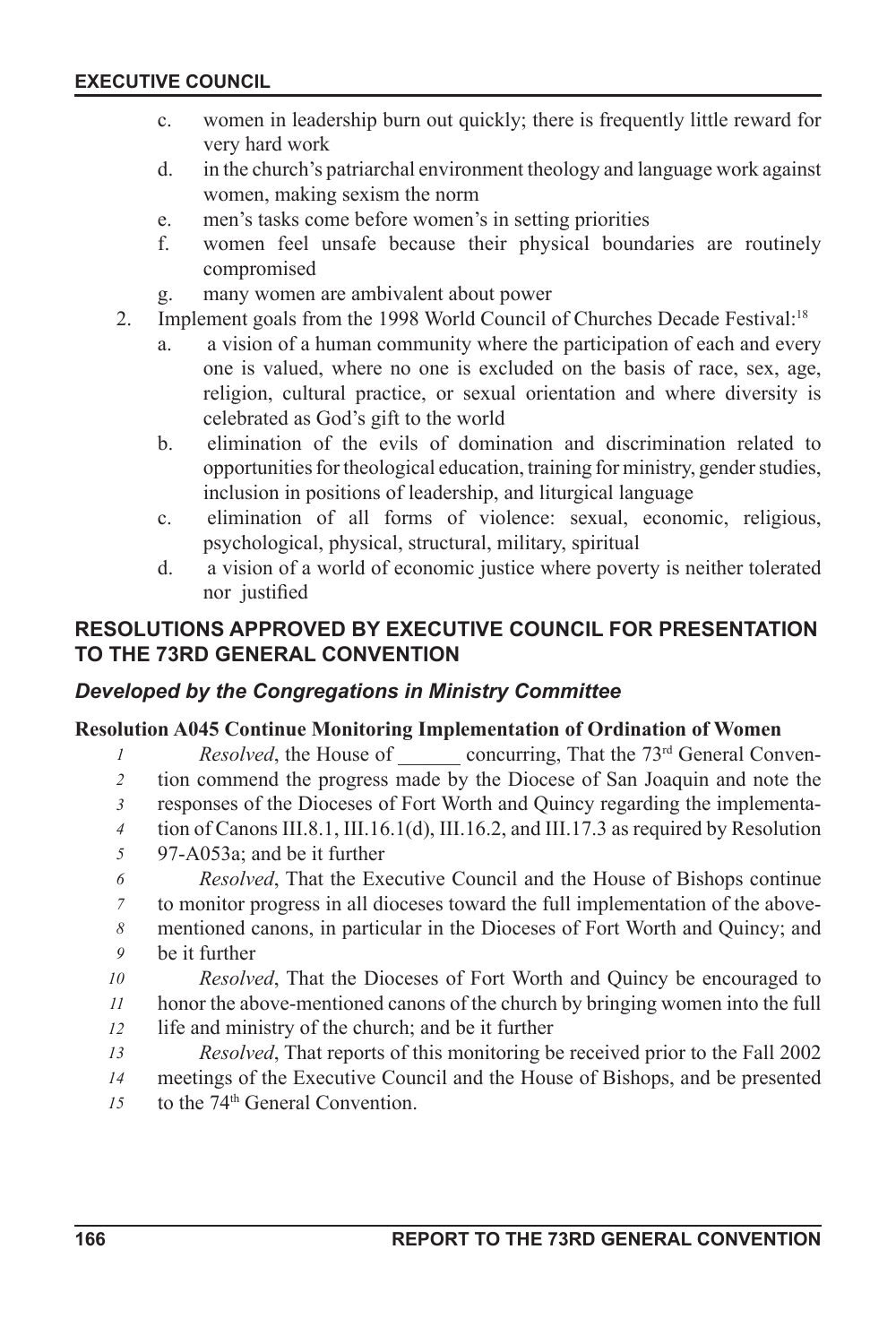c. women in leadership burn out quickly; there is frequently little reward for very hard work

d. in the church's patriarchal environment theology and language work against women, making sexism the norm

e. men's tasks come before women's in setting priorities

f. women feel unsafe because their physical boundaries are routinely compromised

g. many women are ambivalent about power

2. Implement goals from the 1998 World Council of Churches Decade Festival:[18]

   a. a vision of a human community where the participation of each and every one is valued, where no one is excluded on the basis of race, sex, age, religion, cultural practice, or sexual orientation and where diversity is celebrated as God's gift to the world

   b. elimination of the evils of domination and discrimination related to opportunities for theological education, training for ministry, gender studies, inclusion in positions of leadership, and liturgical language

   c. elimination of all forms of violence: sexual, economic, religious, psychological, physical, structural, military, spiritual

   d. a vision of a world of economic justice where poverty is neither tolerated nor justified

## RESOLUTIONS APPROVED BY EXECUTIVE COUNCIL FOR PRESENTATION TO THE 73RD GENERAL CONVENTION

### *Developed by the Congregations in Ministry Committee*

**Resolution A045 Continue Monitoring Implementation of Ordination of Women**

1 *Resolved*, the House of ______ concurring, That the 73rd General Conven-
2 tion commend the progress made by the Diocese of San Joaquin and note the
3 responses of the Dioceses of Fort Worth and Quincy regarding the implementa-
4 tion of Canons III.8.1, III.16.1(d), III.16.2, and III.17.3 as required by Resolution
5 97-A053a; and be it further
6 *Resolved*, That the Executive Council and the House of Bishops continue
7 to monitor progress in all dioceses toward the full implementation of the above-
8 mentioned canons, in particular in the Dioceses of Fort Worth and Quincy; and
9 be it further
10 *Resolved*, That the Dioceses of Fort Worth and Quincy be encouraged to
11 honor the above-mentioned canons of the church by bringing women into the full
12 life and ministry of the church; and be it further
13 *Resolved*, That reports of this monitoring be received prior to the Fall 2002
14 meetings of the Executive Council and the House of Bishops, and be presented
15 to the 74th General Convention.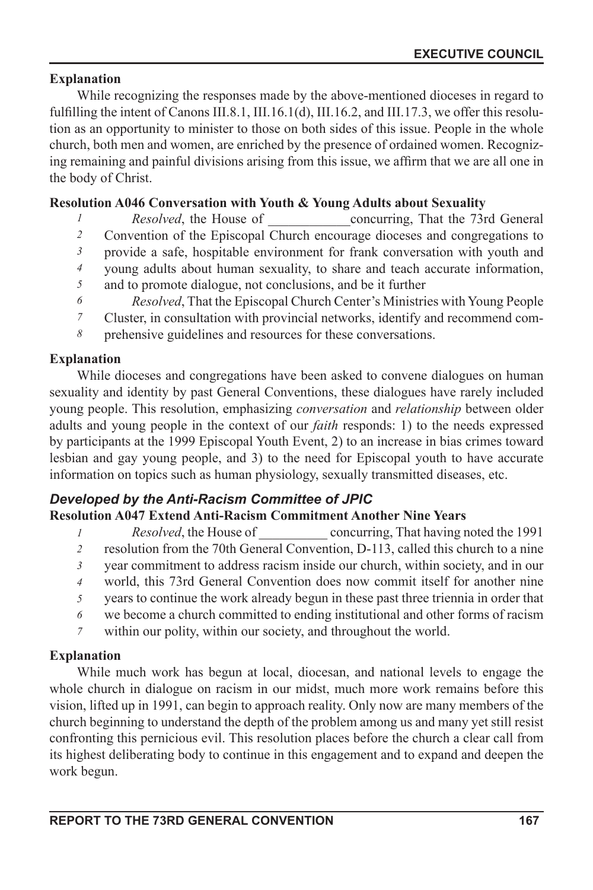**Explanation**

While recognizing the responses made by the above-mentioned dioceses in regard to fulfilling the intent of Canons III.8.1, III.16.1(d), III.16.2, and III.17.3, we offer this resolution as an opportunity to minister to those on both sides of this issue. People in the whole church, both men and women, are enriched by the presence of ordained women. Recognizing remaining and painful divisions arising from this issue, we affirm that we are all one in the body of Christ.

**Resolution A046 Conversation with Youth & Young Adults about Sexuality**

*1* *Resolved*, the House of ____________concurring, That the 73rd General
*2* Convention of the Episcopal Church encourage dioceses and congregations to
*3* provide a safe, hospitable environment for frank conversation with youth and
*4* young adults about human sexuality, to share and teach accurate information,
*5* and to promote dialogue, not conclusions, and be it further
*6* *Resolved*, That the Episcopal Church Center's Ministries with Young People
*7* Cluster, in consultation with provincial networks, identify and recommend com-
*8* prehensive guidelines and resources for these conversations.

**Explanation**

While dioceses and congregations have been asked to convene dialogues on human sexuality and identity by past General Conventions, these dialogues have rarely included young people. This resolution, emphasizing *conversation* and *relationship* between older adults and young people in the context of our *faith* responds: 1) to the needs expressed by participants at the 1999 Episcopal Youth Event, 2) to an increase in bias crimes toward lesbian and gay young people, and 3) to the need for Episcopal youth to have accurate information on topics such as human physiology, sexually transmitted diseases, etc.

***Developed by the Anti-Racism Committee of JPIC***

**Resolution A047 Extend Anti-Racism Commitment Another Nine Years**

*1* *Resolved*, the House of __________ concurring, That having noted the 1991
*2* resolution from the 70th General Convention, D-113, called this church to a nine
*3* year commitment to address racism inside our church, within society, and in our
*4* world, this 73rd General Convention does now commit itself for another nine
*5* years to continue the work already begun in these past three triennia in order that
*6* we become a church committed to ending institutional and other forms of racism
*7* within our polity, within our society, and throughout the world.

**Explanation**

While much work has begun at local, diocesan, and national levels to engage the whole church in dialogue on racism in our midst, much more work remains before this vision, lifted up in 1991, can begin to approach reality. Only now are many members of the church beginning to understand the depth of the problem among us and many yet still resist confronting this pernicious evil. This resolution places before the church a clear call from its highest deliberating body to continue in this engagement and to expand and deepen the work begun.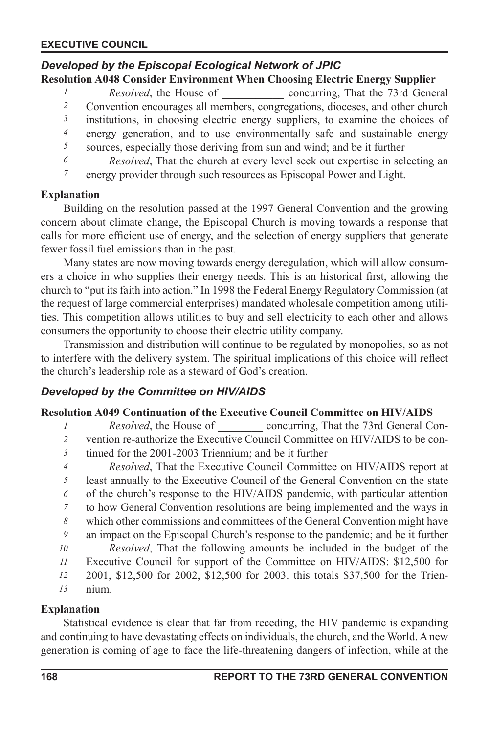### *Developed by the Episcopal Ecological Network of JPIC*

**Resolution A048 Consider Environment When Choosing Electric Energy Supplier**

*1* *Resolved*, the House of ___________ concurring, That the 73rd General
*2* Convention encourages all members, congregations, dioceses, and other church
*3* institutions, in choosing electric energy suppliers, to examine the choices of
*4* energy generation, and to use environmentally safe and sustainable energy
*5* sources, especially those deriving from sun and wind; and be it further
*6* *Resolved*, That the church at every level seek out expertise in selecting an
*7* energy provider through such resources as Episcopal Power and Light.

**Explanation**

Building on the resolution passed at the 1997 General Convention and the growing concern about climate change, the Episcopal Church is moving towards a response that calls for more efficient use of energy, and the selection of energy suppliers that generate fewer fossil fuel emissions than in the past.

Many states are now moving towards energy deregulation, which will allow consumers a choice in who supplies their energy needs. This is an historical first, allowing the church to "put its faith into action." In 1998 the Federal Energy Regulatory Commission (at the request of large commercial enterprises) mandated wholesale competition among utilities. This competition allows utilities to buy and sell electricity to each other and allows consumers the opportunity to choose their electric utility company.

Transmission and distribution will continue to be regulated by monopolies, so as not to interfere with the delivery system. The spiritual implications of this choice will reflect the church's leadership role as a steward of God's creation.

### *Developed by the Committee on HIV/AIDS*

**Resolution A049 Continuation of the Executive Council Committee on HIV/AIDS**

*1* *Resolved*, the House of ________ concurring, That the 73rd General Con-
*2* vention re-authorize the Executive Council Committee on HIV/AIDS to be con-
*3* tinued for the 2001-2003 Triennium; and be it further
*4* *Resolved*, That the Executive Council Committee on HIV/AIDS report at
*5* least annually to the Executive Council of the General Convention on the state
*6* of the church's response to the HIV/AIDS pandemic, with particular attention
*7* to how General Convention resolutions are being implemented and the ways in
*8* which other commissions and committees of the General Convention might have
*9* an impact on the Episcopal Church's response to the pandemic; and be it further
*10* *Resolved*, That the following amounts be included in the budget of the
*11* Executive Council for support of the Committee on HIV/AIDS: $12,500 for
*12* 2001, $12,500 for 2002, $12,500 for 2003. this totals $37,500 for the Trien-
*13* nium.

**Explanation**

Statistical evidence is clear that far from receding, the HIV pandemic is expanding and continuing to have devastating effects on individuals, the church, and the World. A new generation is coming of age to face the life-threatening dangers of infection, while at the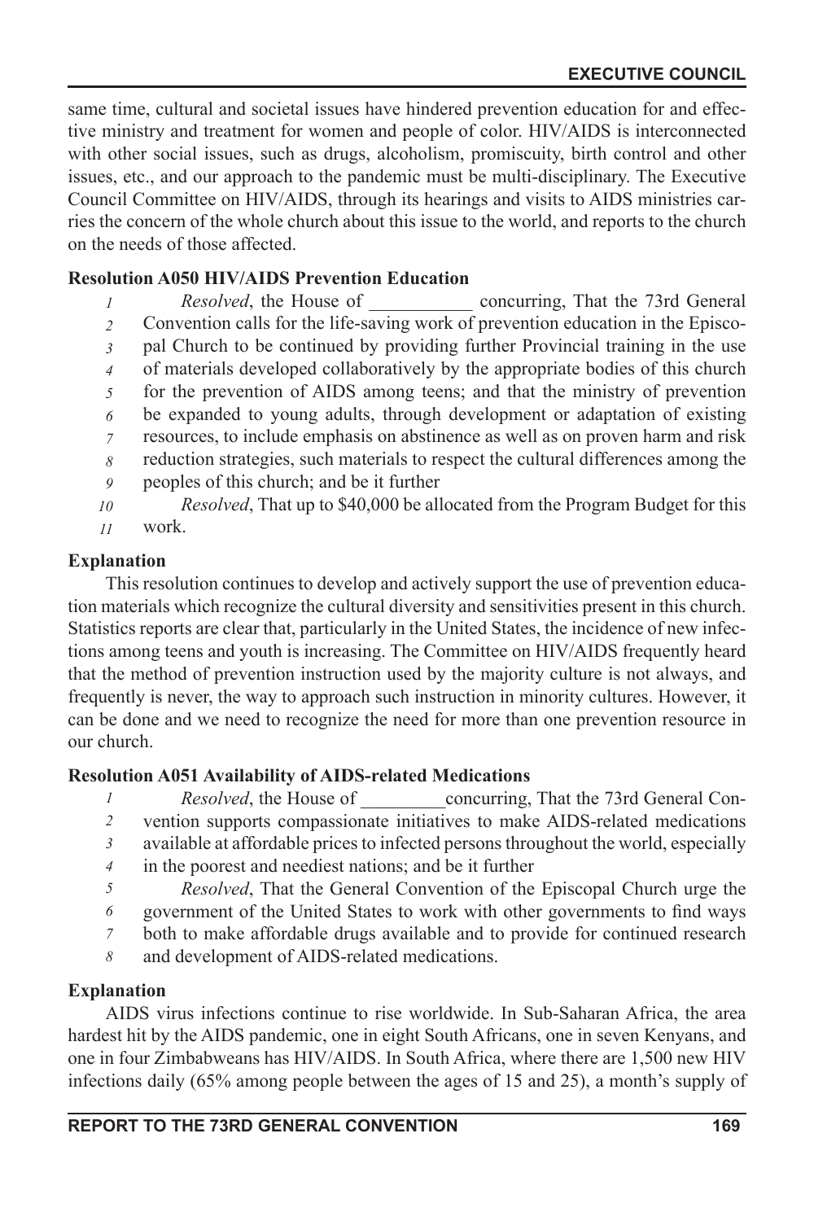same time, cultural and societal issues have hindered prevention education for and effective ministry and treatment for women and people of color. HIV/AIDS is interconnected with other social issues, such as drugs, alcoholism, promiscuity, birth control and other issues, etc., and our approach to the pandemic must be multi-disciplinary. The Executive Council Committee on HIV/AIDS, through its hearings and visits to AIDS ministries carries the concern of the whole church about this issue to the world, and reports to the church on the needs of those affected.

**Resolution A050 HIV/AIDS Prevention Education**

*1* *Resolved*, the House of ___________ concurring, That the 73rd General
*2* Convention calls for the life-saving work of prevention education in the Episco-
*3* pal Church to be continued by providing further Provincial training in the use
*4* of materials developed collaboratively by the appropriate bodies of this church
*5* for the prevention of AIDS among teens; and that the ministry of prevention
*6* be expanded to young adults, through development or adaptation of existing
*7* resources, to include emphasis on abstinence as well as on proven harm and risk
*8* reduction strategies, such materials to respect the cultural differences among the
*9* peoples of this church; and be it further
*10* *Resolved*, That up to $40,000 be allocated from the Program Budget for this
*11* work.

**Explanation**

This resolution continues to develop and actively support the use of prevention education materials which recognize the cultural diversity and sensitivities present in this church. Statistics reports are clear that, particularly in the United States, the incidence of new infections among teens and youth is increasing. The Committee on HIV/AIDS frequently heard that the method of prevention instruction used by the majority culture is not always, and frequently is never, the way to approach such instruction in minority cultures. However, it can be done and we need to recognize the need for more than one prevention resource in our church.

**Resolution A051 Availability of AIDS-related Medications**

*1* *Resolved*, the House of _________concurring, That the 73rd General Con-
*2* vention supports compassionate initiatives to make AIDS-related medications
*3* available at affordable prices to infected persons throughout the world, especially
*4* in the poorest and neediest nations; and be it further
*5* *Resolved*, That the General Convention of the Episcopal Church urge the
*6* government of the United States to work with other governments to find ways
*7* both to make affordable drugs available and to provide for continued research
*8* and development of AIDS-related medications.

**Explanation**

AIDS virus infections continue to rise worldwide. In Sub-Saharan Africa, the area hardest hit by the AIDS pandemic, one in eight South Africans, one in seven Kenyans, and one in four Zimbabweans has HIV/AIDS. In South Africa, where there are 1,500 new HIV infections daily (65% among people between the ages of 15 and 25), a month's supply of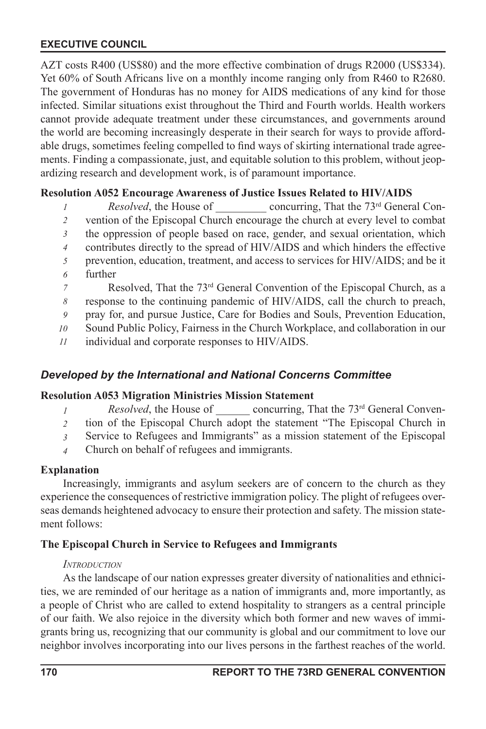AZT costs R400 (US$80) and the more effective combination of drugs R2000 (US$334). Yet 60% of South Africans live on a monthly income ranging only from R460 to R2680. The government of Honduras has no money for AIDS medications of any kind for those infected. Similar situations exist throughout the Third and Fourth worlds. Health workers cannot provide adequate treatment under these circumstances, and governments around the world are becoming increasingly desperate in their search for ways to provide affordable drugs, sometimes feeling compelled to find ways of skirting international trade agreements. Finding a compassionate, just, and equitable solution to this problem, without jeopardizing research and development work, is of paramount importance.

**Resolution A052 Encourage Awareness of Justice Issues Related to HIV/AIDS**

*Resolved*, the House of _________ concurring, That the 73rd General Convention of the Episcopal Church encourage the church at every level to combat the oppression of people based on race, gender, and sexual orientation, which contributes directly to the spread of HIV/AIDS and which hinders the effective prevention, education, treatment, and access to services for HIV/AIDS; and be it further

Resolved, That the 73rd General Convention of the Episcopal Church, as a response to the continuing pandemic of HIV/AIDS, call the church to preach, pray for, and pursue Justice, Care for Bodies and Souls, Prevention Education, Sound Public Policy, Fairness in the Church Workplace, and collaboration in our individual and corporate responses to HIV/AIDS.

## *Developed by the International and National Concerns Committee*

**Resolution A053 Migration Ministries Mission Statement**

*Resolved*, the House of ______ concurring, That the 73rd General Convention of the Episcopal Church adopt the statement "The Episcopal Church in Service to Refugees and Immigrants" as a mission statement of the Episcopal Church on behalf of refugees and immigrants.

**Explanation**

Increasingly, immigrants and asylum seekers are of concern to the church as they experience the consequences of restrictive immigration policy. The plight of refugees overseas demands heightened advocacy to ensure their protection and safety. The mission statement follows:

**The Episcopal Church in Service to Refugees and Immigrants**

*Introduction*

As the landscape of our nation expresses greater diversity of nationalities and ethnicities, we are reminded of our heritage as a nation of immigrants and, more importantly, as a people of Christ who are called to extend hospitality to strangers as a central principle of our faith. We also rejoice in the diversity which both former and new waves of immigrants bring us, recognizing that our community is global and our commitment to love our neighbor involves incorporating into our lives persons in the farthest reaches of the world.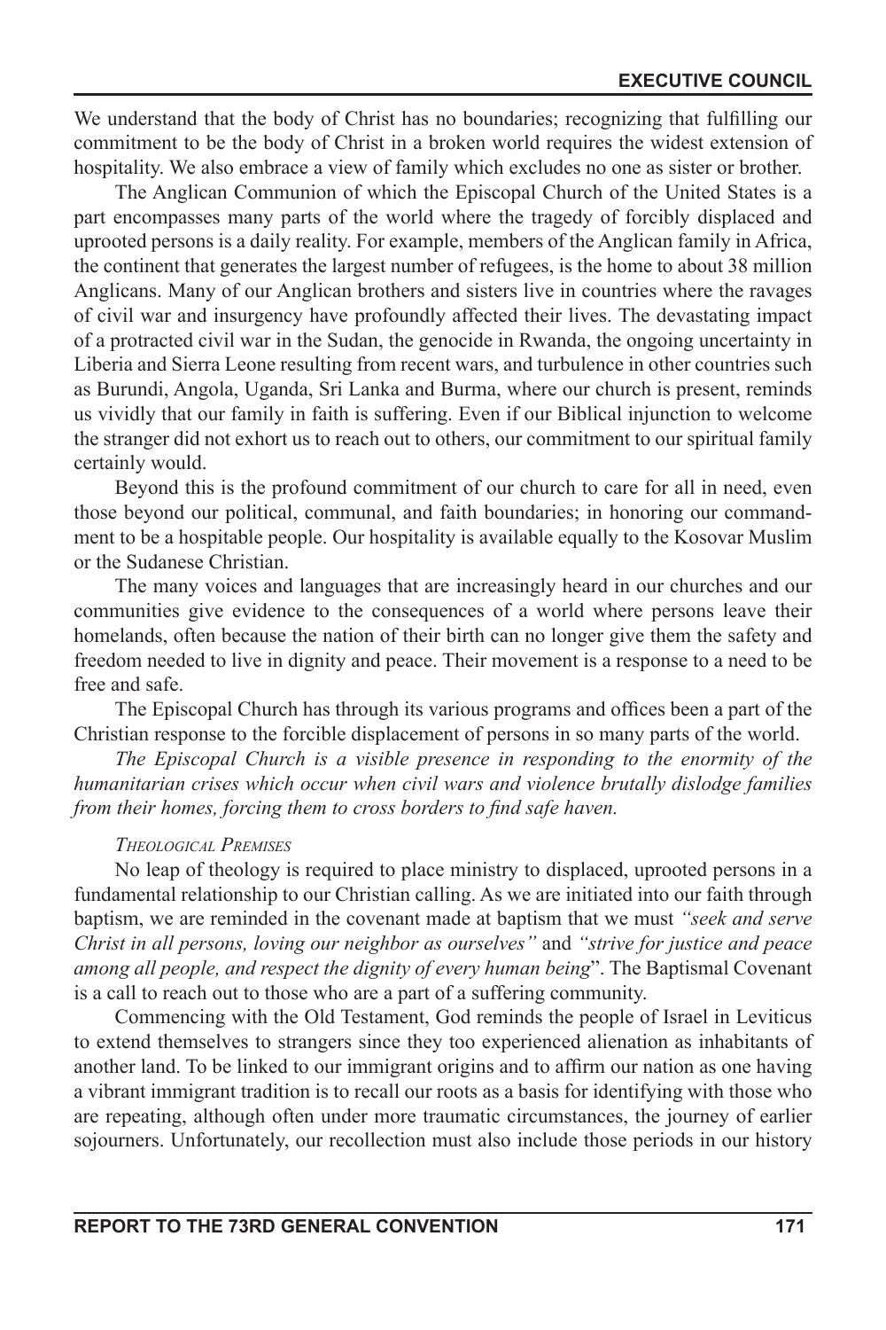We understand that the body of Christ has no boundaries; recognizing that fulfilling our commitment to be the body of Christ in a broken world requires the widest extension of hospitality. We also embrace a view of family which excludes no one as sister or brother.

The Anglican Communion of which the Episcopal Church of the United States is a part encompasses many parts of the world where the tragedy of forcibly displaced and uprooted persons is a daily reality. For example, members of the Anglican family in Africa, the continent that generates the largest number of refugees, is the home to about 38 million Anglicans. Many of our Anglican brothers and sisters live in countries where the ravages of civil war and insurgency have profoundly affected their lives. The devastating impact of a protracted civil war in the Sudan, the genocide in Rwanda, the ongoing uncertainty in Liberia and Sierra Leone resulting from recent wars, and turbulence in other countries such as Burundi, Angola, Uganda, Sri Lanka and Burma, where our church is present, reminds us vividly that our family in faith is suffering. Even if our Biblical injunction to welcome the stranger did not exhort us to reach out to others, our commitment to our spiritual family certainly would.

Beyond this is the profound commitment of our church to care for all in need, even those beyond our political, communal, and faith boundaries; in honoring our commandment to be a hospitable people. Our hospitality is available equally to the Kosovar Muslim or the Sudanese Christian.

The many voices and languages that are increasingly heard in our churches and our communities give evidence to the consequences of a world where persons leave their homelands, often because the nation of their birth can no longer give them the safety and freedom needed to live in dignity and peace. Their movement is a response to a need to be free and safe.

The Episcopal Church has through its various programs and offices been a part of the Christian response to the forcible displacement of persons in so many parts of the world.

*The Episcopal Church is a visible presence in responding to the enormity of the humanitarian crises which occur when civil wars and violence brutally dislodge families from their homes, forcing them to cross borders to find safe haven.*

*Theological Premises*

No leap of theology is required to place ministry to displaced, uprooted persons in a fundamental relationship to our Christian calling. As we are initiated into our faith through baptism, we are reminded in the covenant made at baptism that we must *"seek and serve Christ in all persons, loving our neighbor as ourselves"* and *"strive for justice and peace among all people, and respect the dignity of every human being*". The Baptismal Covenant is a call to reach out to those who are a part of a suffering community.

Commencing with the Old Testament, God reminds the people of Israel in Leviticus to extend themselves to strangers since they too experienced alienation as inhabitants of another land. To be linked to our immigrant origins and to affirm our nation as one having a vibrant immigrant tradition is to recall our roots as a basis for identifying with those who are repeating, although often under more traumatic circumstances, the journey of earlier sojourners. Unfortunately, our recollection must also include those periods in our history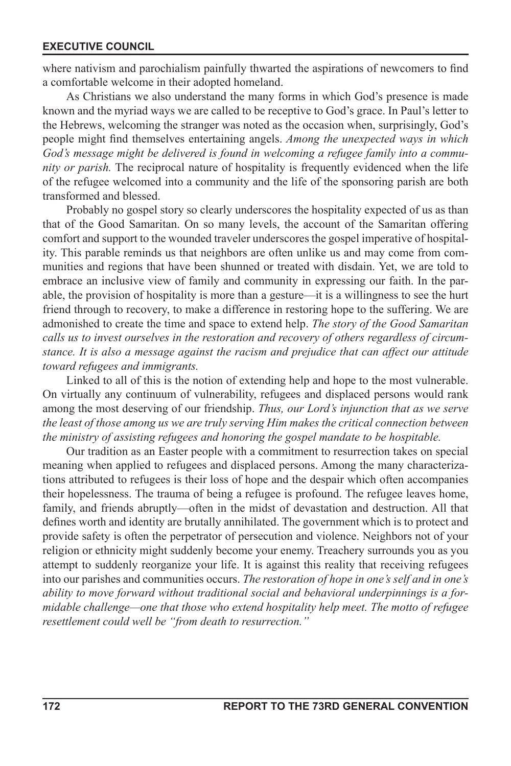where nativism and parochialism painfully thwarted the aspirations of newcomers to find a comfortable welcome in their adopted homeland.

As Christians we also understand the many forms in which God's presence is made known and the myriad ways we are called to be receptive to God's grace. In Paul's letter to the Hebrews, welcoming the stranger was noted as the occasion when, surprisingly, God's people might find themselves entertaining angels. *Among the unexpected ways in which God's message might be delivered is found in welcoming a refugee family into a community or parish.* The reciprocal nature of hospitality is frequently evidenced when the life of the refugee welcomed into a community and the life of the sponsoring parish are both transformed and blessed.

Probably no gospel story so clearly underscores the hospitality expected of us as than that of the Good Samaritan. On so many levels, the account of the Samaritan offering comfort and support to the wounded traveler underscores the gospel imperative of hospitality. This parable reminds us that neighbors are often unlike us and may come from communities and regions that have been shunned or treated with disdain. Yet, we are told to embrace an inclusive view of family and community in expressing our faith. In the parable, the provision of hospitality is more than a gesture—it is a willingness to see the hurt friend through to recovery, to make a difference in restoring hope to the suffering. We are admonished to create the time and space to extend help. *The story of the Good Samaritan calls us to invest ourselves in the restoration and recovery of others regardless of circumstance. It is also a message against the racism and prejudice that can affect our attitude toward refugees and immigrants.*

Linked to all of this is the notion of extending help and hope to the most vulnerable. On virtually any continuum of vulnerability, refugees and displaced persons would rank among the most deserving of our friendship. *Thus, our Lord's injunction that as we serve the least of those among us we are truly serving Him makes the critical connection between the ministry of assisting refugees and honoring the gospel mandate to be hospitable.*

Our tradition as an Easter people with a commitment to resurrection takes on special meaning when applied to refugees and displaced persons. Among the many characterizations attributed to refugees is their loss of hope and the despair which often accompanies their hopelessness. The trauma of being a refugee is profound. The refugee leaves home, family, and friends abruptly—often in the midst of devastation and destruction. All that defines worth and identity are brutally annihilated. The government which is to protect and provide safety is often the perpetrator of persecution and violence. Neighbors not of your religion or ethnicity might suddenly become your enemy. Treachery surrounds you as you attempt to suddenly reorganize your life. It is against this reality that receiving refugees into our parishes and communities occurs. *The restoration of hope in one's self and in one's ability to move forward without traditional social and behavioral underpinnings is a formidable challenge—one that those who extend hospitality help meet. The motto of refugee resettlement could well be "from death to resurrection."*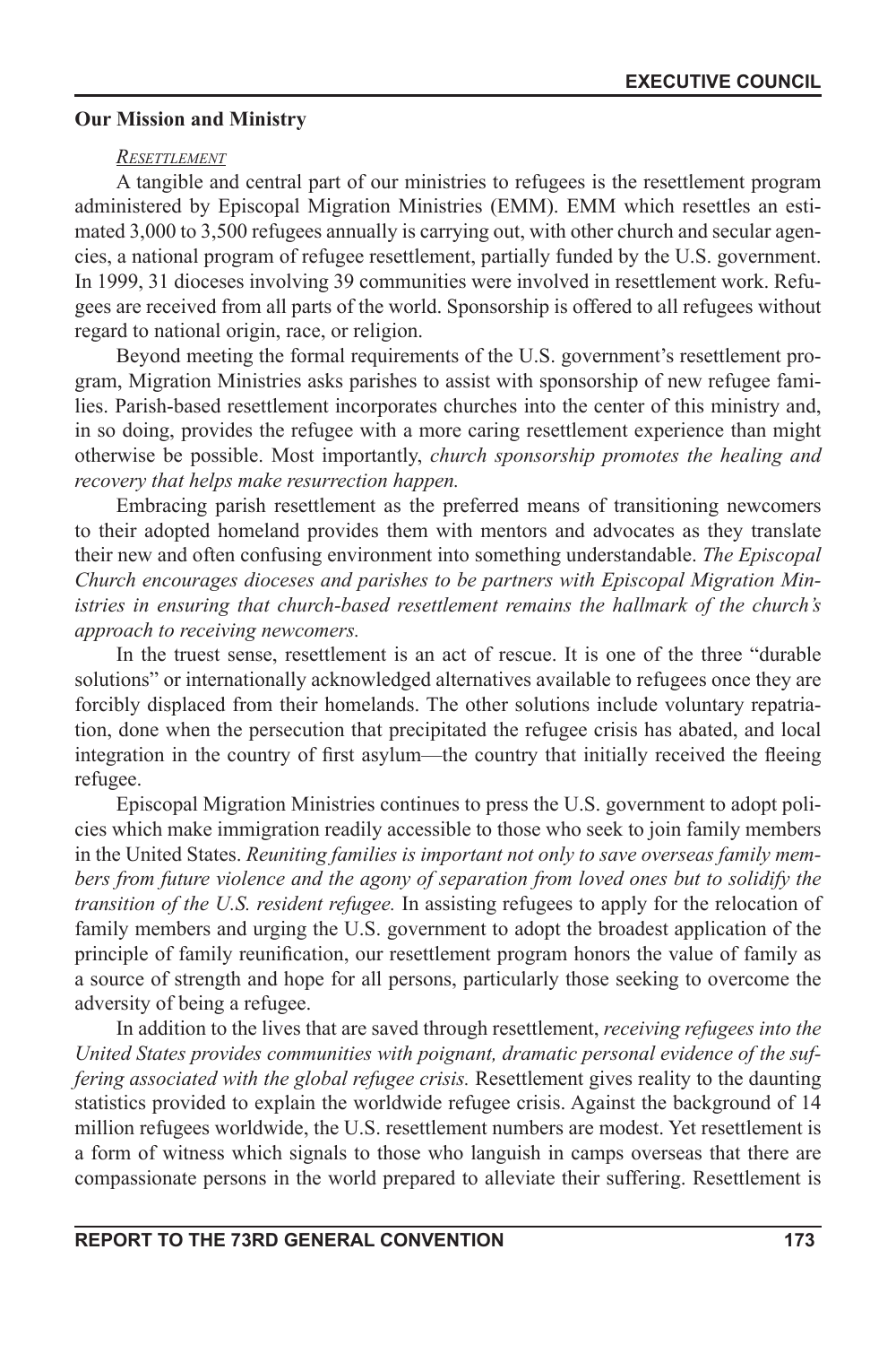## Our Mission and Ministry

### *Resettlement*

A tangible and central part of our ministries to refugees is the resettlement program administered by Episcopal Migration Ministries (EMM). EMM which resettles an estimated 3,000 to 3,500 refugees annually is carrying out, with other church and secular agencies, a national program of refugee resettlement, partially funded by the U.S. government. In 1999, 31 dioceses involving 39 communities were involved in resettlement work. Refugees are received from all parts of the world. Sponsorship is offered to all refugees without regard to national origin, race, or religion.

Beyond meeting the formal requirements of the U.S. government's resettlement program, Migration Ministries asks parishes to assist with sponsorship of new refugee families. Parish-based resettlement incorporates churches into the center of this ministry and, in so doing, provides the refugee with a more caring resettlement experience than might otherwise be possible. Most importantly, *church sponsorship promotes the healing and recovery that helps make resurrection happen.*

Embracing parish resettlement as the preferred means of transitioning newcomers to their adopted homeland provides them with mentors and advocates as they translate their new and often confusing environment into something understandable. *The Episcopal Church encourages dioceses and parishes to be partners with Episcopal Migration Ministries in ensuring that church-based resettlement remains the hallmark of the church's approach to receiving newcomers.*

In the truest sense, resettlement is an act of rescue. It is one of the three "durable solutions" or internationally acknowledged alternatives available to refugees once they are forcibly displaced from their homelands. The other solutions include voluntary repatriation, done when the persecution that precipitated the refugee crisis has abated, and local integration in the country of first asylum—the country that initially received the fleeing refugee.

Episcopal Migration Ministries continues to press the U.S. government to adopt policies which make immigration readily accessible to those who seek to join family members in the United States. *Reuniting families is important not only to save overseas family members from future violence and the agony of separation from loved ones but to solidify the transition of the U.S. resident refugee.* In assisting refugees to apply for the relocation of family members and urging the U.S. government to adopt the broadest application of the principle of family reunification, our resettlement program honors the value of family as a source of strength and hope for all persons, particularly those seeking to overcome the adversity of being a refugee.

In addition to the lives that are saved through resettlement, *receiving refugees into the United States provides communities with poignant, dramatic personal evidence of the suffering associated with the global refugee crisis.* Resettlement gives reality to the daunting statistics provided to explain the worldwide refugee crisis. Against the background of 14 million refugees worldwide, the U.S. resettlement numbers are modest. Yet resettlement is a form of witness which signals to those who languish in camps overseas that there are compassionate persons in the world prepared to alleviate their suffering. Resettlement is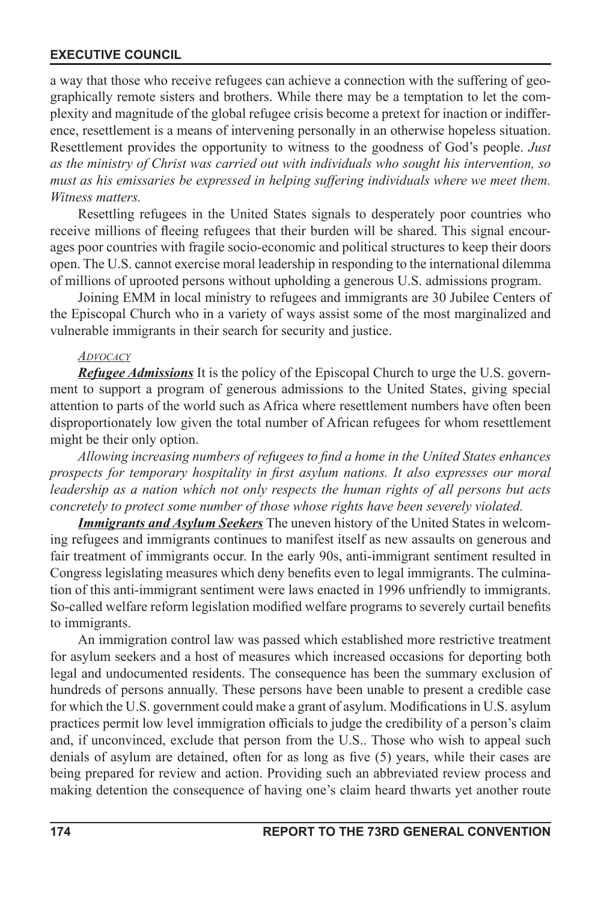a way that those who receive refugees can achieve a connection with the suffering of geographically remote sisters and brothers. While there may be a temptation to let the complexity and magnitude of the global refugee crisis become a pretext for inaction or indifference, resettlement is a means of intervening personally in an otherwise hopeless situation. Resettlement provides the opportunity to witness to the goodness of God's people. *Just as the ministry of Christ was carried out with individuals who sought his intervention, so must as his emissaries be expressed in helping suffering individuals where we meet them. Witness matters.*

Resettling refugees in the United States signals to desperately poor countries who receive millions of fleeing refugees that their burden will be shared. This signal encourages poor countries with fragile socio-economic and political structures to keep their doors open. The U.S. cannot exercise moral leadership in responding to the international dilemma of millions of uprooted persons without upholding a generous U.S. admissions program.

Joining EMM in local ministry to refugees and immigrants are 30 Jubilee Centers of the Episcopal Church who in a variety of ways assist some of the most marginalized and vulnerable immigrants in their search for security and justice.

*Advocacy*

***Refugee Admissions*** It is the policy of the Episcopal Church to urge the U.S. government to support a program of generous admissions to the United States, giving special attention to parts of the world such as Africa where resettlement numbers have often been disproportionately low given the total number of African refugees for whom resettlement might be their only option.

*Allowing increasing numbers of refugees to find a home in the United States enhances prospects for temporary hospitality in first asylum nations. It also expresses our moral leadership as a nation which not only respects the human rights of all persons but acts concretely to protect some number of those whose rights have been severely violated.*

***Immigrants and Asylum Seekers*** The uneven history of the United States in welcoming refugees and immigrants continues to manifest itself as new assaults on generous and fair treatment of immigrants occur. In the early 90s, anti-immigrant sentiment resulted in Congress legislating measures which deny benefits even to legal immigrants. The culmination of this anti-immigrant sentiment were laws enacted in 1996 unfriendly to immigrants. So-called welfare reform legislation modified welfare programs to severely curtail benefits to immigrants.

An immigration control law was passed which established more restrictive treatment for asylum seekers and a host of measures which increased occasions for deporting both legal and undocumented residents. The consequence has been the summary exclusion of hundreds of persons annually. These persons have been unable to present a credible case for which the U.S. government could make a grant of asylum. Modifications in U.S. asylum practices permit low level immigration officials to judge the credibility of a person's claim and, if unconvinced, exclude that person from the U.S.. Those who wish to appeal such denials of asylum are detained, often for as long as five (5) years, while their cases are being prepared for review and action. Providing such an abbreviated review process and making detention the consequence of having one's claim heard thwarts yet another route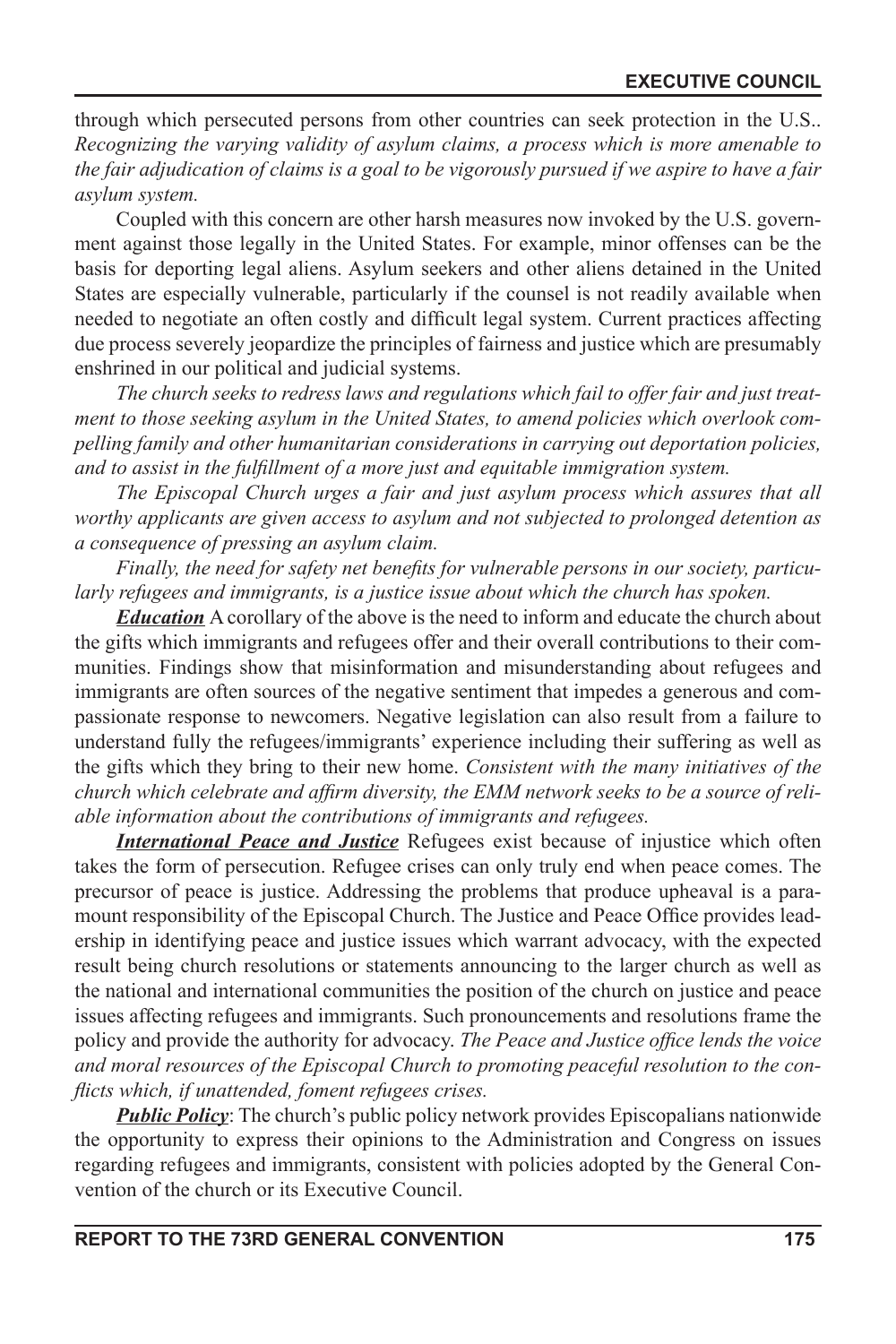through which persecuted persons from other countries can seek protection in the U.S.. *Recognizing the varying validity of asylum claims, a process which is more amenable to the fair adjudication of claims is a goal to be vigorously pursued if we aspire to have a fair asylum system.*

Coupled with this concern are other harsh measures now invoked by the U.S. government against those legally in the United States. For example, minor offenses can be the basis for deporting legal aliens. Asylum seekers and other aliens detained in the United States are especially vulnerable, particularly if the counsel is not readily available when needed to negotiate an often costly and difficult legal system. Current practices affecting due process severely jeopardize the principles of fairness and justice which are presumably enshrined in our political and judicial systems.

*The church seeks to redress laws and regulations which fail to offer fair and just treatment to those seeking asylum in the United States, to amend policies which overlook compelling family and other humanitarian considerations in carrying out deportation policies, and to assist in the fulfillment of a more just and equitable immigration system.*

*The Episcopal Church urges a fair and just asylum process which assures that all worthy applicants are given access to asylum and not subjected to prolonged detention as a consequence of pressing an asylum claim.*

*Finally, the need for safety net benefits for vulnerable persons in our society, particularly refugees and immigrants, is a justice issue about which the church has spoken.*

***Education*** A corollary of the above is the need to inform and educate the church about the gifts which immigrants and refugees offer and their overall contributions to their communities. Findings show that misinformation and misunderstanding about refugees and immigrants are often sources of the negative sentiment that impedes a generous and compassionate response to newcomers. Negative legislation can also result from a failure to understand fully the refugees/immigrants' experience including their suffering as well as the gifts which they bring to their new home. *Consistent with the many initiatives of the church which celebrate and affirm diversity, the EMM network seeks to be a source of reliable information about the contributions of immigrants and refugees.*

***International Peace and Justice*** Refugees exist because of injustice which often takes the form of persecution. Refugee crises can only truly end when peace comes. The precursor of peace is justice. Addressing the problems that produce upheaval is a paramount responsibility of the Episcopal Church. The Justice and Peace Office provides leadership in identifying peace and justice issues which warrant advocacy, with the expected result being church resolutions or statements announcing to the larger church as well as the national and international communities the position of the church on justice and peace issues affecting refugees and immigrants. Such pronouncements and resolutions frame the policy and provide the authority for advocacy. *The Peace and Justice office lends the voice and moral resources of the Episcopal Church to promoting peaceful resolution to the conflicts which, if unattended, foment refugees crises.*

***Public Policy***: The church's public policy network provides Episcopalians nationwide the opportunity to express their opinions to the Administration and Congress on issues regarding refugees and immigrants, consistent with policies adopted by the General Convention of the church or its Executive Council.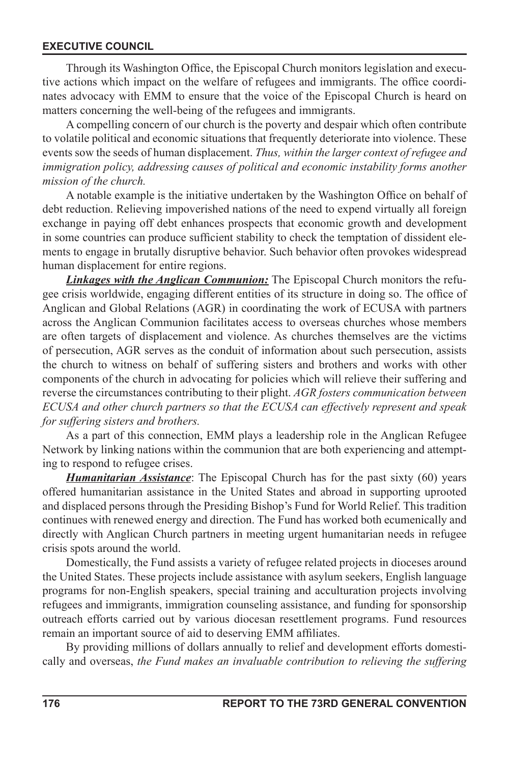Through its Washington Office, the Episcopal Church monitors legislation and executive actions which impact on the welfare of refugees and immigrants. The office coordinates advocacy with EMM to ensure that the voice of the Episcopal Church is heard on matters concerning the well-being of the refugees and immigrants.

A compelling concern of our church is the poverty and despair which often contribute to volatile political and economic situations that frequently deteriorate into violence. These events sow the seeds of human displacement. *Thus, within the larger context of refugee and immigration policy, addressing causes of political and economic instability forms another mission of the church.*

A notable example is the initiative undertaken by the Washington Office on behalf of debt reduction. Relieving impoverished nations of the need to expend virtually all foreign exchange in paying off debt enhances prospects that economic growth and development in some countries can produce sufficient stability to check the temptation of dissident elements to engage in brutally disruptive behavior. Such behavior often provokes widespread human displacement for entire regions.

***Linkages with the Anglican Communion:*** The Episcopal Church monitors the refugee crisis worldwide, engaging different entities of its structure in doing so. The office of Anglican and Global Relations (AGR) in coordinating the work of ECUSA with partners across the Anglican Communion facilitates access to overseas churches whose members are often targets of displacement and violence. As churches themselves are the victims of persecution, AGR serves as the conduit of information about such persecution, assists the church to witness on behalf of suffering sisters and brothers and works with other components of the church in advocating for policies which will relieve their suffering and reverse the circumstances contributing to their plight. *AGR fosters communication between ECUSA and other church partners so that the ECUSA can effectively represent and speak for suffering sisters and brothers.*

As a part of this connection, EMM plays a leadership role in the Anglican Refugee Network by linking nations within the communion that are both experiencing and attempting to respond to refugee crises.

***Humanitarian Assistance***: The Episcopal Church has for the past sixty (60) years offered humanitarian assistance in the United States and abroad in supporting uprooted and displaced persons through the Presiding Bishop's Fund for World Relief. This tradition continues with renewed energy and direction. The Fund has worked both ecumenically and directly with Anglican Church partners in meeting urgent humanitarian needs in refugee crisis spots around the world.

Domestically, the Fund assists a variety of refugee related projects in dioceses around the United States. These projects include assistance with asylum seekers, English language programs for non-English speakers, special training and acculturation projects involving refugees and immigrants, immigration counseling assistance, and funding for sponsorship outreach efforts carried out by various diocesan resettlement programs. Fund resources remain an important source of aid to deserving EMM affiliates.

By providing millions of dollars annually to relief and development efforts domestically and overseas, *the Fund makes an invaluable contribution to relieving the suffering*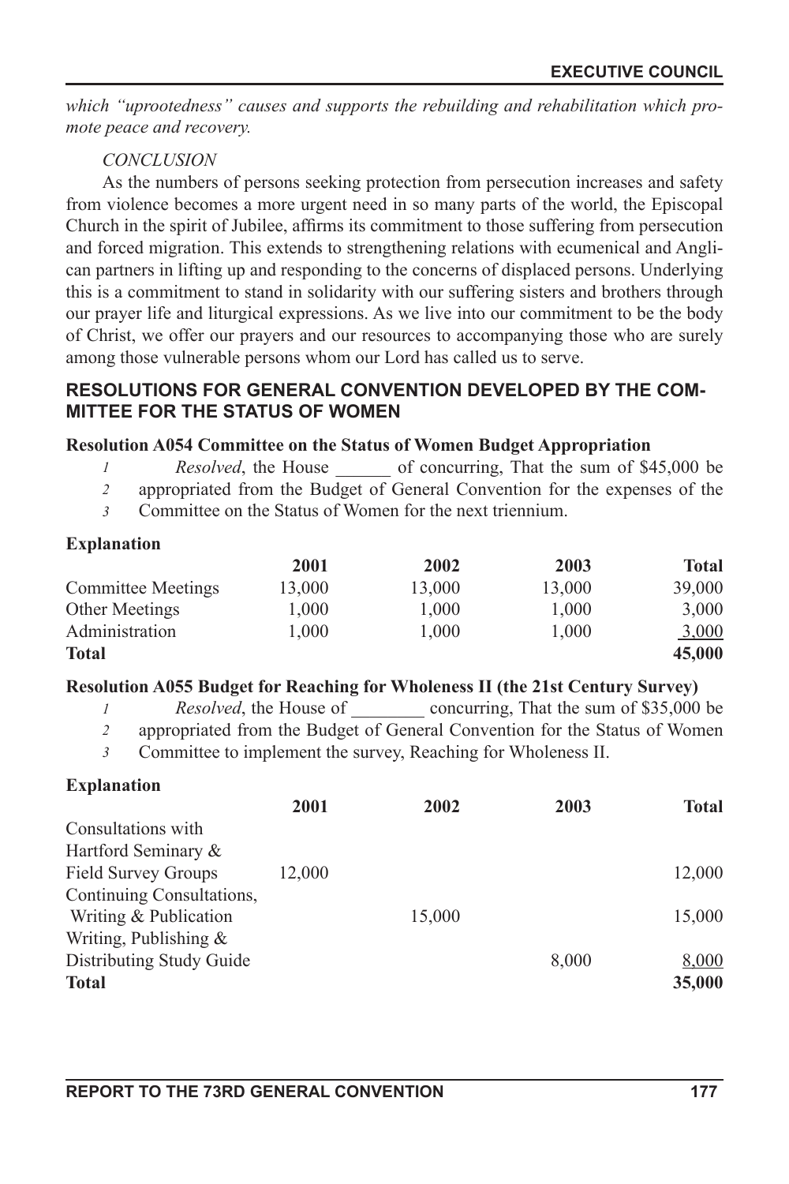*which "uprootedness" causes and supports the rebuilding and rehabilitation which promote peace and recovery.*

*CONCLUSION*

As the numbers of persons seeking protection from persecution increases and safety from violence becomes a more urgent need in so many parts of the world, the Episcopal Church in the spirit of Jubilee, affirms its commitment to those suffering from persecution and forced migration. This extends to strengthening relations with ecumenical and Anglican partners in lifting up and responding to the concerns of displaced persons. Underlying this is a commitment to stand in solidarity with our suffering sisters and brothers through our prayer life and liturgical expressions. As we live into our commitment to be the body of Christ, we offer our prayers and our resources to accompanying those who are surely among those vulnerable persons whom our Lord has called us to serve.

## RESOLUTIONS FOR GENERAL CONVENTION DEVELOPED BY THE COMMITTEE FOR THE STATUS OF WOMEN

### Resolution A054 Committee on the Status of Women Budget Appropriation

1 *Resolved*, the House ______ of concurring, That the sum of $45,000 be
2 appropriated from the Budget of General Convention for the expenses of the
3 Committee on the Status of Women for the next triennium.

**Explanation**

| | 2001 | 2002 | 2003 | Total |
|---|---|---|---|---|
| Committee Meetings | 13,000 | 13,000 | 13,000 | 39,000 |
| Other Meetings | 1,000 | 1,000 | 1,000 | 3,000 |
| Administration | 1,000 | 1,000 | 1,000 | 3,000 |
| **Total** | | | | **45,000** |

### Resolution A055 Budget for Reaching for Wholeness II (the 21st Century Survey)

1 *Resolved*, the House of ________ concurring, That the sum of $35,000 be
2 appropriated from the Budget of General Convention for the Status of Women
3 Committee to implement the survey, Reaching for Wholeness II.

**Explanation**

| | 2001 | 2002 | 2003 | Total |
|---|---|---|---|---|
| Consultations with Hartford Seminary & Field Survey Groups | 12,000 | | | 12,000 |
| Continuing Consultations, Writing & Publication | | 15,000 | | 15,000 |
| Writing, Publishing & Distributing Study Guide | | | 8,000 | 8,000 |
| **Total** | | | | **35,000** |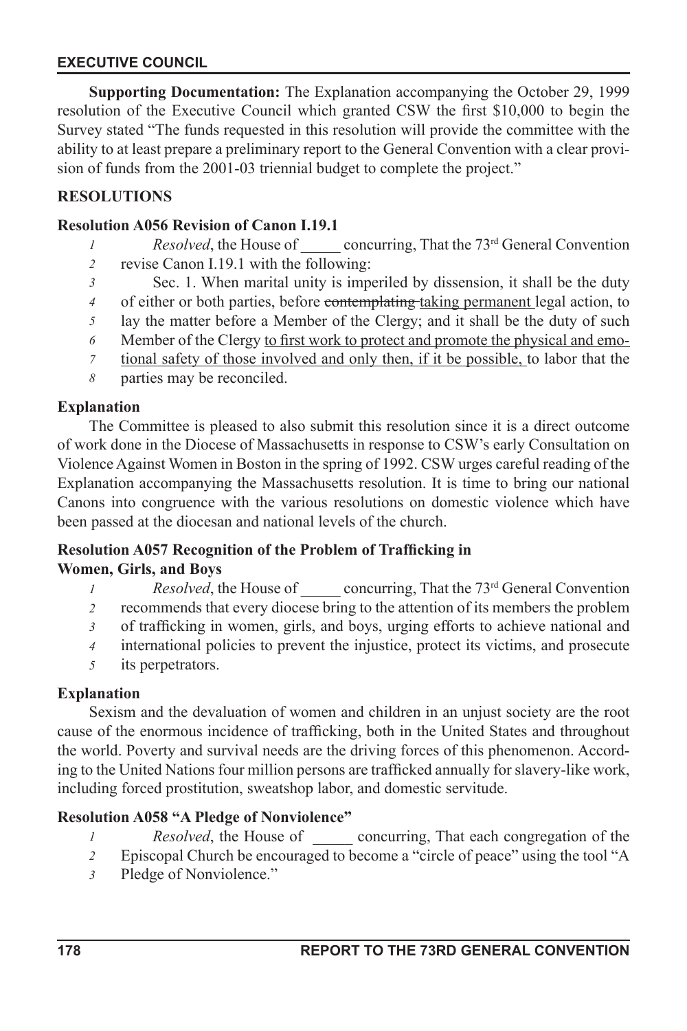**Supporting Documentation:** The Explanation accompanying the October 29, 1999 resolution of the Executive Council which granted CSW the first $10,000 to begin the Survey stated "The funds requested in this resolution will provide the committee with the ability to at least prepare a preliminary report to the General Convention with a clear provision of funds from the 2001-03 triennial budget to complete the project."

## RESOLUTIONS

### Resolution A056 Revision of Canon I.19.1

*1* *Resolved*, the House of _____ concurring, That the 73rd General Convention
*2* revise Canon I.19.1 with the following:
*3* Sec. 1. When marital unity is imperiled by dissension, it shall be the duty
*4* of either or both parties, before ~~contemplating~~ <u>taking permanent</u> legal action, to
*5* lay the matter before a Member of the Clergy; and it shall be the duty of such
*6* Member of the Clergy <u>to first work to protect and promote the physical and emo-</u>
*7* <u>tional safety of those involved and only then, if it be possible,</u> to labor that the
*8* parties may be reconciled.

### Explanation

The Committee is pleased to also submit this resolution since it is a direct outcome of work done in the Diocese of Massachusetts in response to CSW's early Consultation on Violence Against Women in Boston in the spring of 1992. CSW urges careful reading of the Explanation accompanying the Massachusetts resolution. It is time to bring our national Canons into congruence with the various resolutions on domestic violence which have been passed at the diocesan and national levels of the church.

### Resolution A057 Recognition of the Problem of Trafficking in Women, Girls, and Boys

*1* *Resolved*, the House of _____ concurring, That the 73rd General Convention
*2* recommends that every diocese bring to the attention of its members the problem
*3* of trafficking in women, girls, and boys, urging efforts to achieve national and
*4* international policies to prevent the injustice, protect its victims, and prosecute
*5* its perpetrators.

### Explanation

Sexism and the devaluation of women and children in an unjust society are the root cause of the enormous incidence of trafficking, both in the United States and throughout the world. Poverty and survival needs are the driving forces of this phenomenon. According to the United Nations four million persons are trafficked annually for slavery-like work, including forced prostitution, sweatshop labor, and domestic servitude.

### Resolution A058 "A Pledge of Nonviolence"

*1* *Resolved*, the House of _____ concurring, That each congregation of the
*2* Episcopal Church be encouraged to become a "circle of peace" using the tool "A
*3* Pledge of Nonviolence."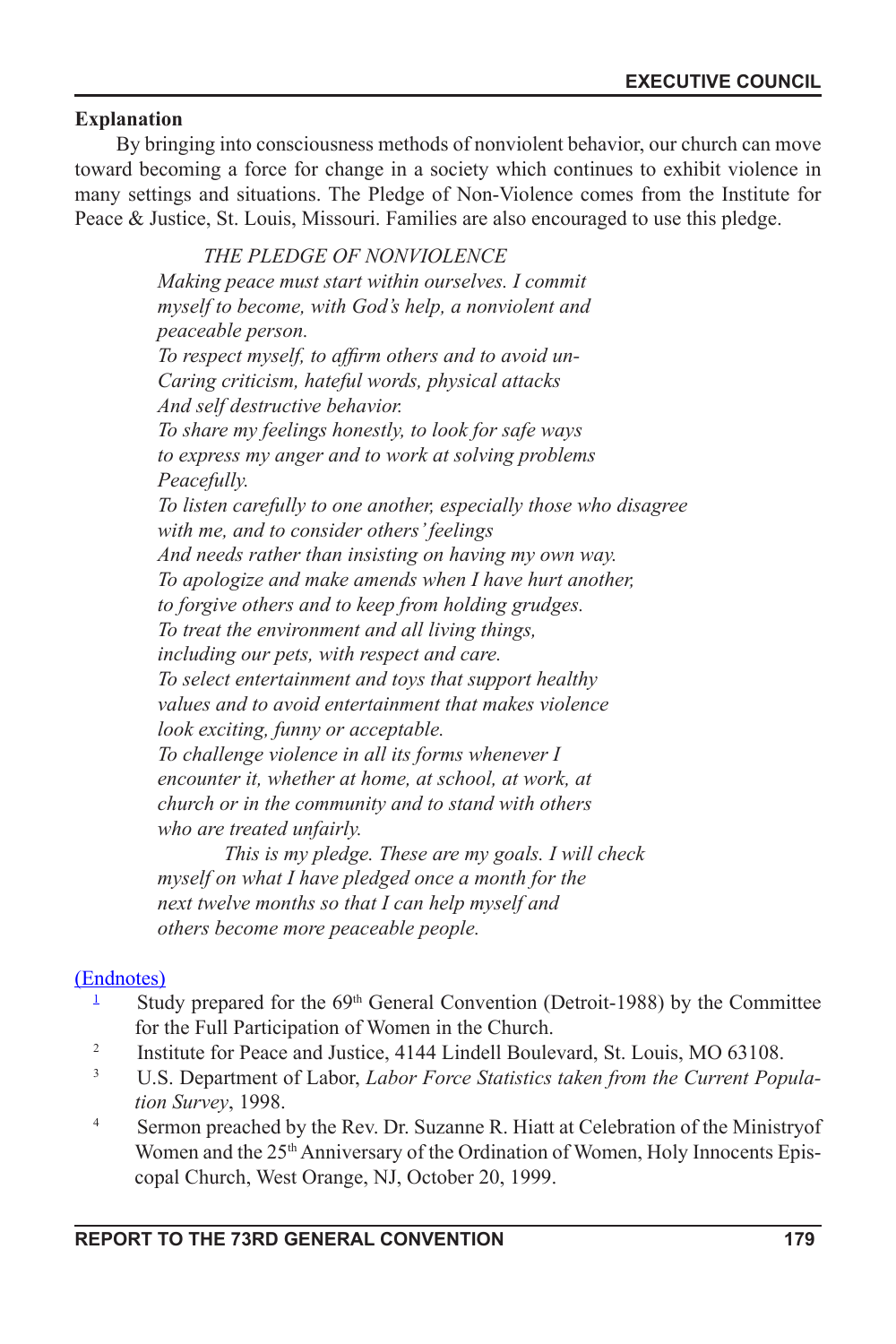**Explanation**

By bringing into consciousness methods of nonviolent behavior, our church can move toward becoming a force for change in a society which continues to exhibit violence in many settings and situations. The Pledge of Non-Violence comes from the Institute for Peace & Justice, St. Louis, Missouri. Families are also encouraged to use this pledge.

*THE PLEDGE OF NONVIOLENCE*
*Making peace must start within ourselves. I commit myself to become, with God's help, a nonviolent and peaceable person.*
*To respect myself, to affirm others and to avoid un-Caring criticism, hateful words, physical attacks And self destructive behavior.*
*To share my feelings honestly, to look for safe ways to express my anger and to work at solving problems Peacefully.*
*To listen carefully to one another, especially those who disagree with me, and to consider others' feelings And needs rather than insisting on having my own way.*
*To apologize and make amends when I have hurt another, to forgive others and to keep from holding grudges.*
*To treat the environment and all living things, including our pets, with respect and care.*
*To select entertainment and toys that support healthy values and to avoid entertainment that makes violence look exciting, funny or acceptable.*
*To challenge violence in all its forms whenever I encounter it, whether at home, at school, at work, at church or in the community and to stand with others who are treated unfairly.*
*This is my pledge. These are my goals. I will check myself on what I have pledged once a month for the next twelve months so that I can help myself and others become more peaceable people.*

(Endnotes)

1. Study prepared for the 69th General Convention (Detroit-1988) by the Committee for the Full Participation of Women in the Church.
2. Institute for Peace and Justice, 4144 Lindell Boulevard, St. Louis, MO 63108.
3. U.S. Department of Labor, *Labor Force Statistics taken from the Current Population Survey*, 1998.
4. Sermon preached by the Rev. Dr. Suzanne R. Hiatt at Celebration of the Ministryof Women and the 25th Anniversary of the Ordination of Women, Holy Innocents Episcopal Church, West Orange, NJ, October 20, 1999.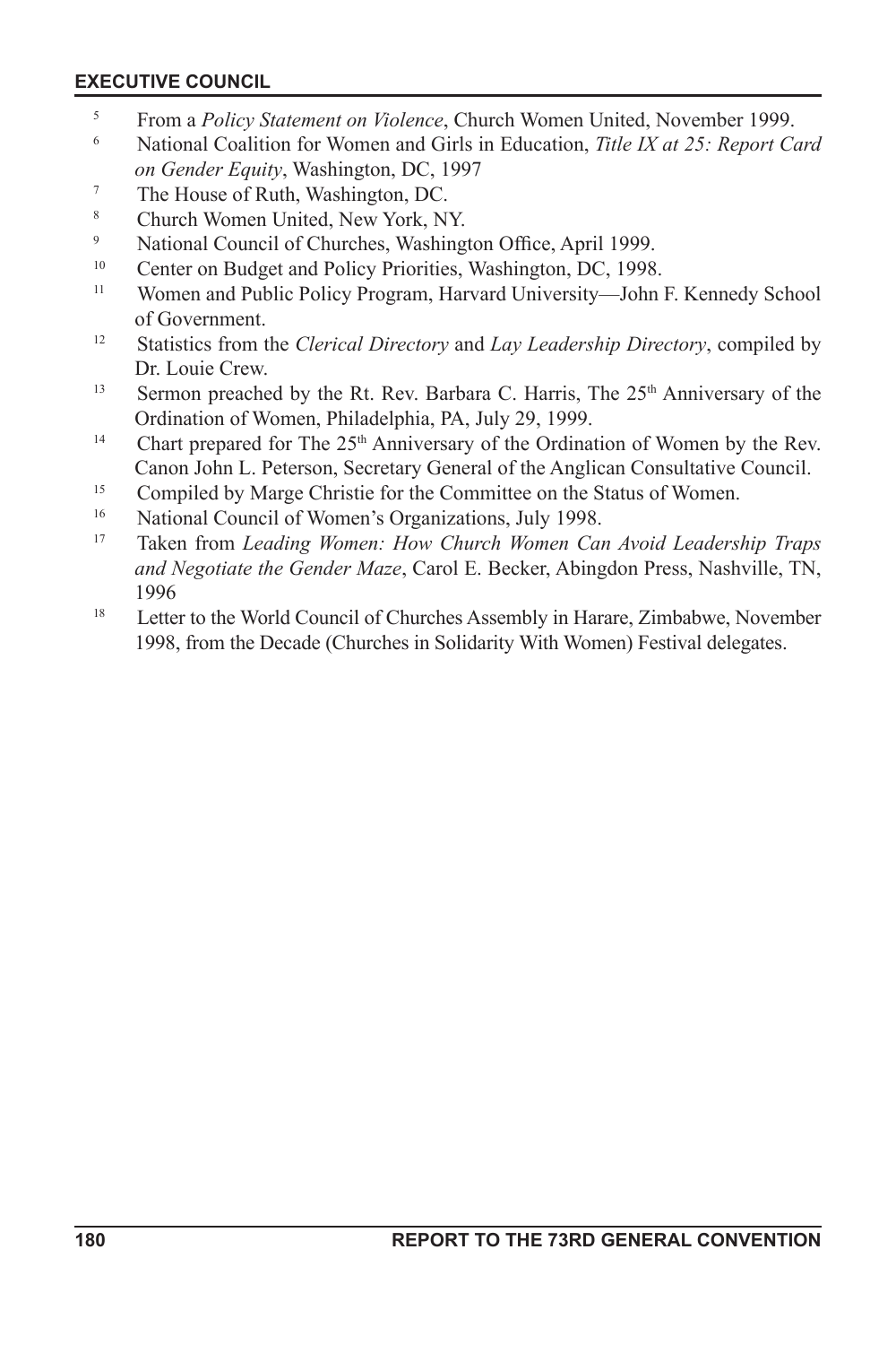[5] From a *Policy Statement on Violence*, Church Women United, November 1999.

[6] National Coalition for Women and Girls in Education, *Title IX at 25: Report Card on Gender Equity*, Washington, DC, 1997

[7] The House of Ruth, Washington, DC.

[8] Church Women United, New York, NY.

[9] National Council of Churches, Washington Office, April 1999.

[10] Center on Budget and Policy Priorities, Washington, DC, 1998.

[11] Women and Public Policy Program, Harvard University—John F. Kennedy School of Government.

[12] Statistics from the *Clerical Directory* and *Lay Leadership Directory*, compiled by Dr. Louie Crew.

[13] Sermon preached by the Rt. Rev. Barbara C. Harris, The 25th Anniversary of the Ordination of Women, Philadelphia, PA, July 29, 1999.

[14] Chart prepared for The 25th Anniversary of the Ordination of Women by the Rev. Canon John L. Peterson, Secretary General of the Anglican Consultative Council.

[15] Compiled by Marge Christie for the Committee on the Status of Women.

[16] National Council of Women's Organizations, July 1998.

[17] Taken from *Leading Women: How Church Women Can Avoid Leadership Traps and Negotiate the Gender Maze*, Carol E. Becker, Abingdon Press, Nashville, TN, 1996

[18] Letter to the World Council of Churches Assembly in Harare, Zimbabwe, November 1998, from the Decade (Churches in Solidarity With Women) Festival delegates.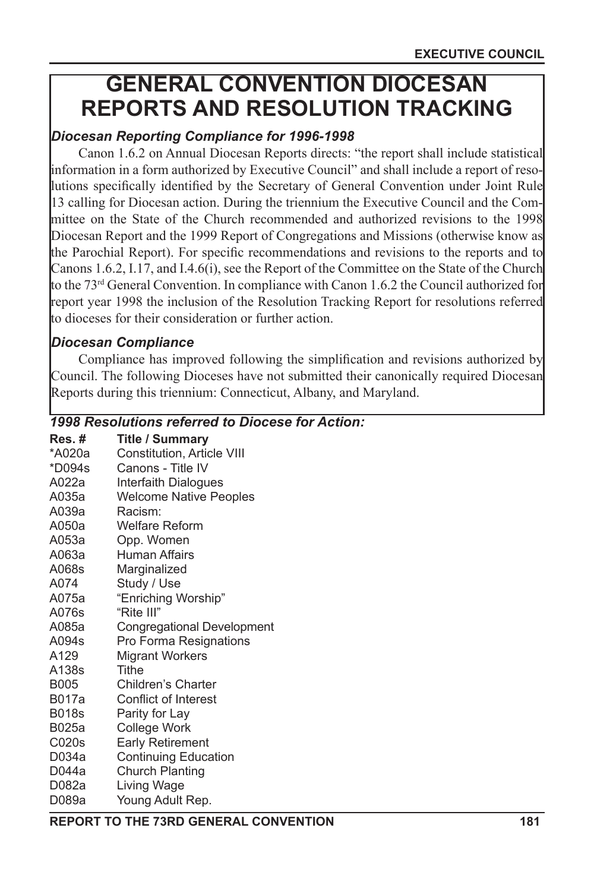# GENERAL CONVENTION DIOCESAN REPORTS AND RESOLUTION TRACKING

### *Diocesan Reporting Compliance for 1996-1998*

Canon 1.6.2 on Annual Diocesan Reports directs: "the report shall include statistical information in a form authorized by Executive Council" and shall include a report of resolutions specifically identified by the Secretary of General Convention under Joint Rule 13 calling for Diocesan action. During the triennium the Executive Council and the Committee on the State of the Church recommended and authorized revisions to the 1998 Diocesan Report and the 1999 Report of Congregations and Missions (otherwise know as the Parochial Report). For specific recommendations and revisions to the reports and to Canons 1.6.2, I.17, and I.4.6(i), see the Report of the Committee on the State of the Church to the 73rd General Convention. In compliance with Canon 1.6.2 the Council authorized for report year 1998 the inclusion of the Resolution Tracking Report for resolutions referred to dioceses for their consideration or further action.

### *Diocesan Compliance*

Compliance has improved following the simplification and revisions authorized by Council. The following Dioceses have not submitted their canonically required Diocesan Reports during this triennium: Connecticut, Albany, and Maryland.

### *1998 Resolutions referred to Diocese for Action:*

| Res. # | Title / Summary |
|---|---|
| *A020a | Constitution, Article VIII |
| *D094s | Canons - Title IV |
| A022a | Interfaith Dialogues |
| A035a | Welcome Native Peoples |
| A039a | Racism: |
| A050a | Welfare Reform |
| A053a | Opp. Women |
| A063a | Human Affairs |
| A068s | Marginalized |
| A074 | Study / Use |
| A075a | "Enriching Worship" |
| A076s | "Rite III" |
| A085a | Congregational Development |
| A094s | Pro Forma Resignations |
| A129 | Migrant Workers |
| A138s | Tithe |
| B005 | Children's Charter |
| B017a | Conflict of Interest |
| B018s | Parity for Lay |
| B025a | College Work |
| C020s | Early Retirement |
| D034a | Continuing Education |
| D044a | Church Planting |
| D082a | Living Wage |
| D089a | Young Adult Rep. |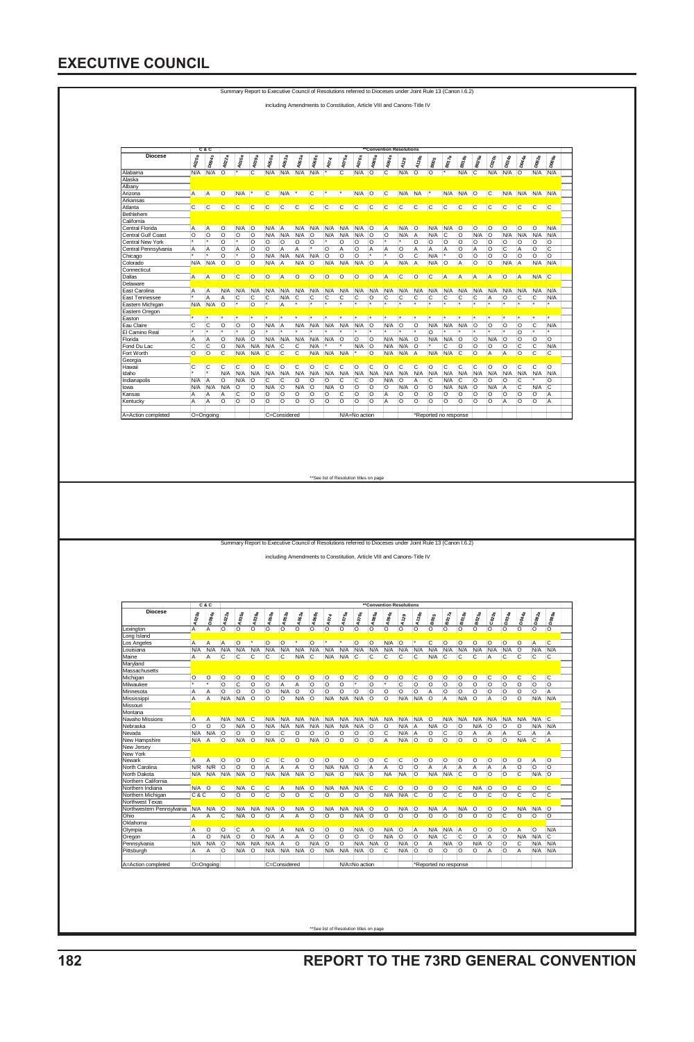# EXECUTIVE COUNCIL

Summary Report to Executive Council of Resolutions referred to Dioceses under Joint Rule 13 (Canon I.6.2)

including Amendments to Constitution, Article VIII and Canons-Title IV

| Diocese | C & C | | | | | | | | | | | | **Convention Resolutions | | | | | | | | | | | | | |
|---|---|---|---|---|---|---|---|---|---|---|---|---|---|---|---|---|---|---|---|---|---|---|---|---|---|---|
| | A020a | D094a | A022a | A035a | A039a | A050a | A053a | A063a | A068a | A074 | A075a | A076a | A093a | A094a | A129 | A138a | B005 | B017a | B018a | B025a | C020a | D034a | D044a | D082a | D089a |
| Alabama | N/A | N/A | O | * | C | N/A | N/A | N/A | N/A | * | C | N/A | O | C | N/A | O | O | * | N/A | C | N/A | N/A | O | N/A | N/A |
| Alaska | | | | | | | | | | | | | | | | | | | | | | | | | |
| Albany | | | | | | | | | | | | | | | | | | | | | | | | | |
| Arizona | A | A | O | N/A | * | C | N/A | * | C | * | * | N/A | O | C | N/A | NA | * | N/A | N/A | O | C | N/A | N/A | N/A | N/A |
| Arkansas | | | | | | | | | | | | | | | | | | | | | | | | | |
| Atlanta | C | C | C | C | C | C | C | C | C | C | C | C | C | C | C | C | C | C | C | C | C | C | C | C | C |
| Bethlehem | | | | | | | | | | | | | | | | | | | | | | | | | |
| California | | | | | | | | | | | | | | | | | | | | | | | | | |
| Central Florida | A | A | O | N/A | O | N/A | A | N/A | N/A | N/A | N/A | N/A | O | A | N/A | O | N/A | N/A | O | O | O | O | O | O | N/A |
| Central Gulf Coast | O | O | O | O | O | N/A | N/A | N/A | O | N/A | N/A | N/A | O | O | N/A | A | N/A | C | O | N/A | O | N/A | N/A | N/A | N/A |
| Central New York | * | * | O | * | O | O | O | O | O | * | O | O | O | * | * | O | O | O | O | O | O | O | O | O | O |
| Central Pennsylvania | A | A | O | A | O | O | A | A | * | O | A | O | A | A | O | A | A | A | O | A | O | C | A | O | C |
| Chicago | * | * | O | * | O | N/A | N/A | N/A | N/A | O | O | O | * | * | O | C | N/A | * | O | O | O | O | O | O | O |
| Colorado | N/A | N/A | O | O | O | N/A | A | N/A | O | N/A | N/A | N/A | O | A | N/A | A | N/A | O | A | O | O | N/A | A | N/A | N/A |
| Connecticut | | | | | | | | | | | | | | | | | | | | | | | | | |
| Dallas | A | A | O | C | O | O | A | O | O | O | O | O | O | A | C | O | C | A | A | A | A | O | A | N/A | C |
| Delaware | | | | | | | | | | | | | | | | | | | | | | | | | |
| East Carolina | A | A | N/A | N/A | N/A | N/A | N/A | N/A | N/A | N/A | N/A | N/A | N/A | N/A | N/A | N/A | N/A | N/A | N/A | N/A | N/A | N/A | N/A | N/A | N/A |
| East Tennessee | * | A | A | C | C | N/A | C | C | C | C | C | C | O | C | C | C | C | C | C | C | A | O | C | C | N/A |
| Eastern Michigan | N/A | N/A | O | * | O | * | A | * | * | * | * | * | * | * | * | * | * | * | * | * | * | * | * | * | * |
| Eastern Oregon | | | | | | | | | | | | | | | | | | | | | | | | | |
| Easton | * | * | * | * | * | * | * | * | * | * | * | * | * | * | * | * | * | * | * | * | * | * | * | * | * |
| Eau Claire | C | C | O | O | O | N/A | A | N/A | N/A | N/A | N/A | N/A | O | N/A | O | O | N/A | N/A | N/A | O | O | O | O | C | N/A |
| El Camino Real | * | * | * | * | O | * | * | * | * | * | * | * | * | * | * | * | O | * | * | * | * | * | O | * | * |
| Florida | A | A | O | N/A | O | N/A | N/A | N/A | N/A | N/A | O | O | O | N/A | N/A | O | N/A | N/A | O | O | N/A | O | O | O | O |
| Fond Du Lac | C | C | O | N/A | N/A | N/A | C | C | N/A | * | * | N/A | O | N/A | N/A | O | * | C | O | O | O | O | C | C | N/A |
| Fort Worth | O | O | C | N/A | N/A | C | C | C | N/A | N/A | N/A | * | O | N/A | N/A | A | N/A | N/A | C | O | A | A | O | C | C |
| Georgia | | | | | | | | | | | | | | | | | | | | | | | | | |
| Hawaii | C | C | C | C | O | C | O | C | O | C | C | O | C | O | C | C | O | C | C | C | O | O | C | O | O |
| Idaho | * | * | N/A | N/A | N/A | N/A | N/A | N/A | N/A | N/A | N/A | N/A | N/A | N/A | N/A | N/A | N/A | N/A | N/A | N/A | N/A | N/A | N/A | N/A | N/A |
| Indianapolis | N/A | A | O | N/A | O | C | C | O | O | O | C | C | O | N/A | O | A | C | N/A | C | O | O | O | C | * | O |
| Iowa | N/A | N/A | N/A | O | O | N/A | O | N/A | O | N/A | O | O | O | O | N/A | O | O | N/A | N/A | O | N/A | A | C | N/A | C |
| Kansas | A | A | A | C | O | O | O | O | O | O | C | O | O | A | O | O | O | O | O | O | O | O | O | O | A |
| Kentucky | A | A | O | O | O | O | O | O | O | O | O | O | O | A | O | O | O | O | O | O | O | A | O | O | A |

A=Action completed O=Ongoing C=Considered N/A=No action *Reported no response

**See list of Resolution titles on page

Summary Report to Executive Council of Resolutions referred to Dioceses under Joint Rule 13 (Canon I.6.2)

including Amendments to Constitution, Article VIII and Canons-Title IV

| Diocese | C & C | | | | | | | | | | | | **Convention Resolutions | | | | | | | | | | | | | |
|---|---|---|---|---|---|---|---|---|---|---|---|---|---|---|---|---|---|---|---|---|---|---|---|---|---|---|
| | A020a | D094a | A022a | A035a | A039a | A050a | A053a | A063a | A068a | A074 | A075a | A076a | A093a | A094a | A129 | A138a | B005 | B017a | B018a | B025a | C020a | D034a | D044a | D082a | D089a |
| Lexington | A | A | O | O | O | O | O | O | O | O | O | O | O | O | O | O | O | O | O | O | O | O | O | O | O |
| Long Island | | | | | | | | | | | | | | | | | | | | | | | | | |
| Los Angeles | A | A | A | O | * | O | O | * | O | * | * | O | O | N/A | O | * | C | O | O | O | O | O | O | A | C |
| Louisiana | N/A | N/A | N/A | N/A | N/A | N/A | N/A | N/A | N/A | N/A | N/A | N/A | N/A | N/A | N/A | N/A | N/A | N/A | N/A | N/A | N/A | N/A | O | N/A | N/A |
| Maine | A | A | C | C | C | C | C | N/A | C | N/A | N/A | C | C | C | C | C | N/A | C | C | C | A | C | C | C | C |
| Maryland | | | | | | | | | | | | | | | | | | | | | | | | | |
| Massachusetts | | | | | | | | | | | | | | | | | | | | | | | | | |
| Michigan | O | O | O | O | O | C | O | O | O | O | O | C | O | O | O | C | O | O | O | O | C | O | C | C | C |
| Milwaukee | * | * | O | C | O | O | A | A | O | O | O | * | O | * | C | O | O | O | O | O | O | O | O | O | O |
| Minnesota | A | A | O | O | O | O | N/A | O | O | O | O | O | O | O | O | O | A | O | O | O | O | O | O | O | A |
| Mississippi | A | A | N/A | N/A | O | O | O | N/A | O | N/A | N/A | N/A | O | O | N/A | N/A | O | A | N/A | O | A | O | O | N/A | N/A |
| Missouri | | | | | | | | | | | | | | | | | | | | | | | | | |
| Montana | | | | | | | | | | | | | | | | | | | | | | | | | |
| Navaho Missions | A | A | N/A | N/A | C | N/A | N/A | N/A | N/A | N/A | N/A | N/A | N/A | N/A | N/A | N/A | O | N/A | N/A | N/A | N/A | N/A | N/A | N/A | C |
| Nebraska | O | O | O | N/A | O | N/A | N/A | N/A | N/A | N/A | N/A | N/A | O | O | N/A | A | N/A | O | O | N/A | O | O | O | N/A | N/A |
| Nevada | N/A | N/A | O | O | O | O | C | O | O | O | O | O | O | C | N/A | A | O | C | O | A | A | A | C | A | A |
| New Hampshire | N/A | A | O | N/A | O | N/A | O | O | N/A | O | O | O | O | A | N/A | O | O | O | O | O | O | O | N/A | C | A |
| New Jersey | | | | | | | | | | | | | | | | | | | | | | | | | |
| New York | | | | | | | | | | | | | | | | | | | | | | | | | |
| Newark | A | A | O | O | O | C | C | O | O | O | O | O | O | C | C | O | O | O | O | O | O | O | O | A | O |
| North Carolina | N/R | N/R | O | O | O | A | A | A | O | N/A | N/A | O | A | A | O | O | A | A | A | A | A | A | O | O | O |
| North Dakota | N/A | N/A | N/A | N/A | O | N/A | N/A | N/A | O | N/A | O | N/A | O | NA | NA | O | N/A | N/A | C | O | O | O | C | N/A | O |
| Northern California | | | | | | | | | | | | | | | | | | | | | | | | | |
| Northern Indiana | N/A | O | C | N/A | C | C | A | N/A | O | N/A | N/A | N/A | C | C | O | O | O | O | C | N/A | O | O | C | O | C |
| Northern Michigan | C & C | | O | O | O | C | O | O | C | O | O | O | O | N/A | N/A | C | O | C | C | O | C | O | C | C | C |
| Northwest Texas | | | | | | | | | | | | | | | | | | | | | | | | | |
| Northwestern Pennsylvania | N/A | N/A | O | N/A | N/A | N/A | O | N/A | O | N/A | N/A | N/A | O | O | N/A | O | N/A | A | N/A | O | O | O | N/A | N/A | O |
| Ohio | A | A | C | N/A | O | O | A | A | O | O | O | N/A | O | O | O | O | O | O | O | O | O | C | O | O | O |
| Oklahoma | | | | | | | | | | | | | | | | | | | | | | | | | |
| Olympia | A | O | O | C | A | O | A | N/A | O | O | O | N/A | O | N/A | O | A | N/A | N/A | A | O | O | O | A | O | N/A |
| Oregon | A | O | N/A | O | O | N/A | A | A | O | O | O | O | O | N/A | O | O | N/A | C | C | O | A | O | N/A | N/A | C |
| Pennsylvania | N/A | N/A | O | N/A | N/A | N/A | A | O | N/A | O | O | N/A | N/A | O | N/A | O | A | N/A | O | N/A | O | O | C | N/A | N/A |
| Pittsburgh | A | A | O | N/A | O | N/A | N/A | N/A | O | N/A | N/A | N/A | O | C | N/A | O | O | O | O | O | A | O | A | N/A | N/A |

A=Action completed O=Ongoing C=Considered N/A=No action *Reported no response

**See list of Resolution titles on page